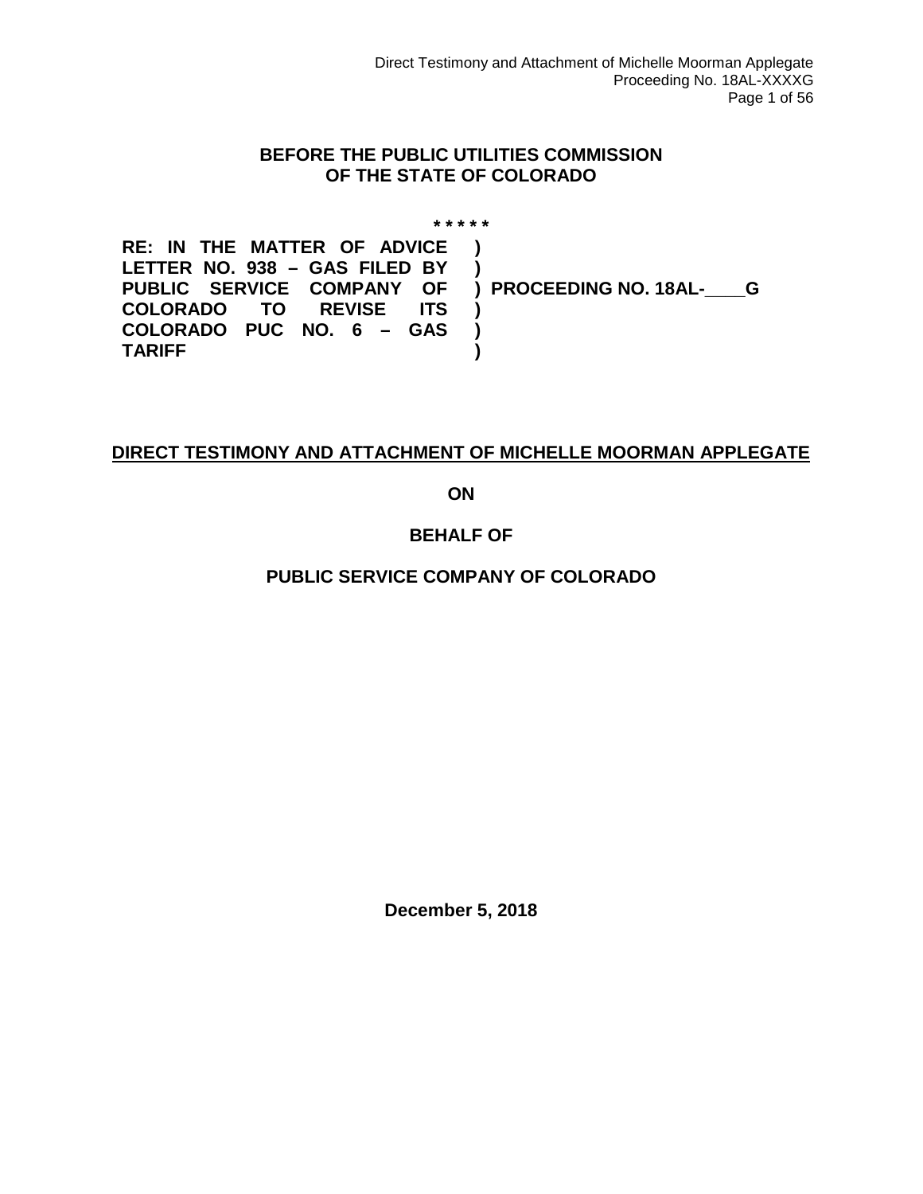# BEFORE THE PUBLIC UTILITIES COMMISSION OF THE STATE OF COLORADO

\* \* \* \* \*

| | |
|---|---|
| **RE: IN THE MATTER OF ADVICE LETTER NO. 938 – GAS FILED BY PUBLIC SERVICE COMPANY OF COLORADO TO REVISE ITS COLORADO PUC NO. 6 – GAS TARIFF** | **) ) ) PROCEEDING NO. 18AL-\_\_\_\_G ) ) )** |

## DIRECT TESTIMONY AND ATTACHMENT OF MICHELLE MOORMAN APPLEGATE

**ON**

**BEHALF OF**

**PUBLIC SERVICE COMPANY OF COLORADO**

**December 5, 2018**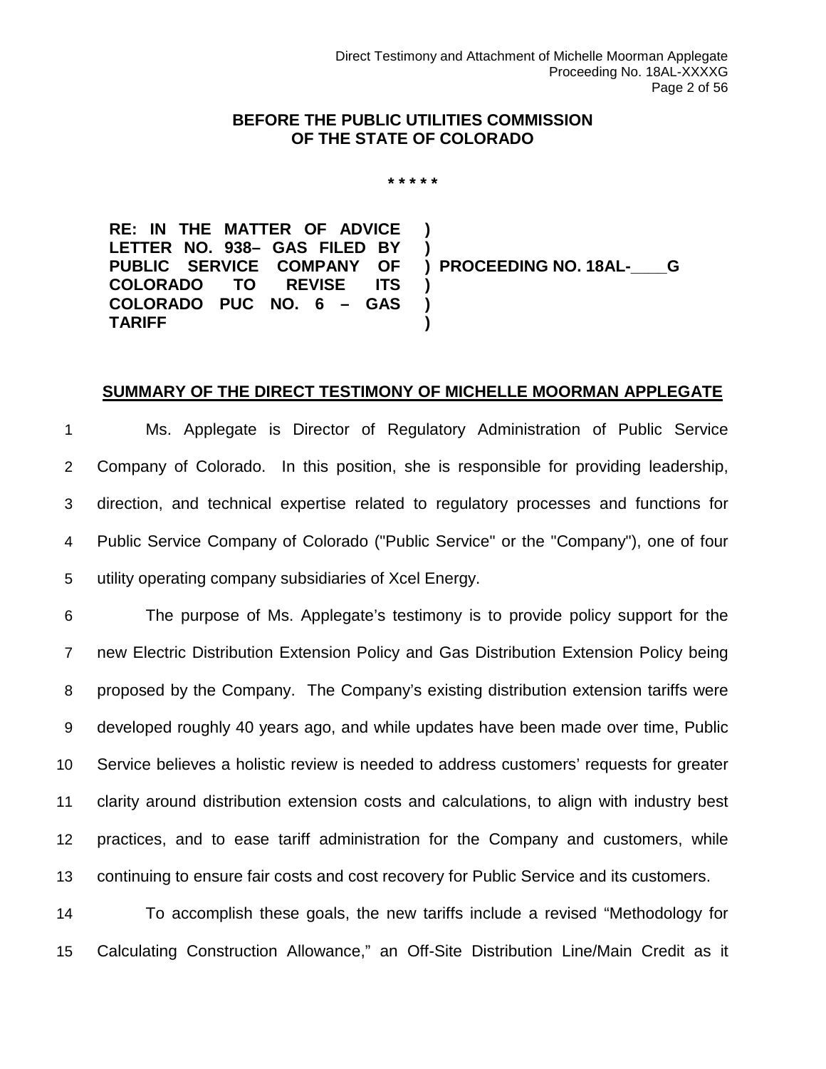**BEFORE THE PUBLIC UTILITIES COMMISSION OF THE STATE OF COLORADO**

\* \* \* \* \*

| | |
|---|---|
| **RE: IN THE MATTER OF ADVICE LETTER NO. 938– GAS FILED BY PUBLIC SERVICE COMPANY OF COLORADO TO REVISE ITS COLORADO PUC NO. 6 – GAS TARIFF** | **) PROCEEDING NO. 18AL-____G** |

**SUMMARY OF THE DIRECT TESTIMONY OF MICHELLE MOORMAN APPLEGATE**

1 Ms. Applegate is Director of Regulatory Administration of Public Service
2 Company of Colorado. In this position, she is responsible for providing leadership,
3 direction, and technical expertise related to regulatory processes and functions for
4 Public Service Company of Colorado ("Public Service" or the "Company"), one of four
5 utility operating company subsidiaries of Xcel Energy.

6 The purpose of Ms. Applegate's testimony is to provide policy support for the
7 new Electric Distribution Extension Policy and Gas Distribution Extension Policy being
8 proposed by the Company. The Company's existing distribution extension tariffs were
9 developed roughly 40 years ago, and while updates have been made over time, Public
10 Service believes a holistic review is needed to address customers' requests for greater
11 clarity around distribution extension costs and calculations, to align with industry best
12 practices, and to ease tariff administration for the Company and customers, while
13 continuing to ensure fair costs and cost recovery for Public Service and its customers.

14 To accomplish these goals, the new tariffs include a revised "Methodology for
15 Calculating Construction Allowance," an Off-Site Distribution Line/Main Credit as it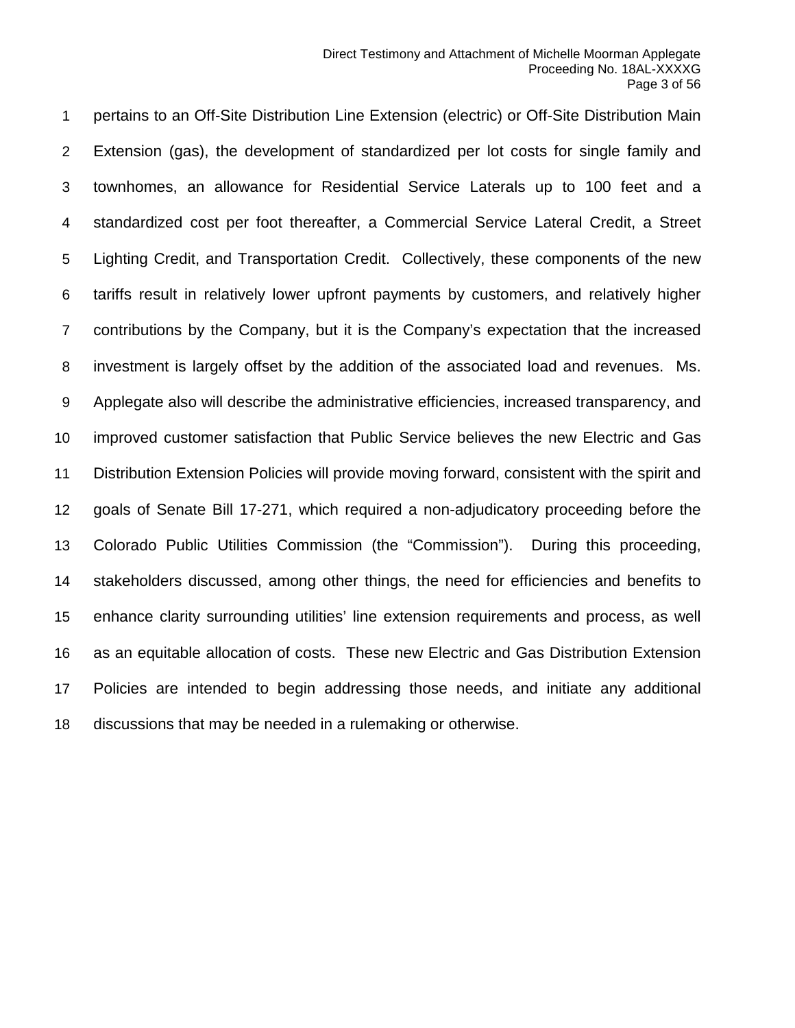pertains to an Off-Site Distribution Line Extension (electric) or Off-Site Distribution Main Extension (gas), the development of standardized per lot costs for single family and townhomes, an allowance for Residential Service Laterals up to 100 feet and a standardized cost per foot thereafter, a Commercial Service Lateral Credit, a Street Lighting Credit, and Transportation Credit. Collectively, these components of the new tariffs result in relatively lower upfront payments by customers, and relatively higher contributions by the Company, but it is the Company's expectation that the increased investment is largely offset by the addition of the associated load and revenues. Ms. Applegate also will describe the administrative efficiencies, increased transparency, and improved customer satisfaction that Public Service believes the new Electric and Gas Distribution Extension Policies will provide moving forward, consistent with the spirit and goals of Senate Bill 17-271, which required a non-adjudicatory proceeding before the Colorado Public Utilities Commission (the "Commission"). During this proceeding, stakeholders discussed, among other things, the need for efficiencies and benefits to enhance clarity surrounding utilities' line extension requirements and process, as well as an equitable allocation of costs. These new Electric and Gas Distribution Extension Policies are intended to begin addressing those needs, and initiate any additional discussions that may be needed in a rulemaking or otherwise.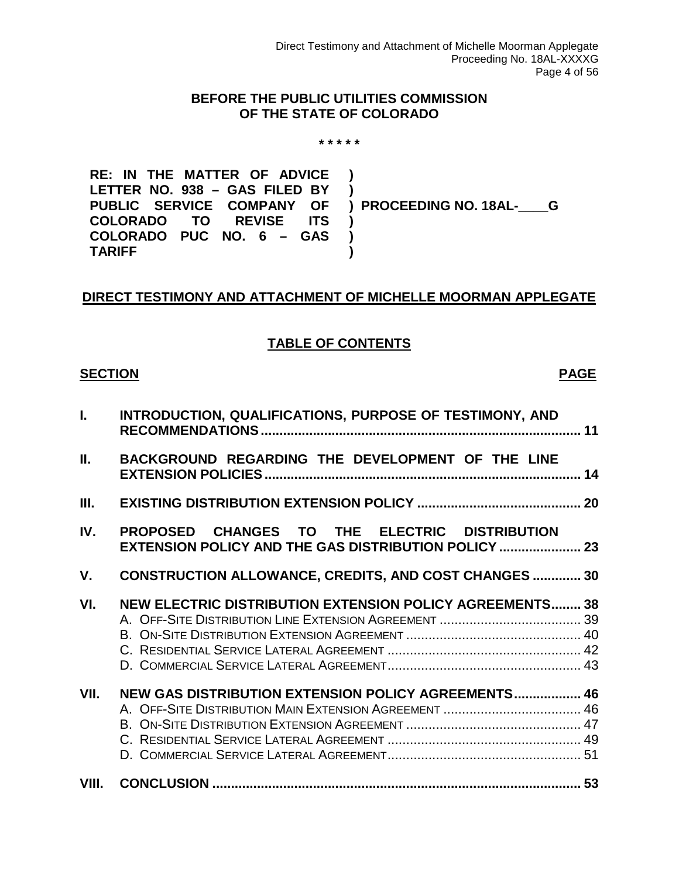**BEFORE THE PUBLIC UTILITIES COMMISSION OF THE STATE OF COLORADO**

\* \* \* \* \*

| | | |
|---|---|---|
| **RE: IN THE MATTER OF ADVICE LETTER NO. 938 – GAS FILED BY PUBLIC SERVICE COMPANY OF COLORADO TO REVISE ITS COLORADO PUC NO. 6 – GAS TARIFF** | **)** | **PROCEEDING NO. 18AL-\_\_\_\_G** |

**DIRECT TESTIMONY AND ATTACHMENT OF MICHELLE MOORMAN APPLEGATE**

**TABLE OF CONTENTS**

| **SECTION** | | **PAGE** |
|---|---|---|
| **I.** | **INTRODUCTION, QUALIFICATIONS, PURPOSE OF TESTIMONY, AND RECOMMENDATIONS** | **11** |
| **II.** | **BACKGROUND REGARDING THE DEVELOPMENT OF THE LINE EXTENSION POLICIES** | **14** |
| **III.** | **EXISTING DISTRIBUTION EXTENSION POLICY** | **20** |
| **IV.** | **PROPOSED CHANGES TO THE ELECTRIC DISTRIBUTION EXTENSION POLICY AND THE GAS DISTRIBUTION POLICY** | **23** |
| **V.** | **CONSTRUCTION ALLOWANCE, CREDITS, AND COST CHANGES** | **30** |
| **VI.** | **NEW ELECTRIC DISTRIBUTION EXTENSION POLICY AGREEMENTS** | **38** |
| | A. OFF-SITE DISTRIBUTION LINE EXTENSION AGREEMENT | 39 |
| | B. ON-SITE DISTRIBUTION EXTENSION AGREEMENT | 40 |
| | C. RESIDENTIAL SERVICE LATERAL AGREEMENT | 42 |
| | D. COMMERCIAL SERVICE LATERAL AGREEMENT | 43 |
| **VII.** | **NEW GAS DISTRIBUTION EXTENSION POLICY AGREEMENTS** | **46** |
| | A. OFF-SITE DISTRIBUTION MAIN EXTENSION AGREEMENT | 46 |
| | B. ON-SITE DISTRIBUTION EXTENSION AGREEMENT | 47 |
| | C. RESIDENTIAL SERVICE LATERAL AGREEMENT | 49 |
| | D. COMMERCIAL SERVICE LATERAL AGREEMENT | 51 |
| **VIII.** | **CONCLUSION** | **53** |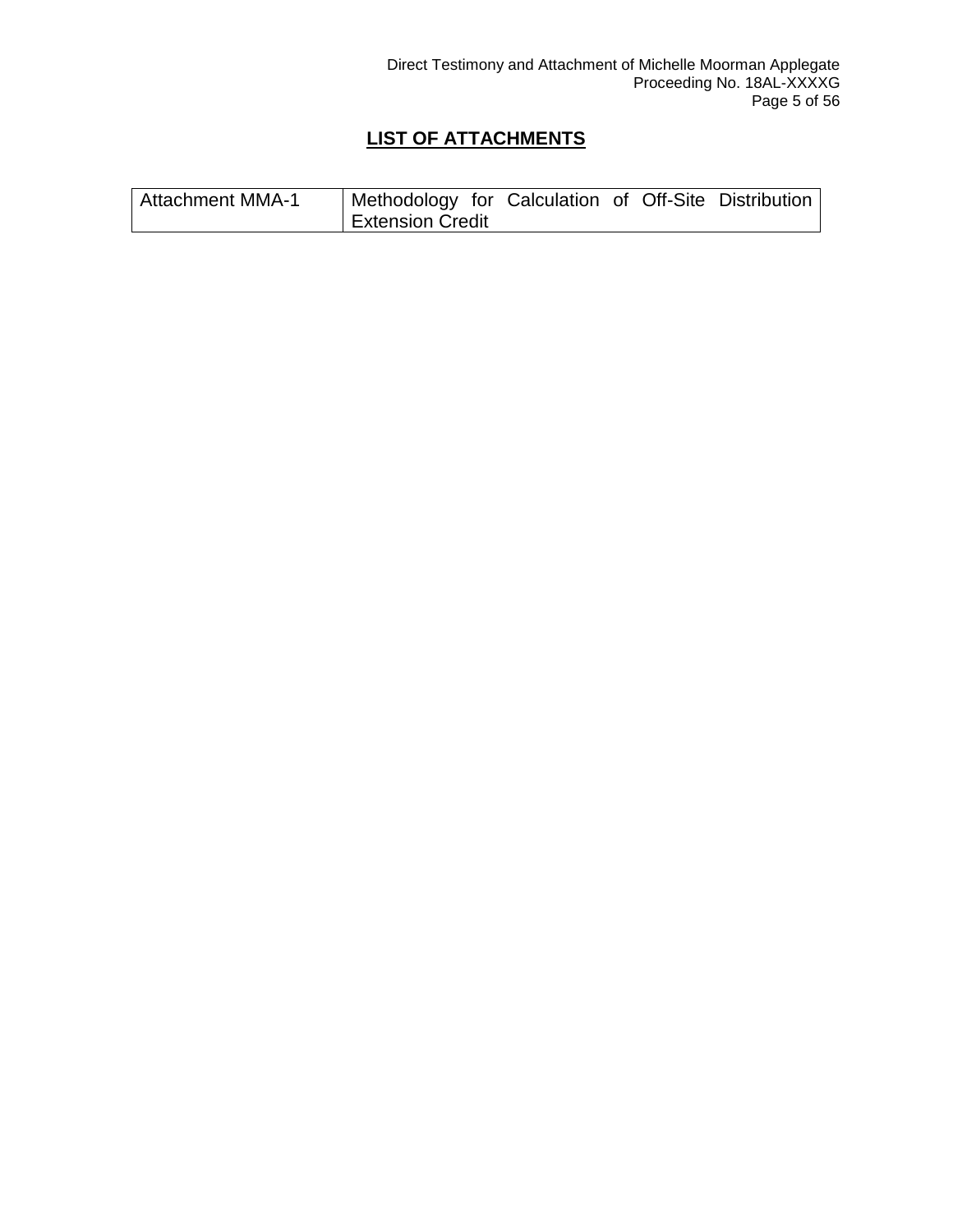## LIST OF ATTACHMENTS

| | |
|---|---|
| Attachment MMA-1 | Methodology for Calculation of Off-Site Distribution Extension Credit |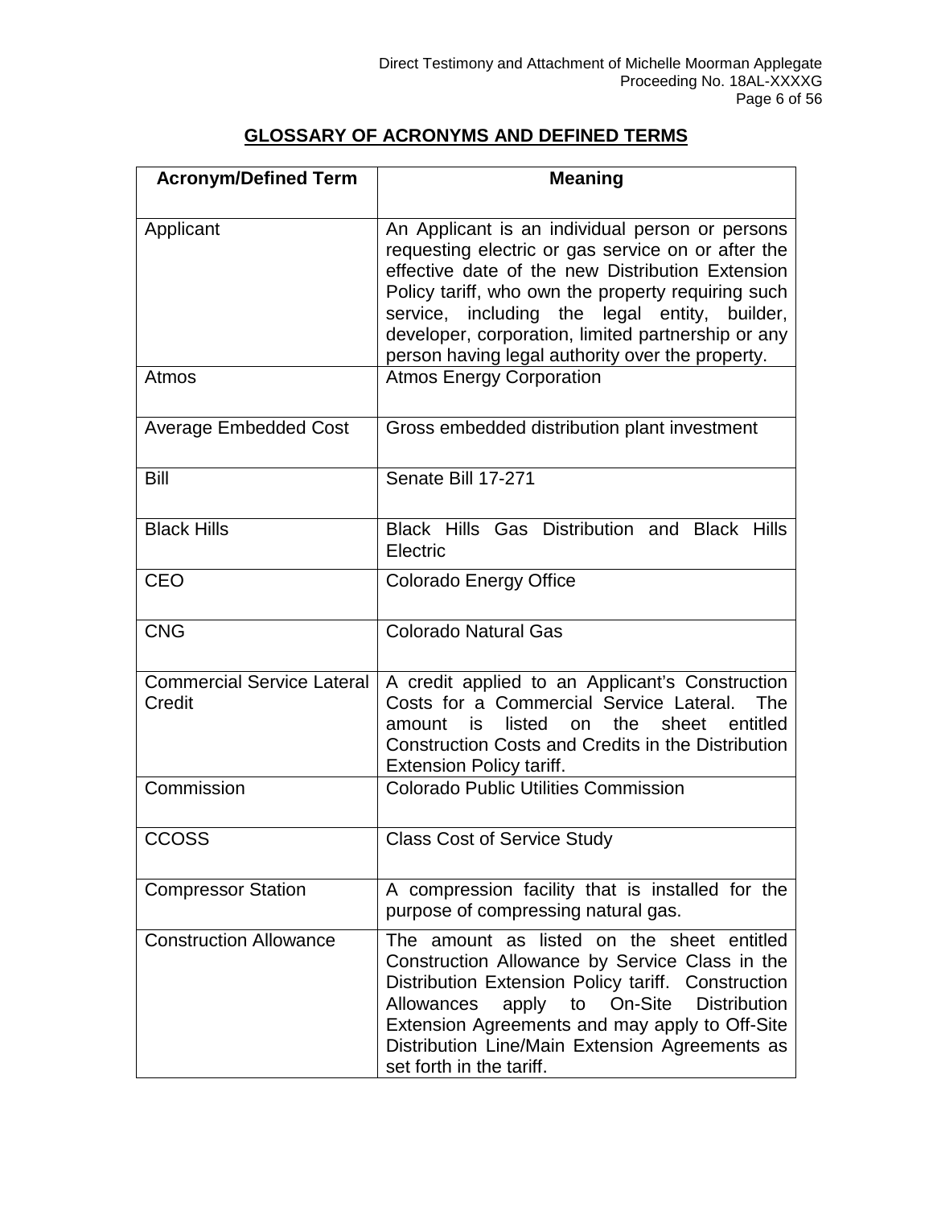## GLOSSARY OF ACRONYMS AND DEFINED TERMS

| Acronym/Defined Term | Meaning |
|---|---|
| Applicant | An Applicant is an individual person or persons requesting electric or gas service on or after the effective date of the new Distribution Extension Policy tariff, who own the property requiring such service, including the legal entity, builder, developer, corporation, limited partnership or any person having legal authority over the property. |
| Atmos | Atmos Energy Corporation |
| Average Embedded Cost | Gross embedded distribution plant investment |
| Bill | Senate Bill 17-271 |
| Black Hills | Black Hills Gas Distribution and Black Hills Electric |
| CEO | Colorado Energy Office |
| CNG | Colorado Natural Gas |
| Commercial Service Lateral Credit | A credit applied to an Applicant's Construction Costs for a Commercial Service Lateral. The amount is listed on the sheet entitled Construction Costs and Credits in the Distribution Extension Policy tariff. |
| Commission | Colorado Public Utilities Commission |
| CCOSS | Class Cost of Service Study |
| Compressor Station | A compression facility that is installed for the purpose of compressing natural gas. |
| Construction Allowance | The amount as listed on the sheet entitled Construction Allowance by Service Class in the Distribution Extension Policy tariff. Construction Allowances apply to On-Site Distribution Extension Agreements and may apply to Off-Site Distribution Line/Main Extension Agreements as set forth in the tariff. |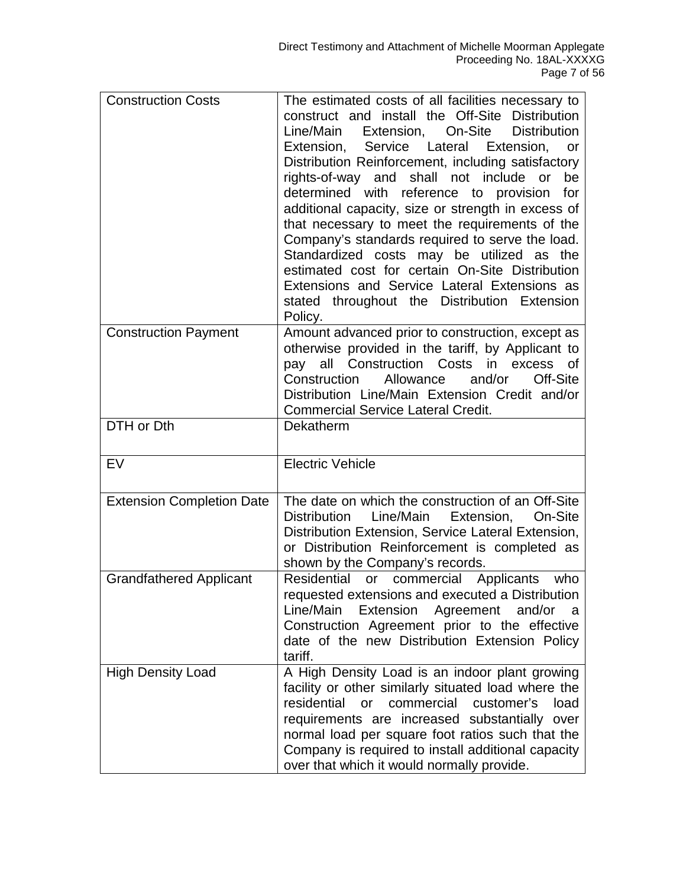| | |
|---|---|
| Construction Costs | The estimated costs of all facilities necessary to construct and install the Off-Site Distribution Line/Main Extension, On-Site Distribution Extension, Service Lateral Extension, or Distribution Reinforcement, including satisfactory rights-of-way and shall not include or be determined with reference to provision for additional capacity, size or strength in excess of that necessary to meet the requirements of the Company's standards required to serve the load. Standardized costs may be utilized as the estimated cost for certain On-Site Distribution Extensions and Service Lateral Extensions as stated throughout the Distribution Extension Policy. |
| Construction Payment | Amount advanced prior to construction, except as otherwise provided in the tariff, by Applicant to pay all Construction Costs in excess of Construction Allowance and/or Off-Site Distribution Line/Main Extension Credit and/or Commercial Service Lateral Credit. |
| DTH or Dth | Dekatherm |
| EV | Electric Vehicle |
| Extension Completion Date | The date on which the construction of an Off-Site Distribution Line/Main Extension, On-Site Distribution Extension, Service Lateral Extension, or Distribution Reinforcement is completed as shown by the Company's records. |
| Grandfathered Applicant | Residential or commercial Applicants who requested extensions and executed a Distribution Line/Main Extension Agreement and/or a Construction Agreement prior to the effective date of the new Distribution Extension Policy tariff. |
| High Density Load | A High Density Load is an indoor plant growing facility or other similarly situated load where the residential or commercial customer's load requirements are increased substantially over normal load per square foot ratios such that the Company is required to install additional capacity over that which it would normally provide. |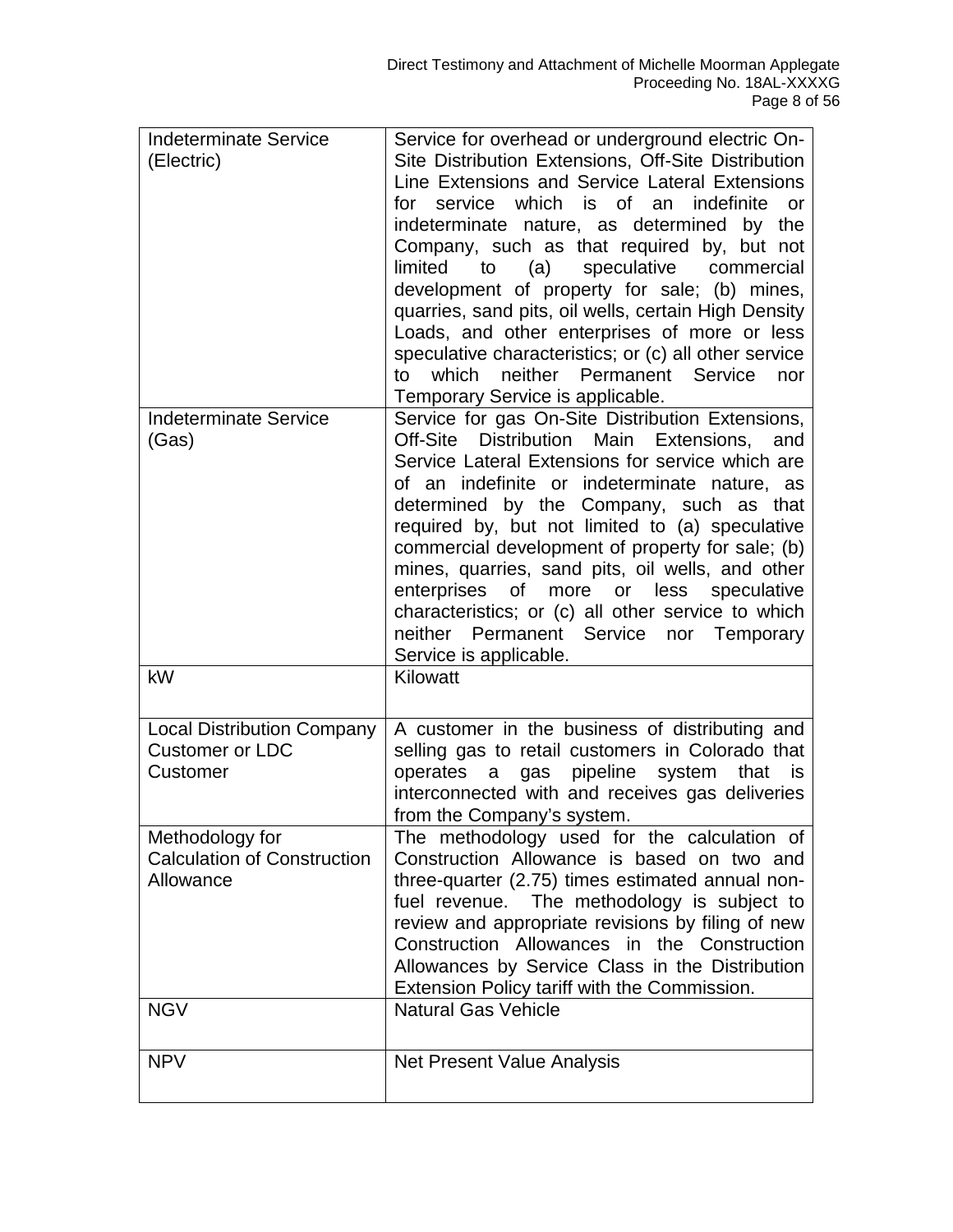| | |
|---|---|
| Indeterminate Service (Electric) | Service for overhead or underground electric On-Site Distribution Extensions, Off-Site Distribution Line Extensions and Service Lateral Extensions for service which is of an indefinite or indeterminate nature, as determined by the Company, such as that required by, but not limited to (a) speculative commercial development of property for sale; (b) mines, quarries, sand pits, oil wells, certain High Density Loads, and other enterprises of more or less speculative characteristics; or (c) all other service to which neither Permanent Service nor Temporary Service is applicable. |
| Indeterminate Service (Gas) | Service for gas On-Site Distribution Extensions, Off-Site Distribution Main Extensions, and Service Lateral Extensions for service which are of an indefinite or indeterminate nature, as determined by the Company, such as that required by, but not limited to (a) speculative commercial development of property for sale; (b) mines, quarries, sand pits, oil wells, and other enterprises of more or less speculative characteristics; or (c) all other service to which neither Permanent Service nor Temporary Service is applicable. |
| kW | Kilowatt |
| Local Distribution Company Customer or LDC Customer | A customer in the business of distributing and selling gas to retail customers in Colorado that operates a gas pipeline system that is interconnected with and receives gas deliveries from the Company's system. |
| Methodology for Calculation of Construction Allowance | The methodology used for the calculation of Construction Allowance is based on two and three-quarter (2.75) times estimated annual non-fuel revenue. The methodology is subject to review and appropriate revisions by filing of new Construction Allowances in the Construction Allowances by Service Class in the Distribution Extension Policy tariff with the Commission. |
| NGV | Natural Gas Vehicle |
| NPV | Net Present Value Analysis |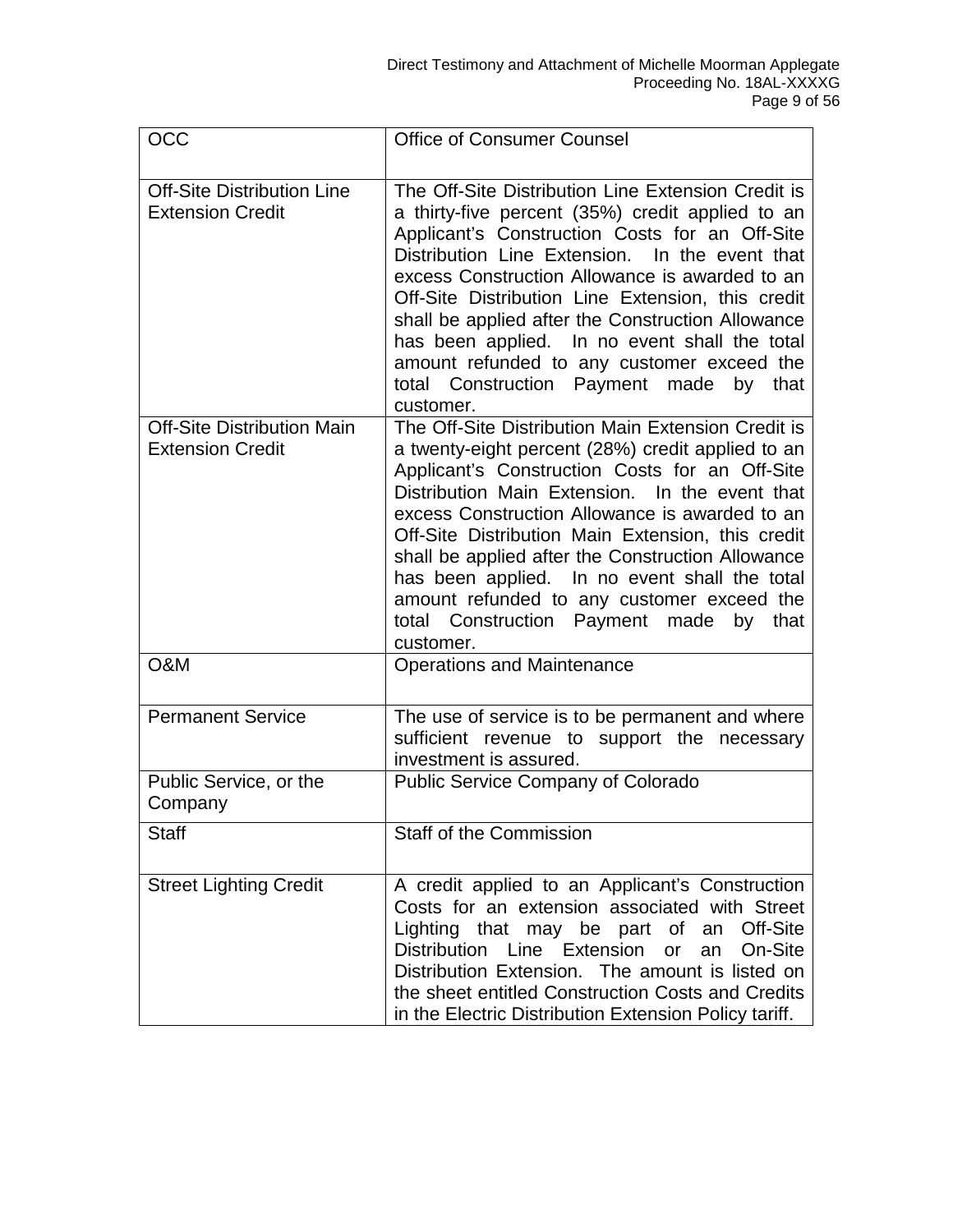| | |
|---|---|
| OCC | Office of Consumer Counsel |
| Off-Site Distribution Line Extension Credit | The Off-Site Distribution Line Extension Credit is a thirty-five percent (35%) credit applied to an Applicant's Construction Costs for an Off-Site Distribution Line Extension. In the event that excess Construction Allowance is awarded to an Off-Site Distribution Line Extension, this credit shall be applied after the Construction Allowance has been applied. In no event shall the total amount refunded to any customer exceed the total Construction Payment made by that customer. |
| Off-Site Distribution Main Extension Credit | The Off-Site Distribution Main Extension Credit is a twenty-eight percent (28%) credit applied to an Applicant's Construction Costs for an Off-Site Distribution Main Extension. In the event that excess Construction Allowance is awarded to an Off-Site Distribution Main Extension, this credit shall be applied after the Construction Allowance has been applied. In no event shall the total amount refunded to any customer exceed the total Construction Payment made by that customer. |
| O&M | Operations and Maintenance |
| Permanent Service | The use of service is to be permanent and where sufficient revenue to support the necessary investment is assured. |
| Public Service, or the Company | Public Service Company of Colorado |
| Staff | Staff of the Commission |
| Street Lighting Credit | A credit applied to an Applicant's Construction Costs for an extension associated with Street Lighting that may be part of an Off-Site Distribution Line Extension or an On-Site Distribution Extension. The amount is listed on the sheet entitled Construction Costs and Credits in the Electric Distribution Extension Policy tariff. |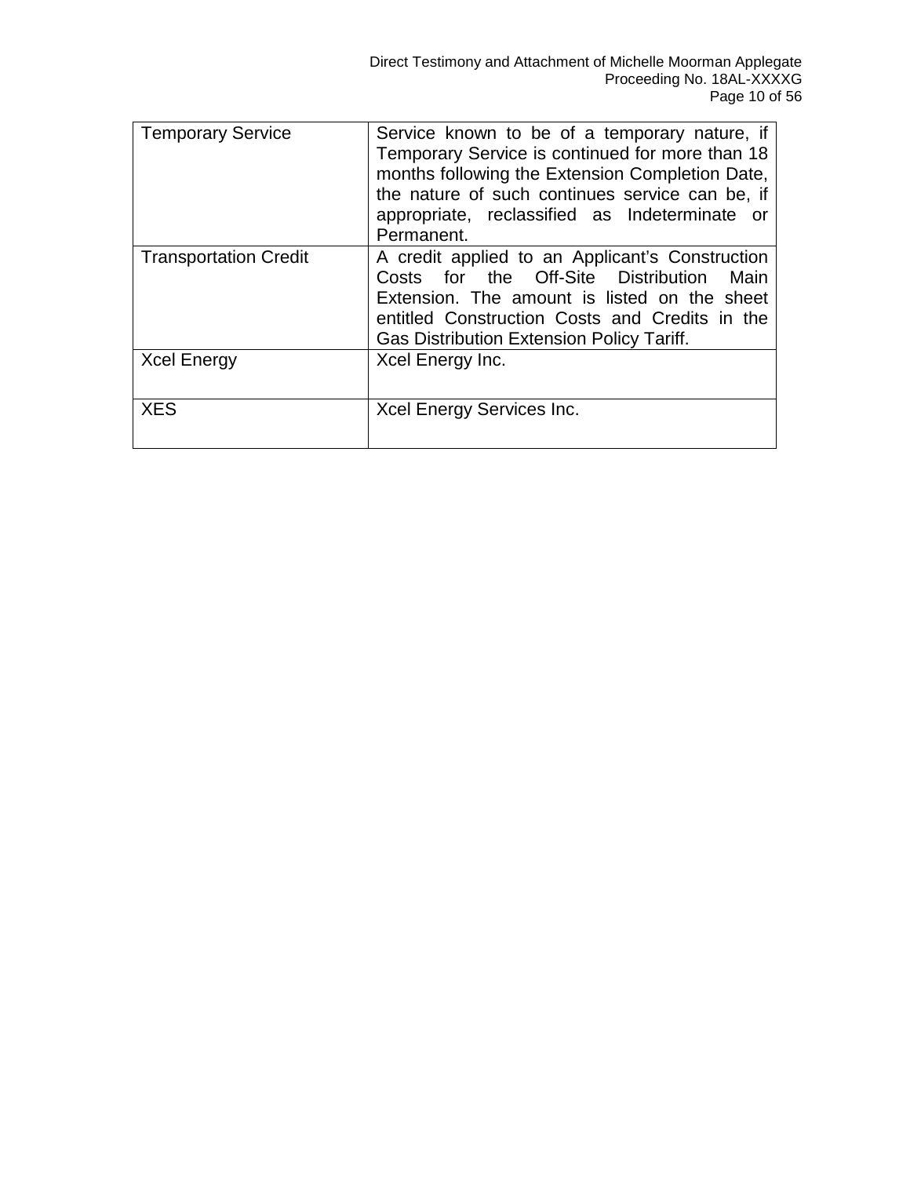| | |
|---|---|
| Temporary Service | Service known to be of a temporary nature, if Temporary Service is continued for more than 18 months following the Extension Completion Date, the nature of such continues service can be, if appropriate, reclassified as Indeterminate or Permanent. |
| Transportation Credit | A credit applied to an Applicant's Construction Costs for the Off-Site Distribution Main Extension. The amount is listed on the sheet entitled Construction Costs and Credits in the Gas Distribution Extension Policy Tariff. |
| Xcel Energy | Xcel Energy Inc. |
| XES | Xcel Energy Services Inc. |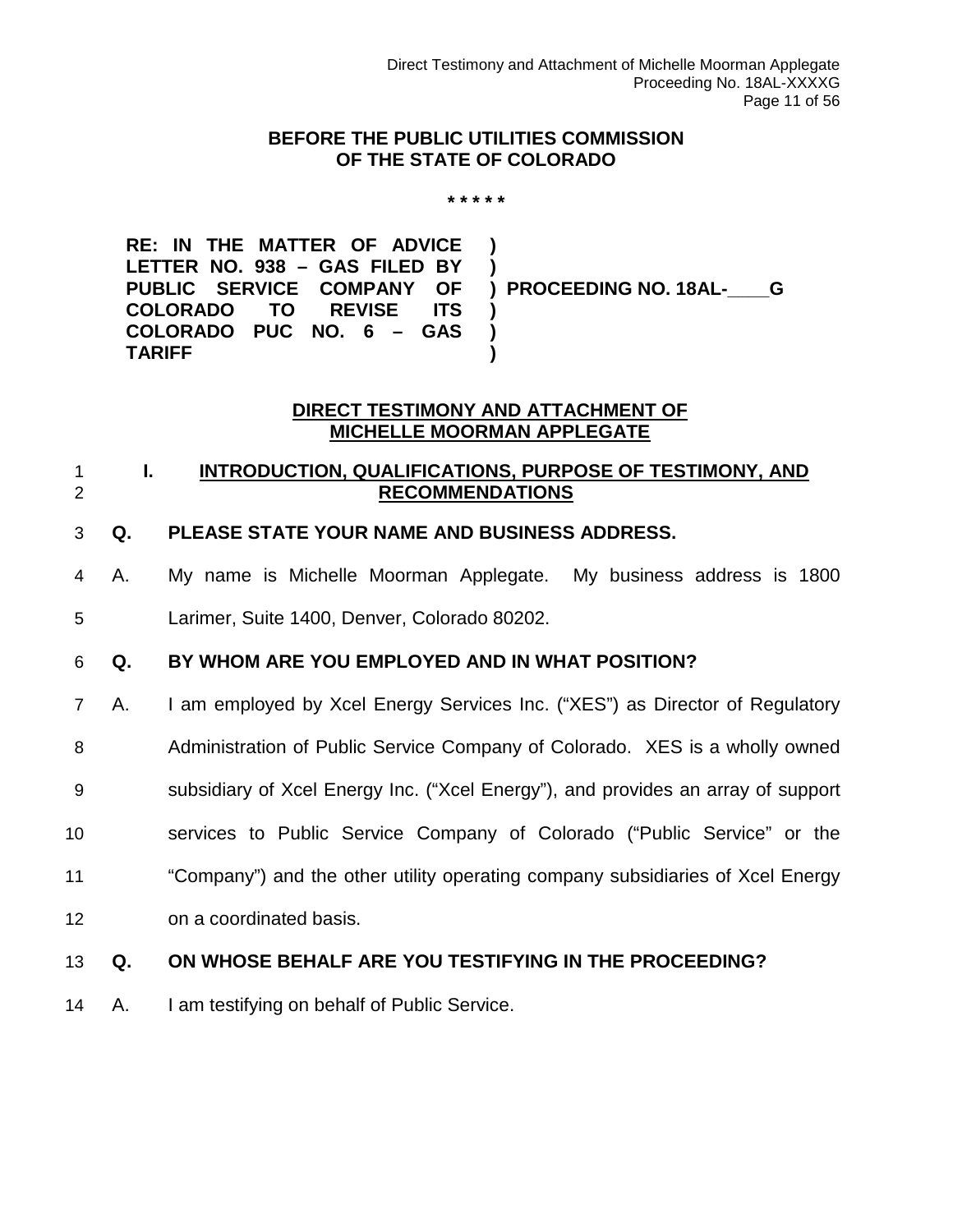**BEFORE THE PUBLIC UTILITIES COMMISSION**
**OF THE STATE OF COLORADO**

\* \* \* \* \*

| | | |
|---|---|---|
| **RE: IN THE MATTER OF ADVICE LETTER NO. 938 – GAS FILED BY PUBLIC SERVICE COMPANY OF COLORADO TO REVISE ITS COLORADO PUC NO. 6 – GAS TARIFF** | **)**<br>**)**<br>**)**<br>**)**<br>**)**<br>**)** | **PROCEEDING NO. 18AL-\_\_\_\_G** |

## DIRECT TESTIMONY AND ATTACHMENT OF MICHELLE MOORMAN APPLEGATE

### I. INTRODUCTION, QUALIFICATIONS, PURPOSE OF TESTIMONY, AND RECOMMENDATIONS

**Q. PLEASE STATE YOUR NAME AND BUSINESS ADDRESS.**

A. My name is Michelle Moorman Applegate. My business address is 1800 Larimer, Suite 1400, Denver, Colorado 80202.

**Q. BY WHOM ARE YOU EMPLOYED AND IN WHAT POSITION?**

A. I am employed by Xcel Energy Services Inc. ("XES") as Director of Regulatory Administration of Public Service Company of Colorado. XES is a wholly owned subsidiary of Xcel Energy Inc. ("Xcel Energy"), and provides an array of support services to Public Service Company of Colorado ("Public Service" or the "Company") and the other utility operating company subsidiaries of Xcel Energy on a coordinated basis.

**Q. ON WHOSE BEHALF ARE YOU TESTIFYING IN THE PROCEEDING?**

A. I am testifying on behalf of Public Service.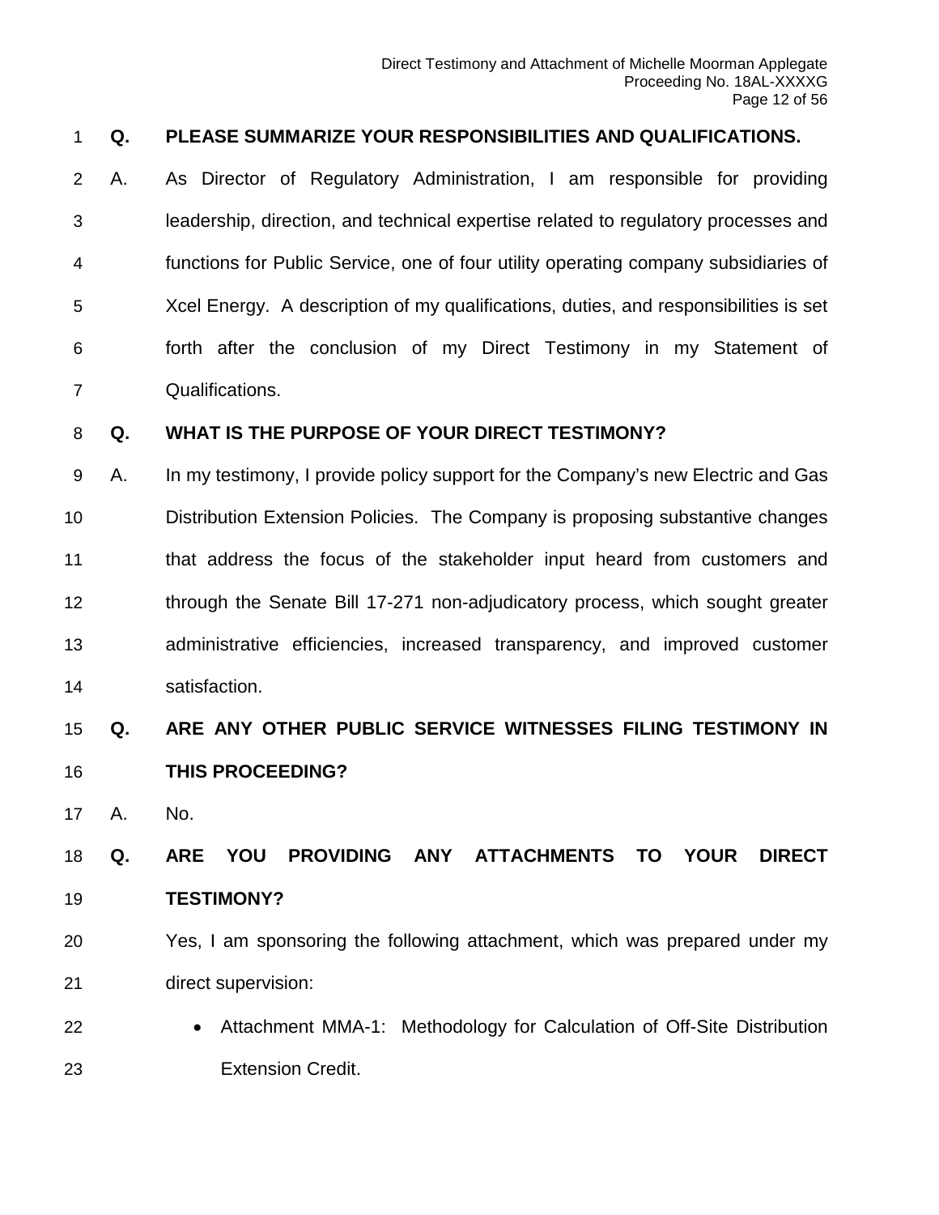**Q. PLEASE SUMMARIZE YOUR RESPONSIBILITIES AND QUALIFICATIONS.**

A. As Director of Regulatory Administration, I am responsible for providing leadership, direction, and technical expertise related to regulatory processes and functions for Public Service, one of four utility operating company subsidiaries of Xcel Energy. A description of my qualifications, duties, and responsibilities is set forth after the conclusion of my Direct Testimony in my Statement of Qualifications.

**Q. WHAT IS THE PURPOSE OF YOUR DIRECT TESTIMONY?**

A. In my testimony, I provide policy support for the Company's new Electric and Gas Distribution Extension Policies. The Company is proposing substantive changes that address the focus of the stakeholder input heard from customers and through the Senate Bill 17-271 non-adjudicatory process, which sought greater administrative efficiencies, increased transparency, and improved customer satisfaction.

**Q. ARE ANY OTHER PUBLIC SERVICE WITNESSES FILING TESTIMONY IN THIS PROCEEDING?**

A. No.

**Q. ARE YOU PROVIDING ANY ATTACHMENTS TO YOUR DIRECT TESTIMONY?**

Yes, I am sponsoring the following attachment, which was prepared under my direct supervision:

- Attachment MMA-1: Methodology for Calculation of Off-Site Distribution Extension Credit.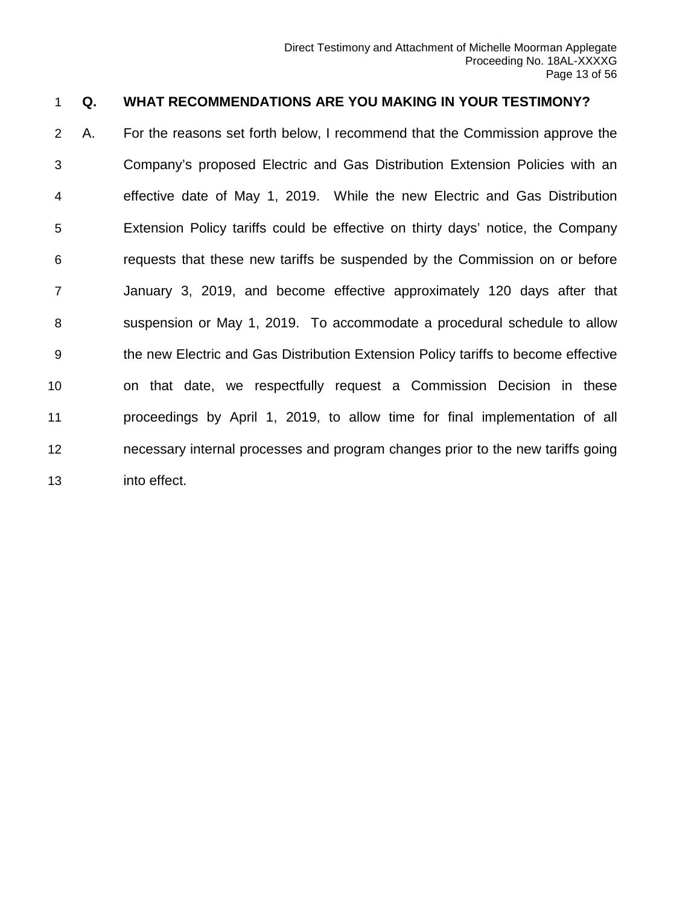**Q. WHAT RECOMMENDATIONS ARE YOU MAKING IN YOUR TESTIMONY?**

A. For the reasons set forth below, I recommend that the Commission approve the Company's proposed Electric and Gas Distribution Extension Policies with an effective date of May 1, 2019. While the new Electric and Gas Distribution Extension Policy tariffs could be effective on thirty days' notice, the Company requests that these new tariffs be suspended by the Commission on or before January 3, 2019, and become effective approximately 120 days after that suspension or May 1, 2019. To accommodate a procedural schedule to allow the new Electric and Gas Distribution Extension Policy tariffs to become effective on that date, we respectfully request a Commission Decision in these proceedings by April 1, 2019, to allow time for final implementation of all necessary internal processes and program changes prior to the new tariffs going into effect.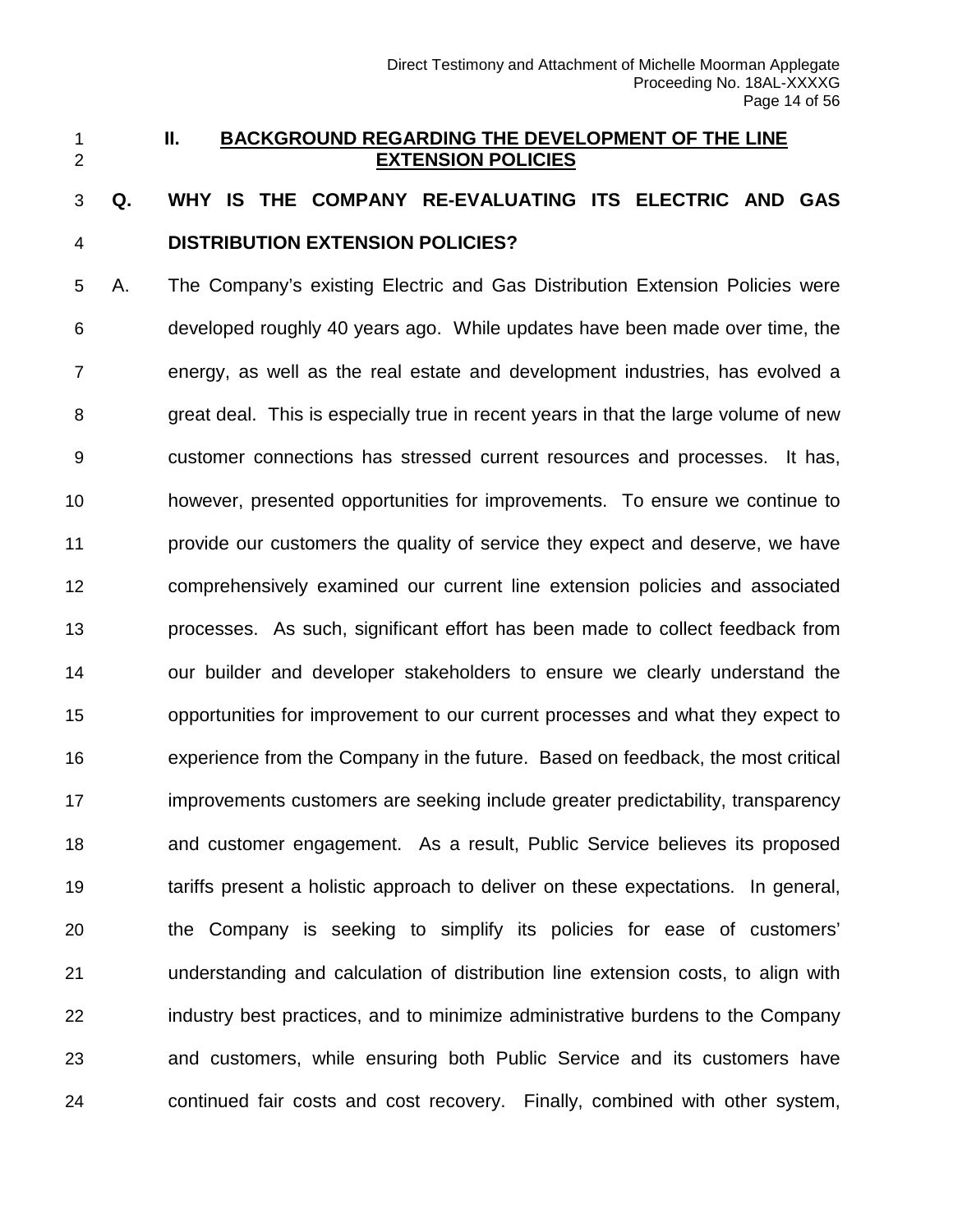## II. BACKGROUND REGARDING THE DEVELOPMENT OF THE LINE EXTENSION POLICIES

**Q. WHY IS THE COMPANY RE-EVALUATING ITS ELECTRIC AND GAS DISTRIBUTION EXTENSION POLICIES?**

A. The Company's existing Electric and Gas Distribution Extension Policies were developed roughly 40 years ago. While updates have been made over time, the energy, as well as the real estate and development industries, has evolved a great deal. This is especially true in recent years in that the large volume of new customer connections has stressed current resources and processes. It has, however, presented opportunities for improvements. To ensure we continue to provide our customers the quality of service they expect and deserve, we have comprehensively examined our current line extension policies and associated processes. As such, significant effort has been made to collect feedback from our builder and developer stakeholders to ensure we clearly understand the opportunities for improvement to our current processes and what they expect to experience from the Company in the future. Based on feedback, the most critical improvements customers are seeking include greater predictability, transparency and customer engagement. As a result, Public Service believes its proposed tariffs present a holistic approach to deliver on these expectations. In general, the Company is seeking to simplify its policies for ease of customers' understanding and calculation of distribution line extension costs, to align with industry best practices, and to minimize administrative burdens to the Company and customers, while ensuring both Public Service and its customers have continued fair costs and cost recovery. Finally, combined with other system,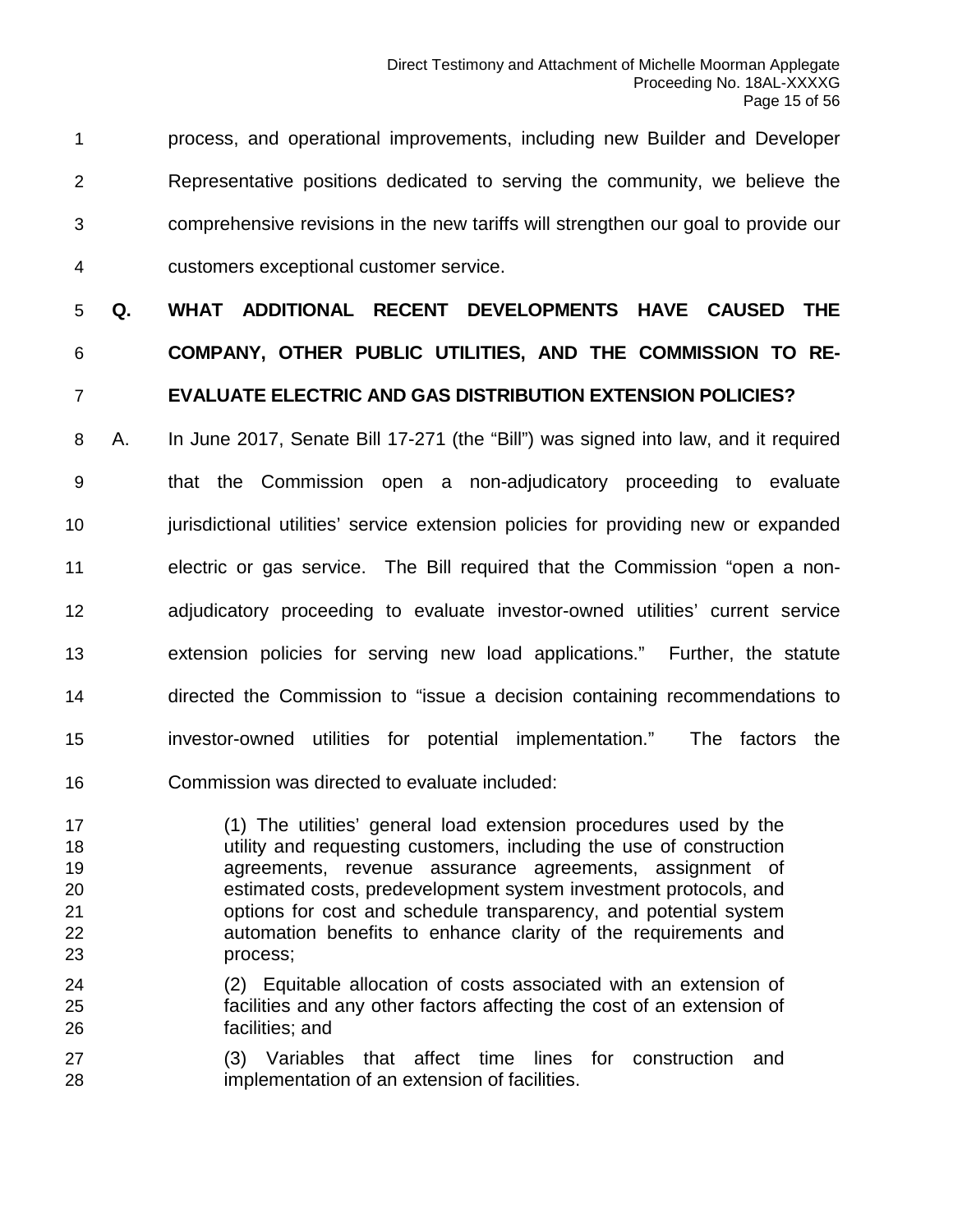process, and operational improvements, including new Builder and Developer Representative positions dedicated to serving the community, we believe the comprehensive revisions in the new tariffs will strengthen our goal to provide our customers exceptional customer service.

**Q. WHAT ADDITIONAL RECENT DEVELOPMENTS HAVE CAUSED THE COMPANY, OTHER PUBLIC UTILITIES, AND THE COMMISSION TO RE-EVALUATE ELECTRIC AND GAS DISTRIBUTION EXTENSION POLICIES?**

A. In June 2017, Senate Bill 17-271 (the "Bill") was signed into law, and it required that the Commission open a non-adjudicatory proceeding to evaluate jurisdictional utilities' service extension policies for providing new or expanded electric or gas service. The Bill required that the Commission "open a non-adjudicatory proceeding to evaluate investor-owned utilities' current service extension policies for serving new load applications." Further, the statute directed the Commission to "issue a decision containing recommendations to investor-owned utilities for potential implementation." The factors the Commission was directed to evaluate included:

> (1) The utilities' general load extension procedures used by the utility and requesting customers, including the use of construction agreements, revenue assurance agreements, assignment of estimated costs, predevelopment system investment protocols, and options for cost and schedule transparency, and potential system automation benefits to enhance clarity of the requirements and process;
>
> (2) Equitable allocation of costs associated with an extension of facilities and any other factors affecting the cost of an extension of facilities; and
>
> (3) Variables that affect time lines for construction and implementation of an extension of facilities.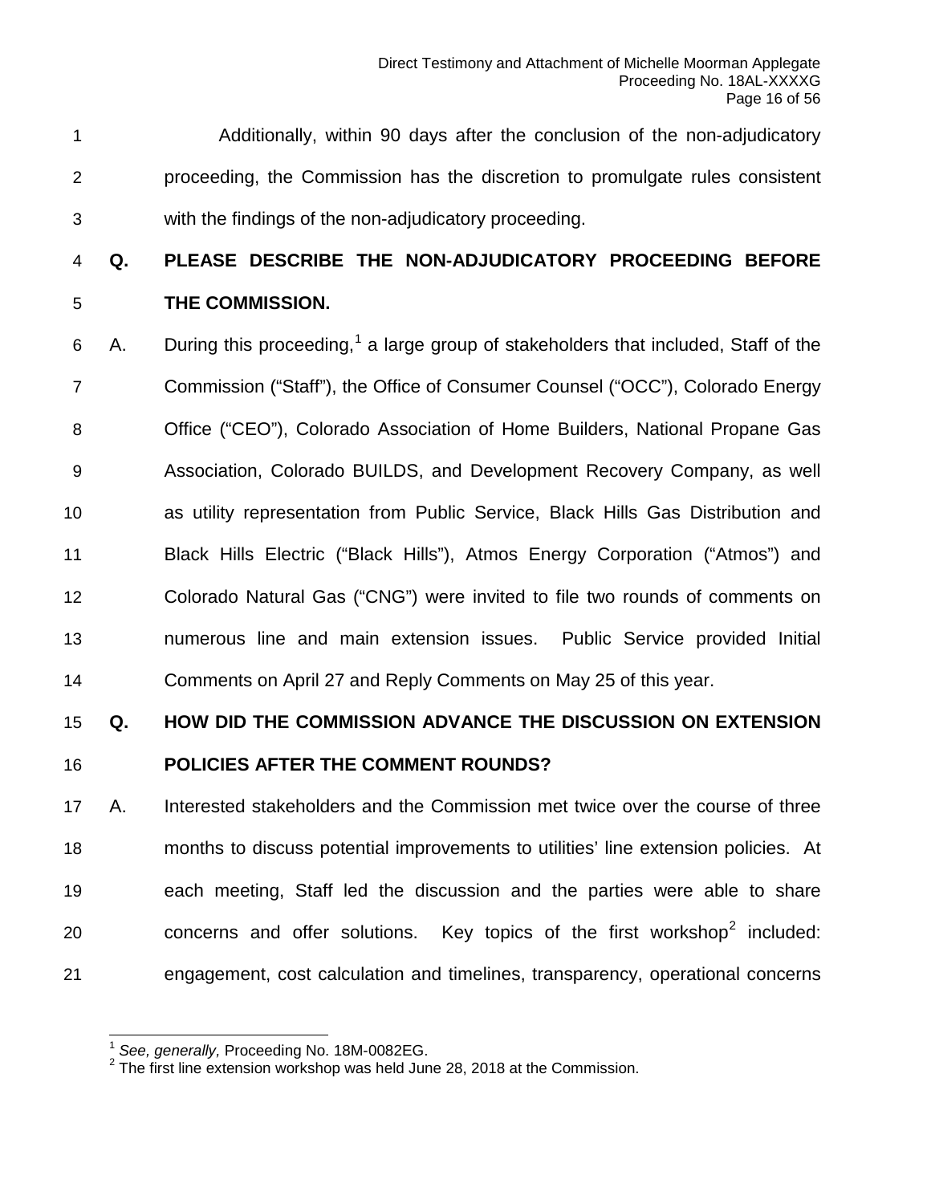Additionally, within 90 days after the conclusion of the non-adjudicatory proceeding, the Commission has the discretion to promulgate rules consistent with the findings of the non-adjudicatory proceeding.

**Q. PLEASE DESCRIBE THE NON-ADJUDICATORY PROCEEDING BEFORE THE COMMISSION.**

A. During this proceeding,[1] a large group of stakeholders that included, Staff of the Commission ("Staff"), the Office of Consumer Counsel ("OCC"), Colorado Energy Office ("CEO"), Colorado Association of Home Builders, National Propane Gas Association, Colorado BUILDS, and Development Recovery Company, as well as utility representation from Public Service, Black Hills Gas Distribution and Black Hills Electric ("Black Hills"), Atmos Energy Corporation ("Atmos") and Colorado Natural Gas ("CNG") were invited to file two rounds of comments on numerous line and main extension issues. Public Service provided Initial Comments on April 27 and Reply Comments on May 25 of this year.

**Q. HOW DID THE COMMISSION ADVANCE THE DISCUSSION ON EXTENSION POLICIES AFTER THE COMMENT ROUNDS?**

A. Interested stakeholders and the Commission met twice over the course of three months to discuss potential improvements to utilities' line extension policies. At each meeting, Staff led the discussion and the parties were able to share concerns and offer solutions. Key topics of the first workshop[2] included: engagement, cost calculation and timelines, transparency, operational concerns

---

[1] *See, generally,* Proceeding No. 18M-0082EG.

[2] The first line extension workshop was held June 28, 2018 at the Commission.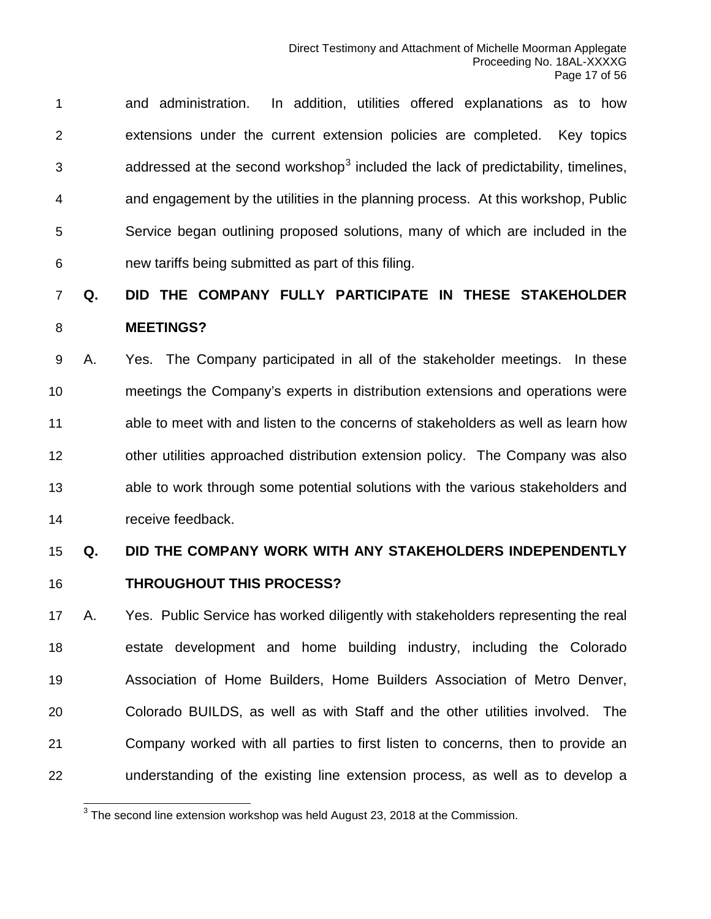and administration. In addition, utilities offered explanations as to how extensions under the current extension policies are completed. Key topics addressed at the second workshop[3] included the lack of predictability, timelines, and engagement by the utilities in the planning process. At this workshop, Public Service began outlining proposed solutions, many of which are included in the new tariffs being submitted as part of this filing.

**Q. DID THE COMPANY FULLY PARTICIPATE IN THESE STAKEHOLDER MEETINGS?**

A. Yes. The Company participated in all of the stakeholder meetings. In these meetings the Company's experts in distribution extensions and operations were able to meet with and listen to the concerns of stakeholders as well as learn how other utilities approached distribution extension policy. The Company was also able to work through some potential solutions with the various stakeholders and receive feedback.

**Q. DID THE COMPANY WORK WITH ANY STAKEHOLDERS INDEPENDENTLY THROUGHOUT THIS PROCESS?**

A. Yes. Public Service has worked diligently with stakeholders representing the real estate development and home building industry, including the Colorado Association of Home Builders, Home Builders Association of Metro Denver, Colorado BUILDS, as well as with Staff and the other utilities involved. The Company worked with all parties to first listen to concerns, then to provide an understanding of the existing line extension process, as well as to develop a

[3] The second line extension workshop was held August 23, 2018 at the Commission.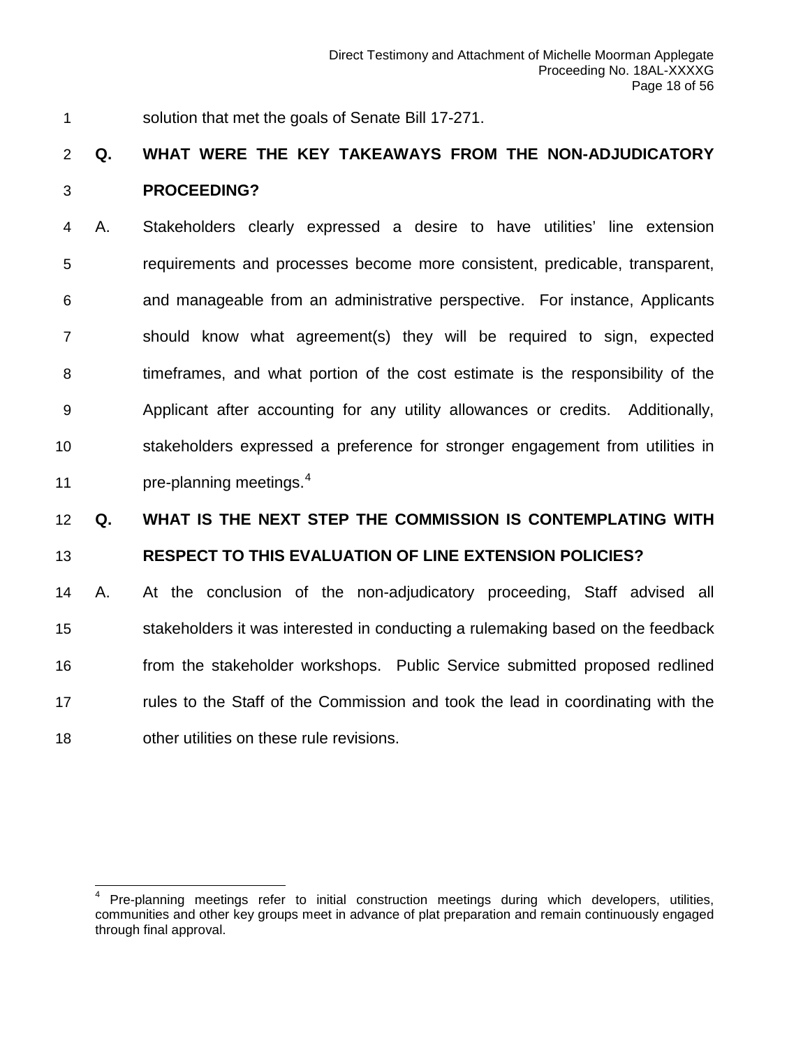solution that met the goals of Senate Bill 17-271.

**Q. WHAT WERE THE KEY TAKEAWAYS FROM THE NON-ADJUDICATORY PROCEEDING?**

A. Stakeholders clearly expressed a desire to have utilities' line extension requirements and processes become more consistent, predicable, transparent, and manageable from an administrative perspective. For instance, Applicants should know what agreement(s) they will be required to sign, expected timeframes, and what portion of the cost estimate is the responsibility of the Applicant after accounting for any utility allowances or credits. Additionally, stakeholders expressed a preference for stronger engagement from utilities in pre-planning meetings.[4]

**Q. WHAT IS THE NEXT STEP THE COMMISSION IS CONTEMPLATING WITH RESPECT TO THIS EVALUATION OF LINE EXTENSION POLICIES?**

A. At the conclusion of the non-adjudicatory proceeding, Staff advised all stakeholders it was interested in conducting a rulemaking based on the feedback from the stakeholder workshops. Public Service submitted proposed redlined rules to the Staff of the Commission and took the lead in coordinating with the other utilities on these rule revisions.

---

[4] Pre-planning meetings refer to initial construction meetings during which developers, utilities, communities and other key groups meet in advance of plat preparation and remain continuously engaged through final approval.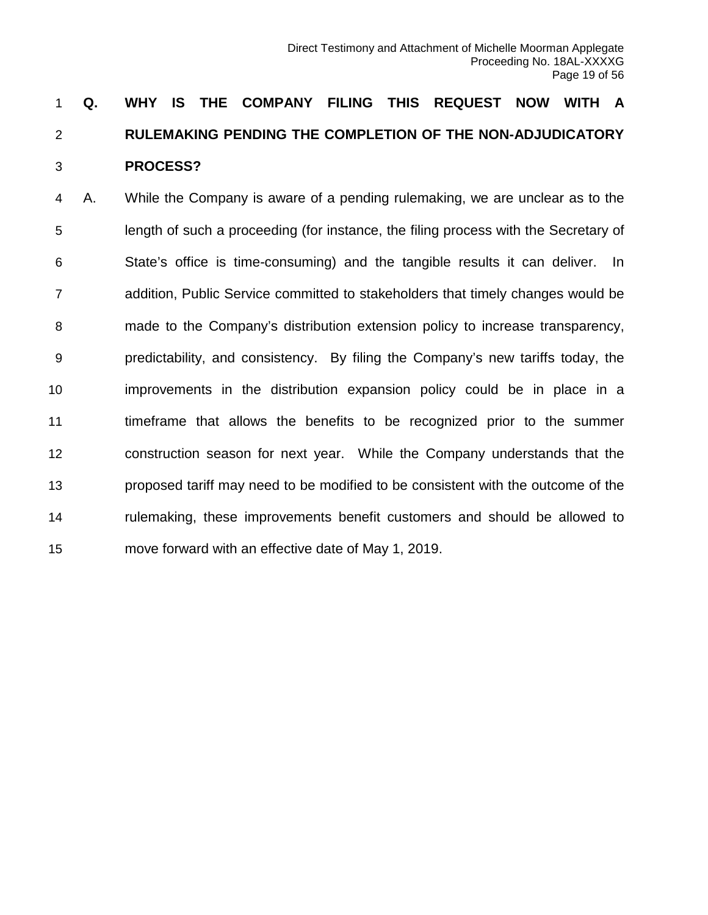**Q. WHY IS THE COMPANY FILING THIS REQUEST NOW WITH A RULEMAKING PENDING THE COMPLETION OF THE NON-ADJUDICATORY PROCESS?**

A. While the Company is aware of a pending rulemaking, we are unclear as to the length of such a proceeding (for instance, the filing process with the Secretary of State's office is time-consuming) and the tangible results it can deliver. In addition, Public Service committed to stakeholders that timely changes would be made to the Company's distribution extension policy to increase transparency, predictability, and consistency. By filing the Company's new tariffs today, the improvements in the distribution expansion policy could be in place in a timeframe that allows the benefits to be recognized prior to the summer construction season for next year. While the Company understands that the proposed tariff may need to be modified to be consistent with the outcome of the rulemaking, these improvements benefit customers and should be allowed to move forward with an effective date of May 1, 2019.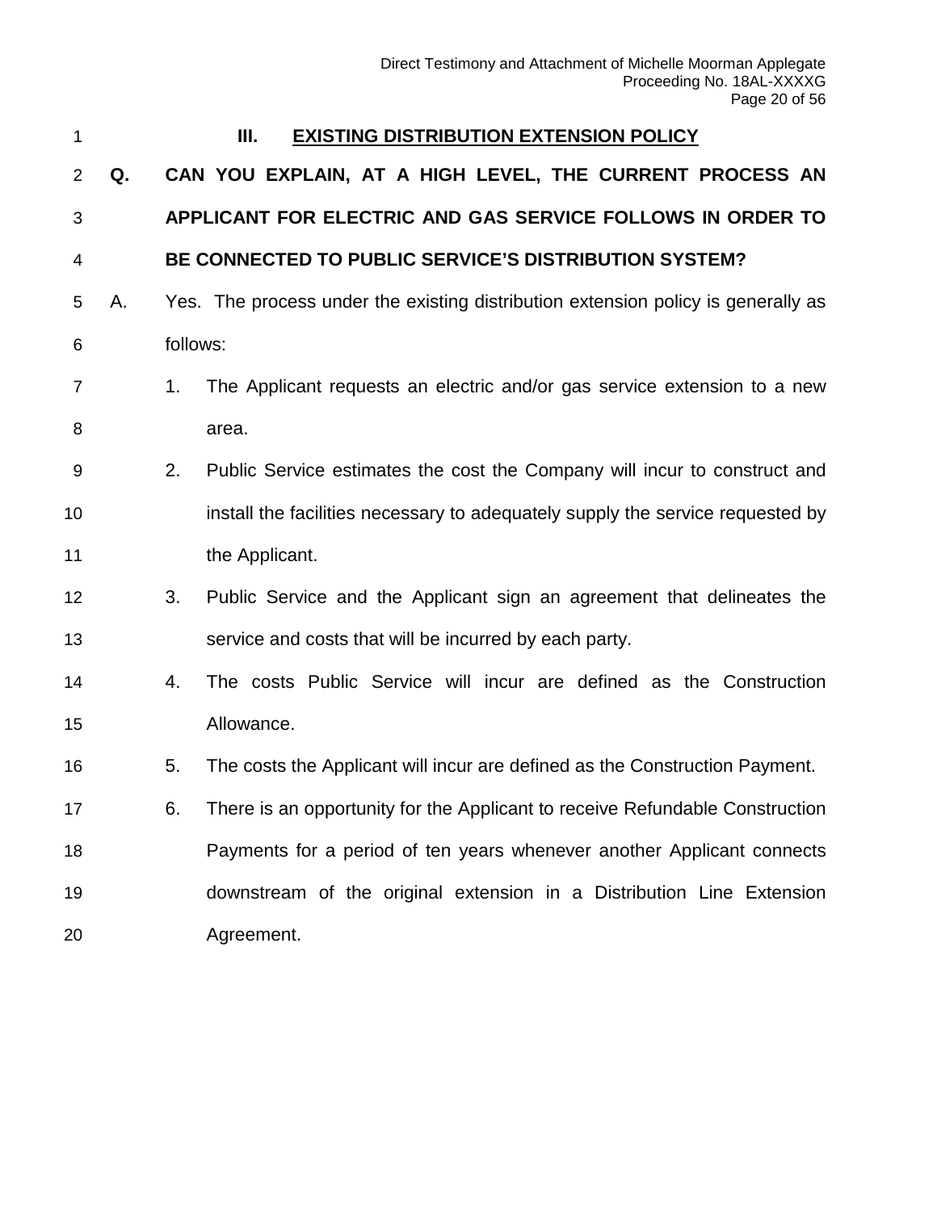## III. EXISTING DISTRIBUTION EXTENSION POLICY

**Q. CAN YOU EXPLAIN, AT A HIGH LEVEL, THE CURRENT PROCESS AN APPLICANT FOR ELECTRIC AND GAS SERVICE FOLLOWS IN ORDER TO BE CONNECTED TO PUBLIC SERVICE'S DISTRIBUTION SYSTEM?**

A. Yes. The process under the existing distribution extension policy is generally as follows:

1. The Applicant requests an electric and/or gas service extension to a new area.
2. Public Service estimates the cost the Company will incur to construct and install the facilities necessary to adequately supply the service requested by the Applicant.
3. Public Service and the Applicant sign an agreement that delineates the service and costs that will be incurred by each party.
4. The costs Public Service will incur are defined as the Construction Allowance.
5. The costs the Applicant will incur are defined as the Construction Payment.
6. There is an opportunity for the Applicant to receive Refundable Construction Payments for a period of ten years whenever another Applicant connects downstream of the original extension in a Distribution Line Extension Agreement.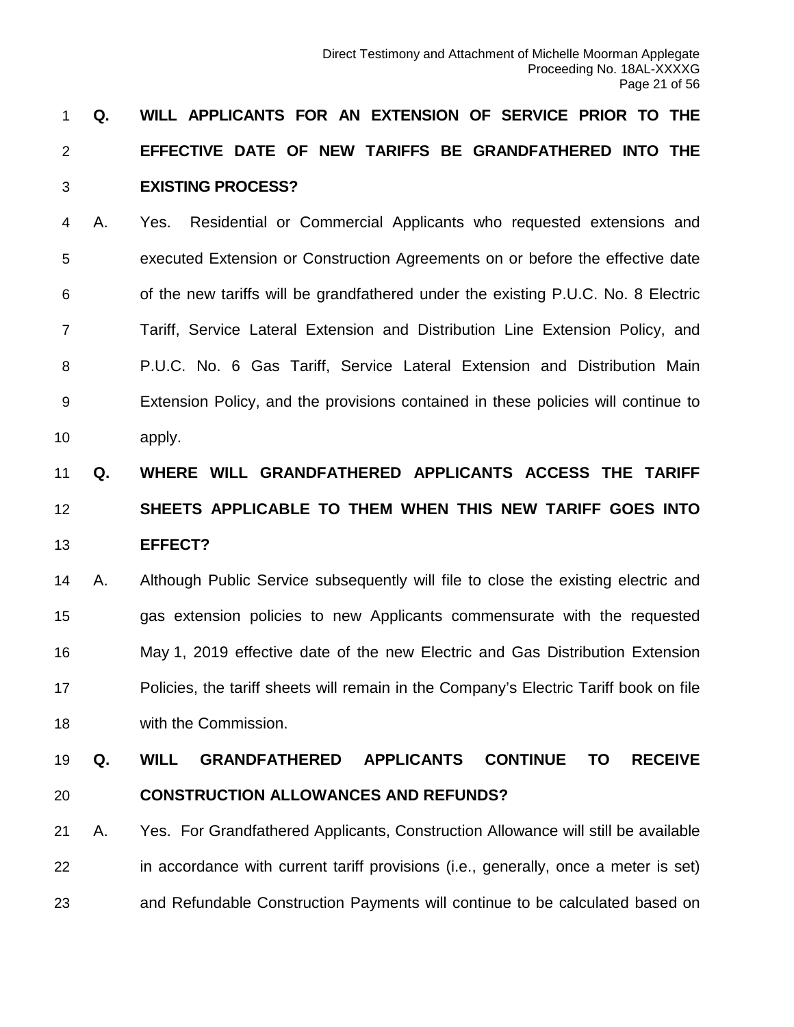**Q. WILL APPLICANTS FOR AN EXTENSION OF SERVICE PRIOR TO THE EFFECTIVE DATE OF NEW TARIFFS BE GRANDFATHERED INTO THE EXISTING PROCESS?**

A. Yes. Residential or Commercial Applicants who requested extensions and executed Extension or Construction Agreements on or before the effective date of the new tariffs will be grandfathered under the existing P.U.C. No. 8 Electric Tariff, Service Lateral Extension and Distribution Line Extension Policy, and P.U.C. No. 6 Gas Tariff, Service Lateral Extension and Distribution Main Extension Policy, and the provisions contained in these policies will continue to apply.

**Q. WHERE WILL GRANDFATHERED APPLICANTS ACCESS THE TARIFF SHEETS APPLICABLE TO THEM WHEN THIS NEW TARIFF GOES INTO EFFECT?**

A. Although Public Service subsequently will file to close the existing electric and gas extension policies to new Applicants commensurate with the requested May 1, 2019 effective date of the new Electric and Gas Distribution Extension Policies, the tariff sheets will remain in the Company's Electric Tariff book on file with the Commission.

**Q. WILL GRANDFATHERED APPLICANTS CONTINUE TO RECEIVE CONSTRUCTION ALLOWANCES AND REFUNDS?**

A. Yes. For Grandfathered Applicants, Construction Allowance will still be available in accordance with current tariff provisions (i.e., generally, once a meter is set) and Refundable Construction Payments will continue to be calculated based on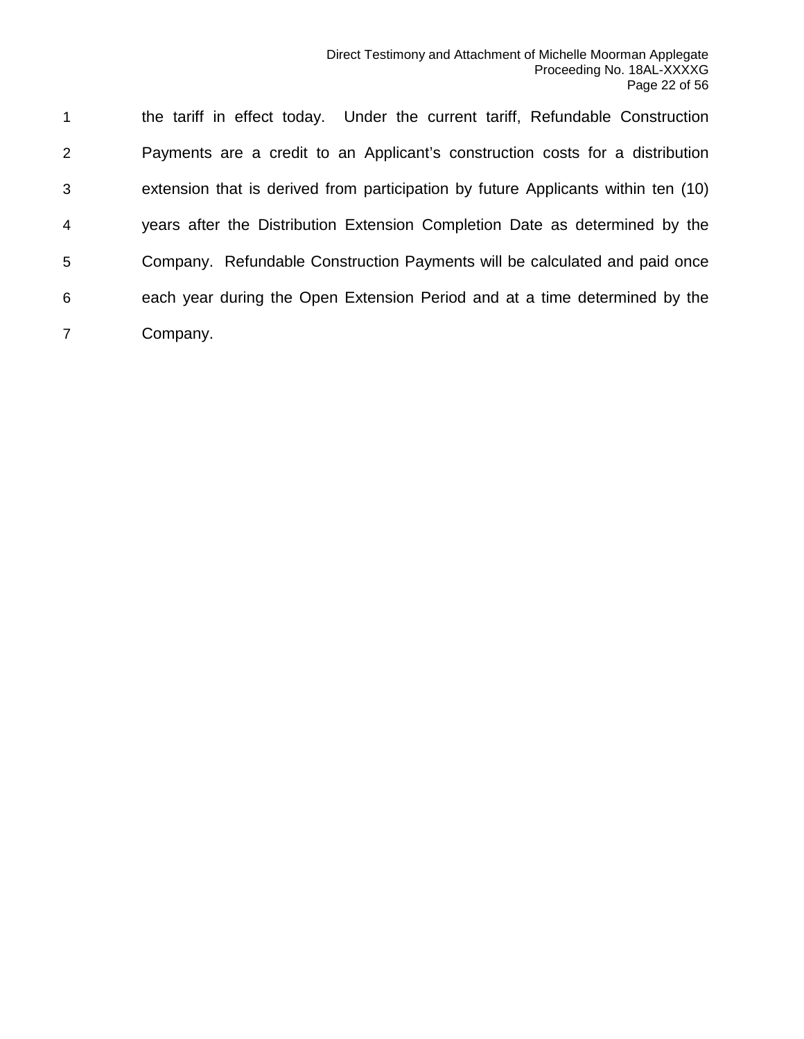the tariff in effect today. Under the current tariff, Refundable Construction Payments are a credit to an Applicant's construction costs for a distribution extension that is derived from participation by future Applicants within ten (10) years after the Distribution Extension Completion Date as determined by the Company. Refundable Construction Payments will be calculated and paid once each year during the Open Extension Period and at a time determined by the Company.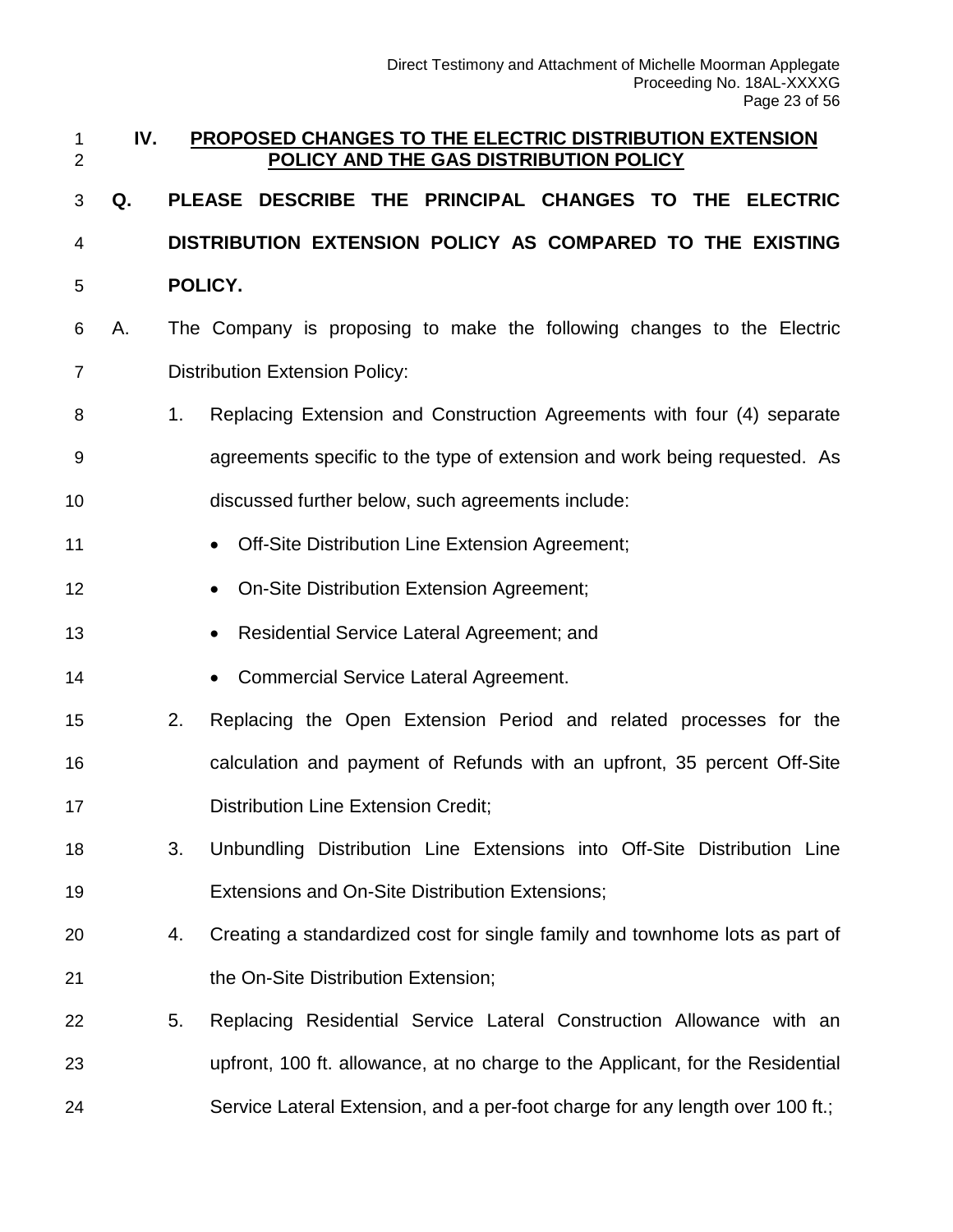## IV. PROPOSED CHANGES TO THE ELECTRIC DISTRIBUTION EXTENSION POLICY AND THE GAS DISTRIBUTION POLICY

**Q. PLEASE DESCRIBE THE PRINCIPAL CHANGES TO THE ELECTRIC DISTRIBUTION EXTENSION POLICY AS COMPARED TO THE EXISTING POLICY.**

A. The Company is proposing to make the following changes to the Electric Distribution Extension Policy:

1. Replacing Extension and Construction Agreements with four (4) separate agreements specific to the type of extension and work being requested. As discussed further below, such agreements include:
   - Off-Site Distribution Line Extension Agreement;
   - On-Site Distribution Extension Agreement;
   - Residential Service Lateral Agreement; and
   - Commercial Service Lateral Agreement.
2. Replacing the Open Extension Period and related processes for the calculation and payment of Refunds with an upfront, 35 percent Off-Site Distribution Line Extension Credit;
3. Unbundling Distribution Line Extensions into Off-Site Distribution Line Extensions and On-Site Distribution Extensions;
4. Creating a standardized cost for single family and townhome lots as part of the On-Site Distribution Extension;
5. Replacing Residential Service Lateral Construction Allowance with an upfront, 100 ft. allowance, at no charge to the Applicant, for the Residential Service Lateral Extension, and a per-foot charge for any length over 100 ft.;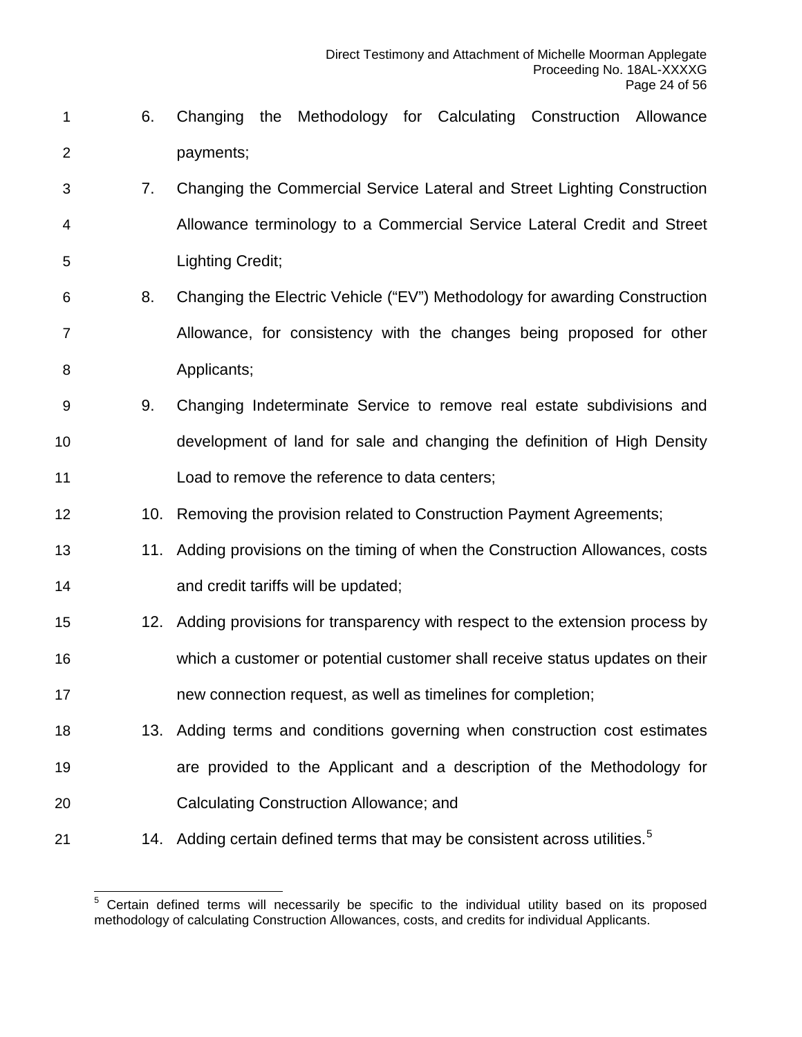6. Changing the Methodology for Calculating Construction Allowance payments;
7. Changing the Commercial Service Lateral and Street Lighting Construction Allowance terminology to a Commercial Service Lateral Credit and Street Lighting Credit;
8. Changing the Electric Vehicle ("EV") Methodology for awarding Construction Allowance, for consistency with the changes being proposed for other Applicants;
9. Changing Indeterminate Service to remove real estate subdivisions and development of land for sale and changing the definition of High Density Load to remove the reference to data centers;
10. Removing the provision related to Construction Payment Agreements;
11. Adding provisions on the timing of when the Construction Allowances, costs and credit tariffs will be updated;
12. Adding provisions for transparency with respect to the extension process by which a customer or potential customer shall receive status updates on their new connection request, as well as timelines for completion;
13. Adding terms and conditions governing when construction cost estimates are provided to the Applicant and a description of the Methodology for Calculating Construction Allowance; and
14. Adding certain defined terms that may be consistent across utilities.[5]

---

[5] Certain defined terms will necessarily be specific to the individual utility based on its proposed methodology of calculating Construction Allowances, costs, and credits for individual Applicants.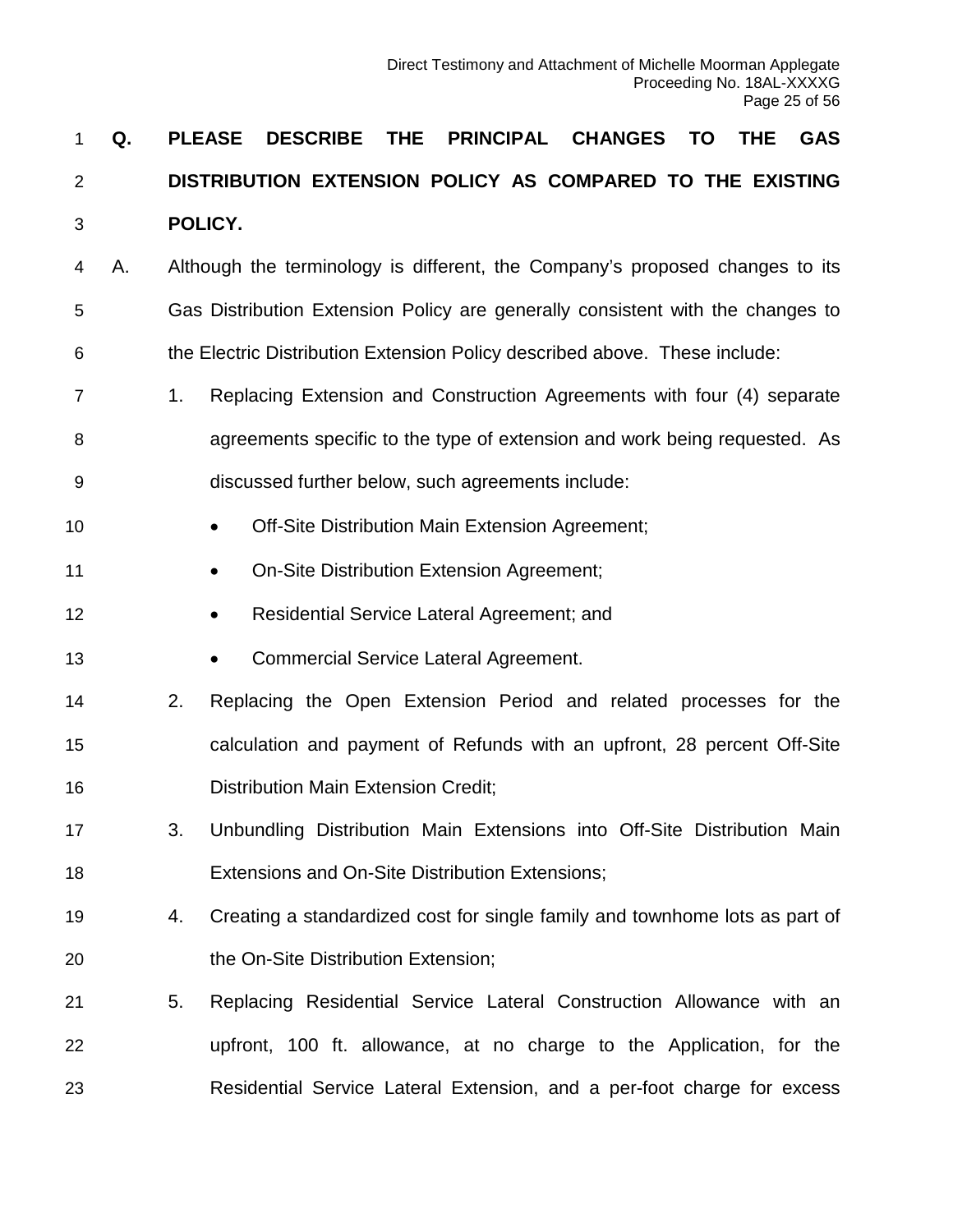**Q. PLEASE DESCRIBE THE PRINCIPAL CHANGES TO THE GAS DISTRIBUTION EXTENSION POLICY AS COMPARED TO THE EXISTING POLICY.**

A. Although the terminology is different, the Company's proposed changes to its Gas Distribution Extension Policy are generally consistent with the changes to the Electric Distribution Extension Policy described above. These include:

1. Replacing Extension and Construction Agreements with four (4) separate agreements specific to the type of extension and work being requested. As discussed further below, such agreements include:
   - Off-Site Distribution Main Extension Agreement;
   - On-Site Distribution Extension Agreement;
   - Residential Service Lateral Agreement; and
   - Commercial Service Lateral Agreement.
2. Replacing the Open Extension Period and related processes for the calculation and payment of Refunds with an upfront, 28 percent Off-Site Distribution Main Extension Credit;
3. Unbundling Distribution Main Extensions into Off-Site Distribution Main Extensions and On-Site Distribution Extensions;
4. Creating a standardized cost for single family and townhome lots as part of the On-Site Distribution Extension;
5. Replacing Residential Service Lateral Construction Allowance with an upfront, 100 ft. allowance, at no charge to the Application, for the Residential Service Lateral Extension, and a per-foot charge for excess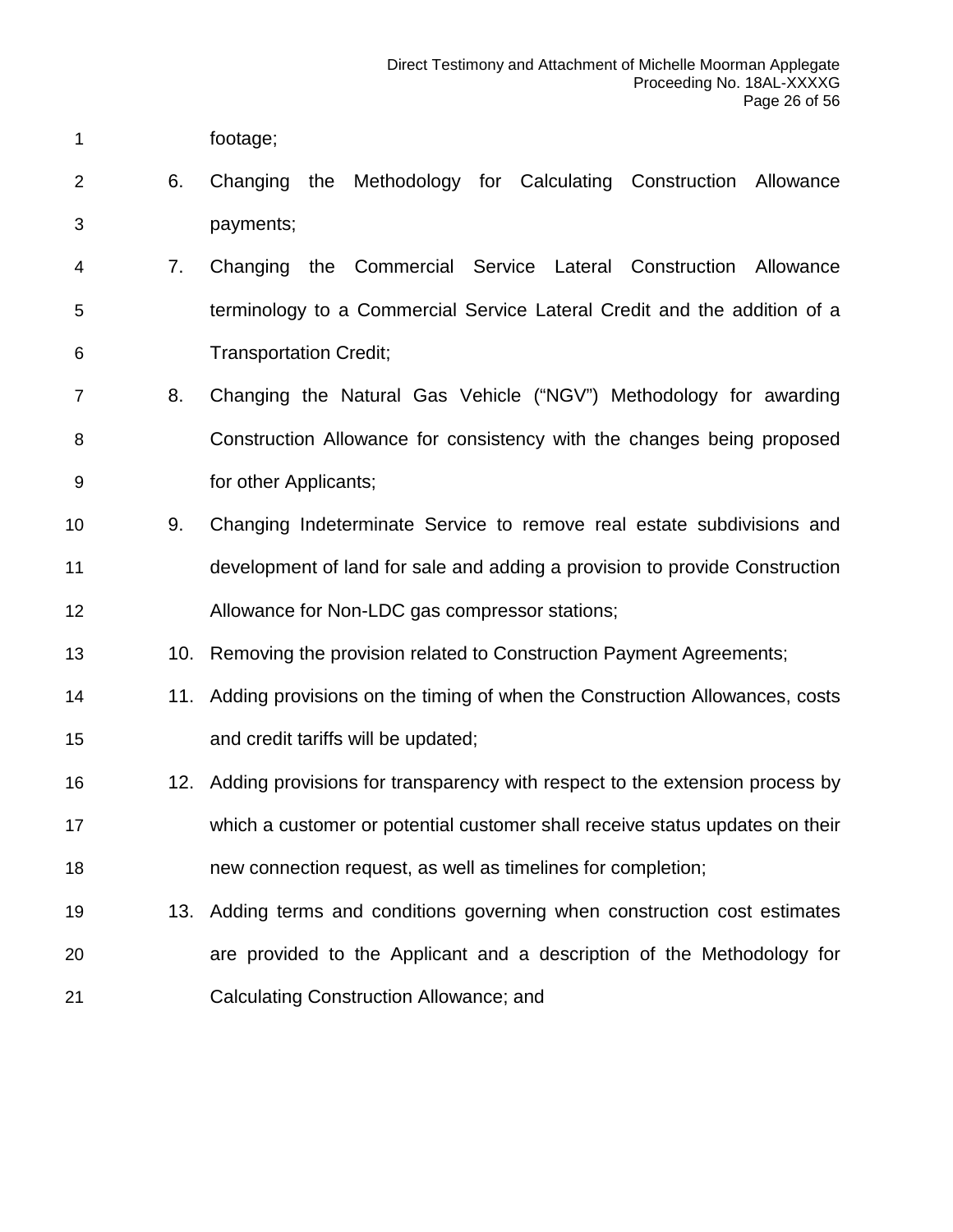footage;

6. Changing the Methodology for Calculating Construction Allowance payments;
7. Changing the Commercial Service Lateral Construction Allowance terminology to a Commercial Service Lateral Credit and the addition of a Transportation Credit;
8. Changing the Natural Gas Vehicle ("NGV") Methodology for awarding Construction Allowance for consistency with the changes being proposed for other Applicants;
9. Changing Indeterminate Service to remove real estate subdivisions and development of land for sale and adding a provision to provide Construction Allowance for Non-LDC gas compressor stations;
10. Removing the provision related to Construction Payment Agreements;
11. Adding provisions on the timing of when the Construction Allowances, costs and credit tariffs will be updated;
12. Adding provisions for transparency with respect to the extension process by which a customer or potential customer shall receive status updates on their new connection request, as well as timelines for completion;
13. Adding terms and conditions governing when construction cost estimates are provided to the Applicant and a description of the Methodology for Calculating Construction Allowance; and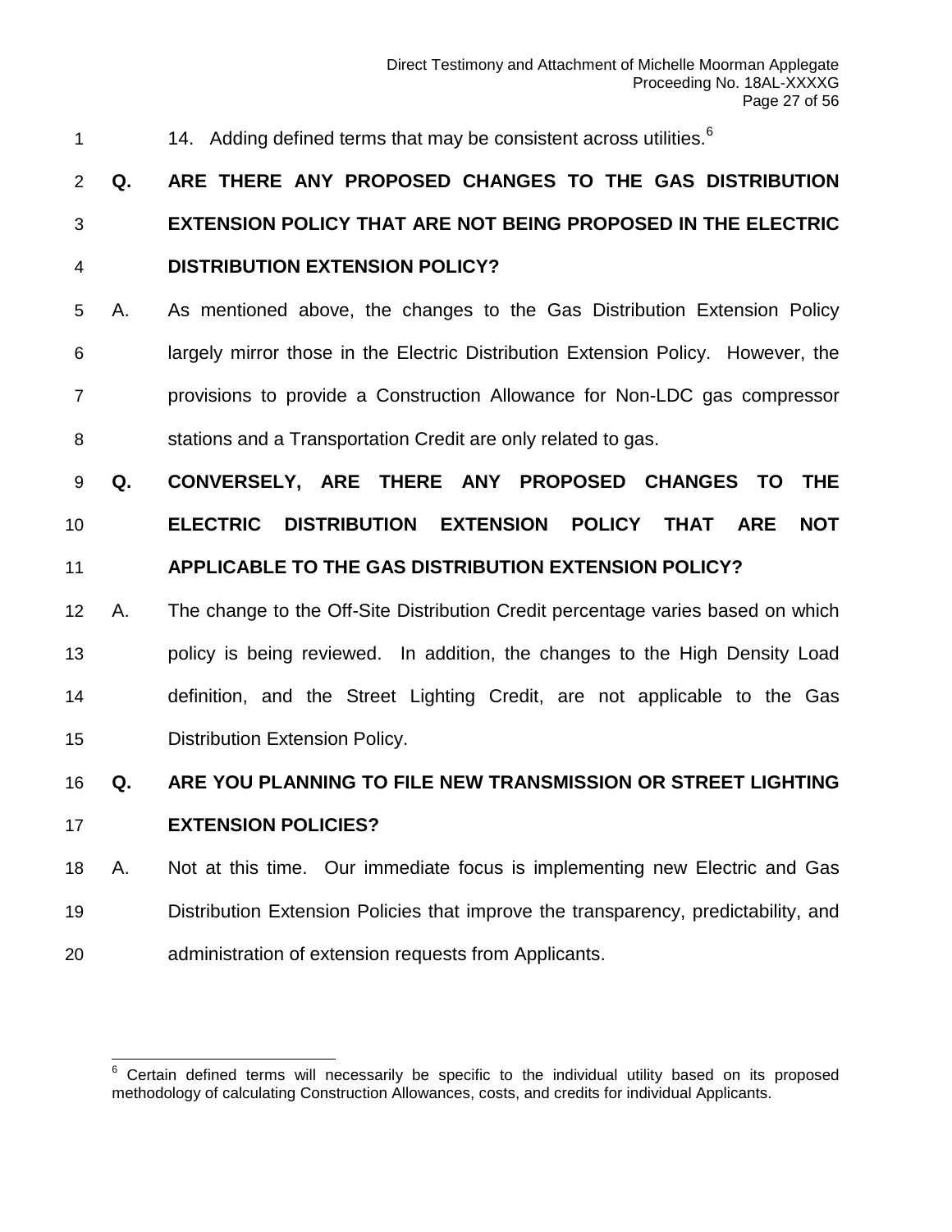14. Adding defined terms that may be consistent across utilities.[6]

**Q. ARE THERE ANY PROPOSED CHANGES TO THE GAS DISTRIBUTION EXTENSION POLICY THAT ARE NOT BEING PROPOSED IN THE ELECTRIC DISTRIBUTION EXTENSION POLICY?**

A. As mentioned above, the changes to the Gas Distribution Extension Policy largely mirror those in the Electric Distribution Extension Policy. However, the provisions to provide a Construction Allowance for Non-LDC gas compressor stations and a Transportation Credit are only related to gas.

**Q. CONVERSELY, ARE THERE ANY PROPOSED CHANGES TO THE ELECTRIC DISTRIBUTION EXTENSION POLICY THAT ARE NOT APPLICABLE TO THE GAS DISTRIBUTION EXTENSION POLICY?**

A. The change to the Off-Site Distribution Credit percentage varies based on which policy is being reviewed. In addition, the changes to the High Density Load definition, and the Street Lighting Credit, are not applicable to the Gas Distribution Extension Policy.

**Q. ARE YOU PLANNING TO FILE NEW TRANSMISSION OR STREET LIGHTING EXTENSION POLICIES?**

A. Not at this time. Our immediate focus is implementing new Electric and Gas Distribution Extension Policies that improve the transparency, predictability, and administration of extension requests from Applicants.

---

[6] Certain defined terms will necessarily be specific to the individual utility based on its proposed methodology of calculating Construction Allowances, costs, and credits for individual Applicants.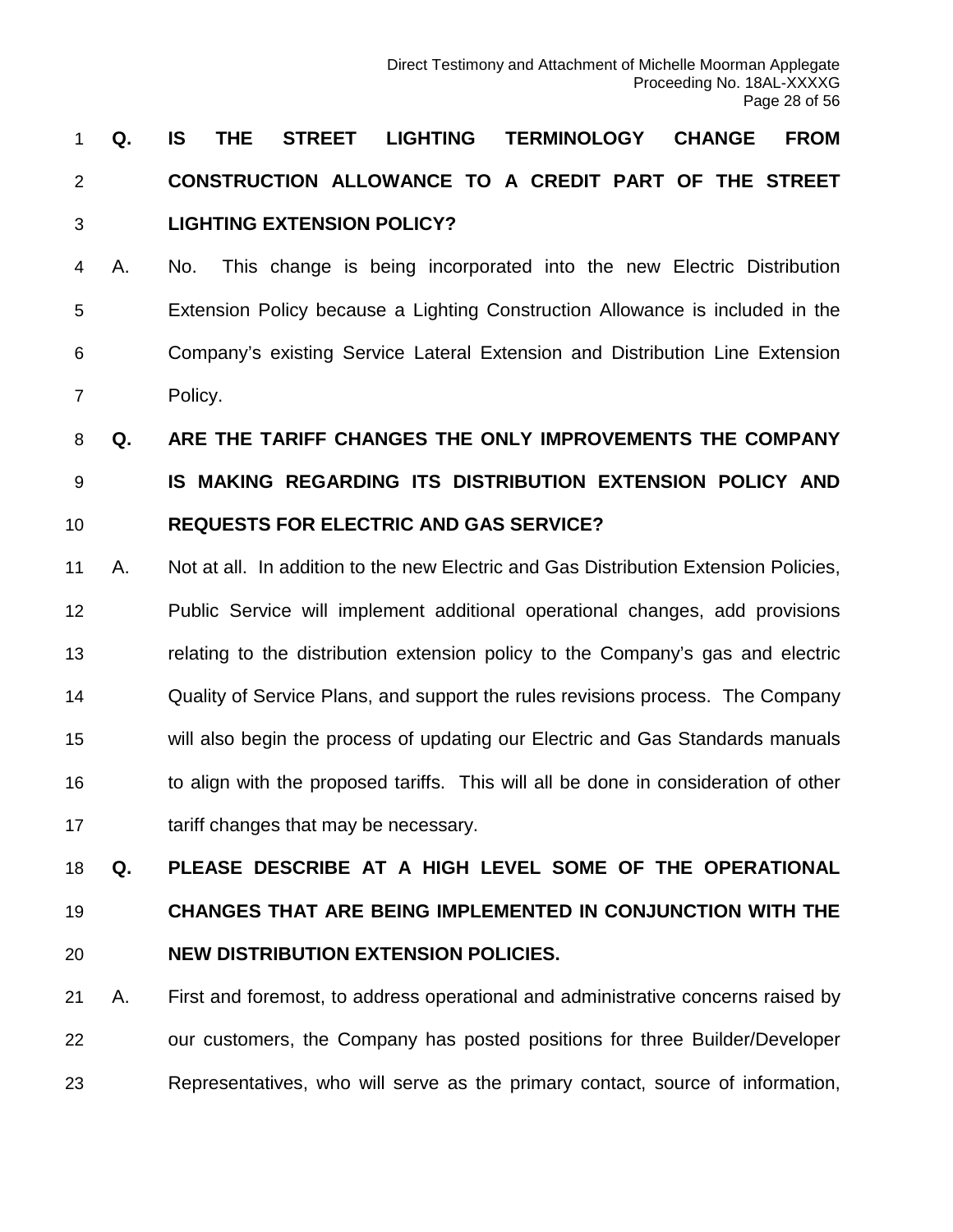**Q. IS THE STREET LIGHTING TERMINOLOGY CHANGE FROM CONSTRUCTION ALLOWANCE TO A CREDIT PART OF THE STREET LIGHTING EXTENSION POLICY?**

A. No. This change is being incorporated into the new Electric Distribution Extension Policy because a Lighting Construction Allowance is included in the Company's existing Service Lateral Extension and Distribution Line Extension Policy.

**Q. ARE THE TARIFF CHANGES THE ONLY IMPROVEMENTS THE COMPANY IS MAKING REGARDING ITS DISTRIBUTION EXTENSION POLICY AND REQUESTS FOR ELECTRIC AND GAS SERVICE?**

A. Not at all. In addition to the new Electric and Gas Distribution Extension Policies, Public Service will implement additional operational changes, add provisions relating to the distribution extension policy to the Company's gas and electric Quality of Service Plans, and support the rules revisions process. The Company will also begin the process of updating our Electric and Gas Standards manuals to align with the proposed tariffs. This will all be done in consideration of other tariff changes that may be necessary.

**Q. PLEASE DESCRIBE AT A HIGH LEVEL SOME OF THE OPERATIONAL CHANGES THAT ARE BEING IMPLEMENTED IN CONJUNCTION WITH THE NEW DISTRIBUTION EXTENSION POLICIES.**

A. First and foremost, to address operational and administrative concerns raised by our customers, the Company has posted positions for three Builder/Developer Representatives, who will serve as the primary contact, source of information,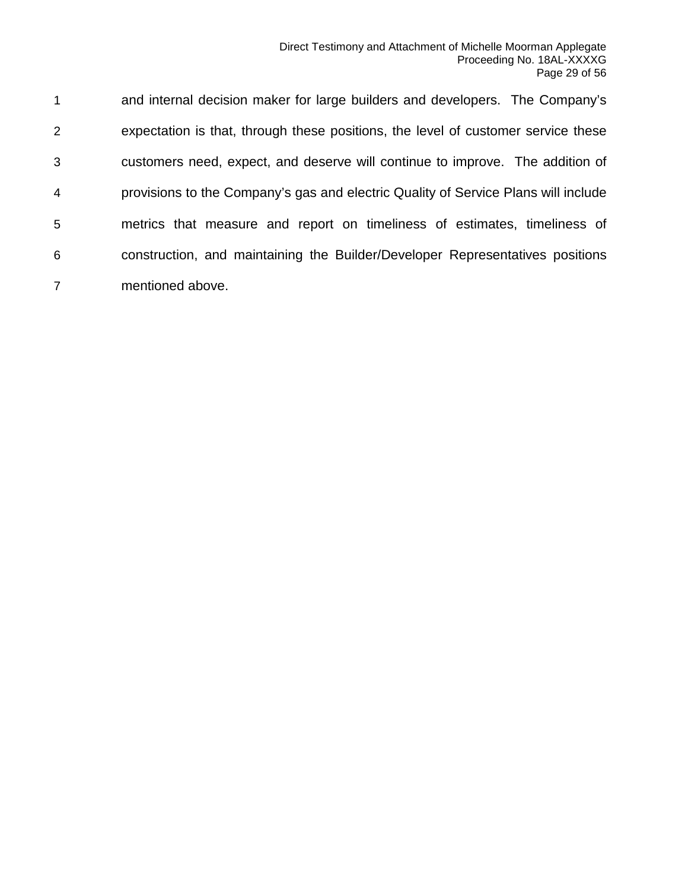and internal decision maker for large builders and developers. The Company's expectation is that, through these positions, the level of customer service these customers need, expect, and deserve will continue to improve. The addition of provisions to the Company's gas and electric Quality of Service Plans will include metrics that measure and report on timeliness of estimates, timeliness of construction, and maintaining the Builder/Developer Representatives positions mentioned above.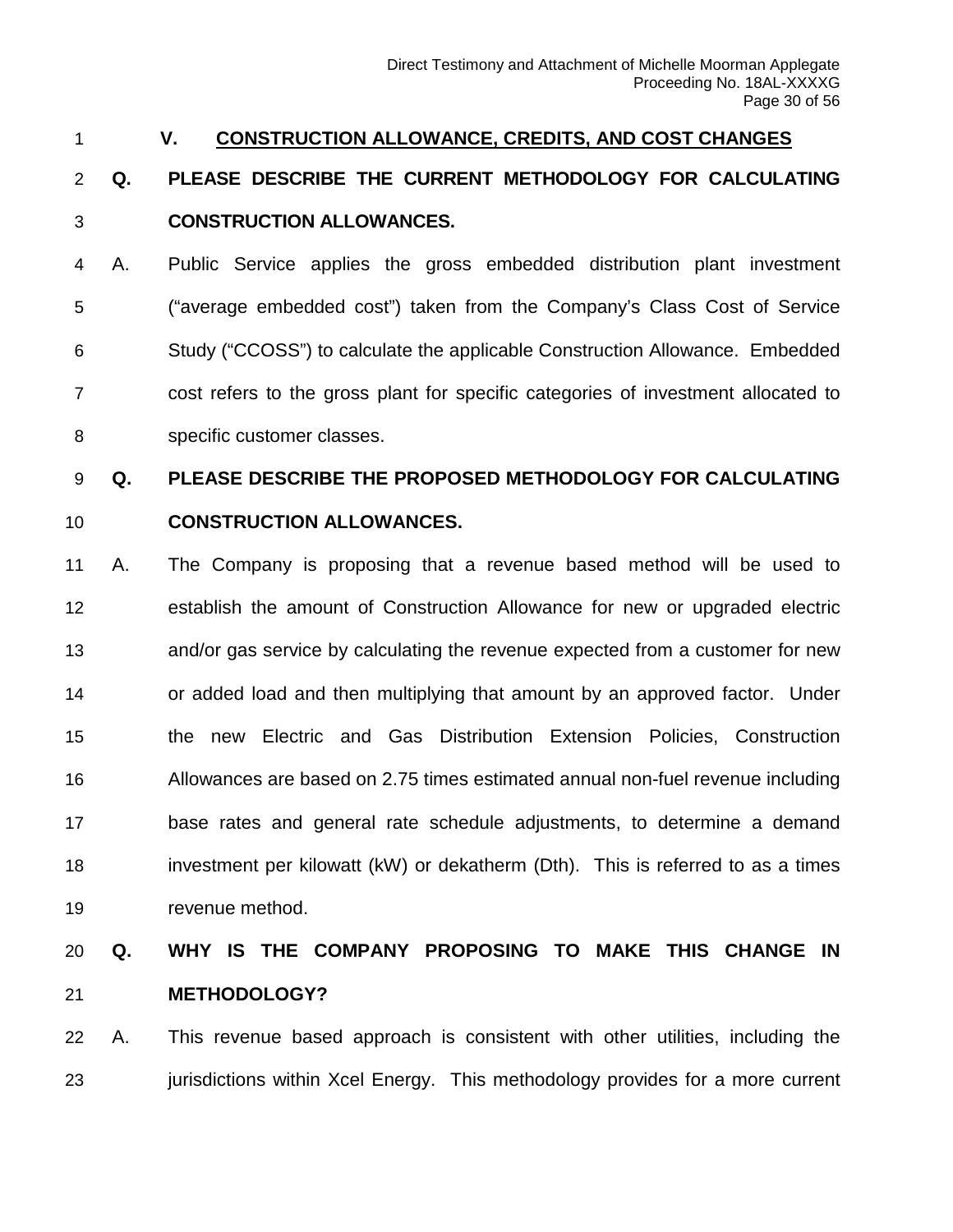## V. CONSTRUCTION ALLOWANCE, CREDITS, AND COST CHANGES

**Q. PLEASE DESCRIBE THE CURRENT METHODOLOGY FOR CALCULATING CONSTRUCTION ALLOWANCES.**

A. Public Service applies the gross embedded distribution plant investment ("average embedded cost") taken from the Company's Class Cost of Service Study ("CCOSS") to calculate the applicable Construction Allowance. Embedded cost refers to the gross plant for specific categories of investment allocated to specific customer classes.

**Q. PLEASE DESCRIBE THE PROPOSED METHODOLOGY FOR CALCULATING CONSTRUCTION ALLOWANCES.**

A. The Company is proposing that a revenue based method will be used to establish the amount of Construction Allowance for new or upgraded electric and/or gas service by calculating the revenue expected from a customer for new or added load and then multiplying that amount by an approved factor. Under the new Electric and Gas Distribution Extension Policies, Construction Allowances are based on 2.75 times estimated annual non-fuel revenue including base rates and general rate schedule adjustments, to determine a demand investment per kilowatt (kW) or dekatherm (Dth). This is referred to as a times revenue method.

**Q. WHY IS THE COMPANY PROPOSING TO MAKE THIS CHANGE IN METHODOLOGY?**

A. This revenue based approach is consistent with other utilities, including the jurisdictions within Xcel Energy. This methodology provides for a more current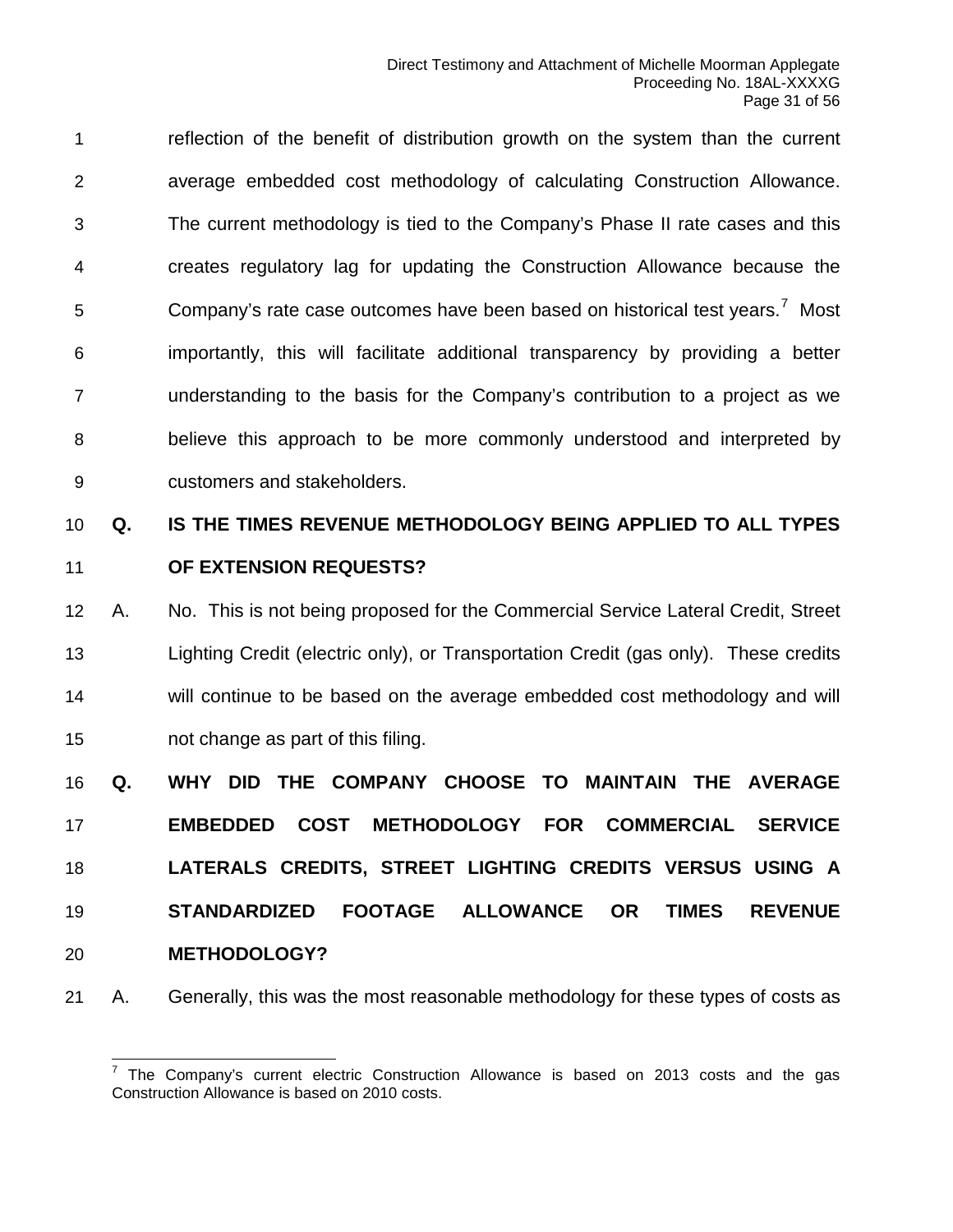reflection of the benefit of distribution growth on the system than the current average embedded cost methodology of calculating Construction Allowance. The current methodology is tied to the Company's Phase II rate cases and this creates regulatory lag for updating the Construction Allowance because the Company's rate case outcomes have been based on historical test years.[7] Most importantly, this will facilitate additional transparency by providing a better understanding to the basis for the Company's contribution to a project as we believe this approach to be more commonly understood and interpreted by customers and stakeholders.

**Q. IS THE TIMES REVENUE METHODOLOGY BEING APPLIED TO ALL TYPES OF EXTENSION REQUESTS?**

A. No. This is not being proposed for the Commercial Service Lateral Credit, Street Lighting Credit (electric only), or Transportation Credit (gas only). These credits will continue to be based on the average embedded cost methodology and will not change as part of this filing.

**Q. WHY DID THE COMPANY CHOOSE TO MAINTAIN THE AVERAGE EMBEDDED COST METHODOLOGY FOR COMMERCIAL SERVICE LATERALS CREDITS, STREET LIGHTING CREDITS VERSUS USING A STANDARDIZED FOOTAGE ALLOWANCE OR TIMES REVENUE METHODOLOGY?**

A. Generally, this was the most reasonable methodology for these types of costs as

---

[7] The Company's current electric Construction Allowance is based on 2013 costs and the gas Construction Allowance is based on 2010 costs.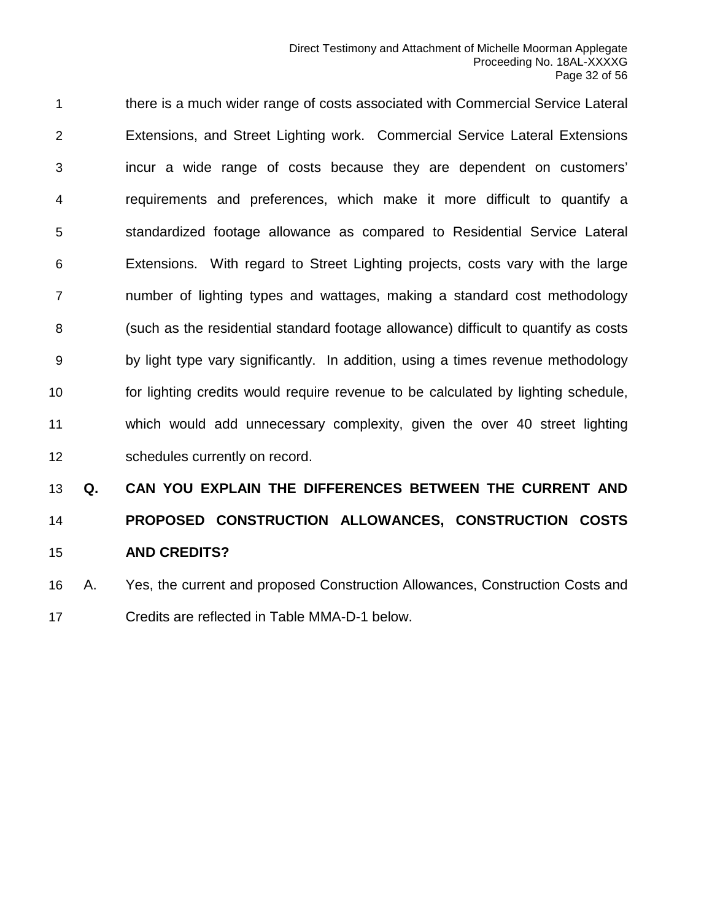there is a much wider range of costs associated with Commercial Service Lateral Extensions, and Street Lighting work. Commercial Service Lateral Extensions incur a wide range of costs because they are dependent on customers' requirements and preferences, which make it more difficult to quantify a standardized footage allowance as compared to Residential Service Lateral Extensions. With regard to Street Lighting projects, costs vary with the large number of lighting types and wattages, making a standard cost methodology (such as the residential standard footage allowance) difficult to quantify as costs by light type vary significantly. In addition, using a times revenue methodology for lighting credits would require revenue to be calculated by lighting schedule, which would add unnecessary complexity, given the over 40 street lighting schedules currently on record.

**Q. CAN YOU EXPLAIN THE DIFFERENCES BETWEEN THE CURRENT AND PROPOSED CONSTRUCTION ALLOWANCES, CONSTRUCTION COSTS AND CREDITS?**

A. Yes, the current and proposed Construction Allowances, Construction Costs and Credits are reflected in Table MMA-D-1 below.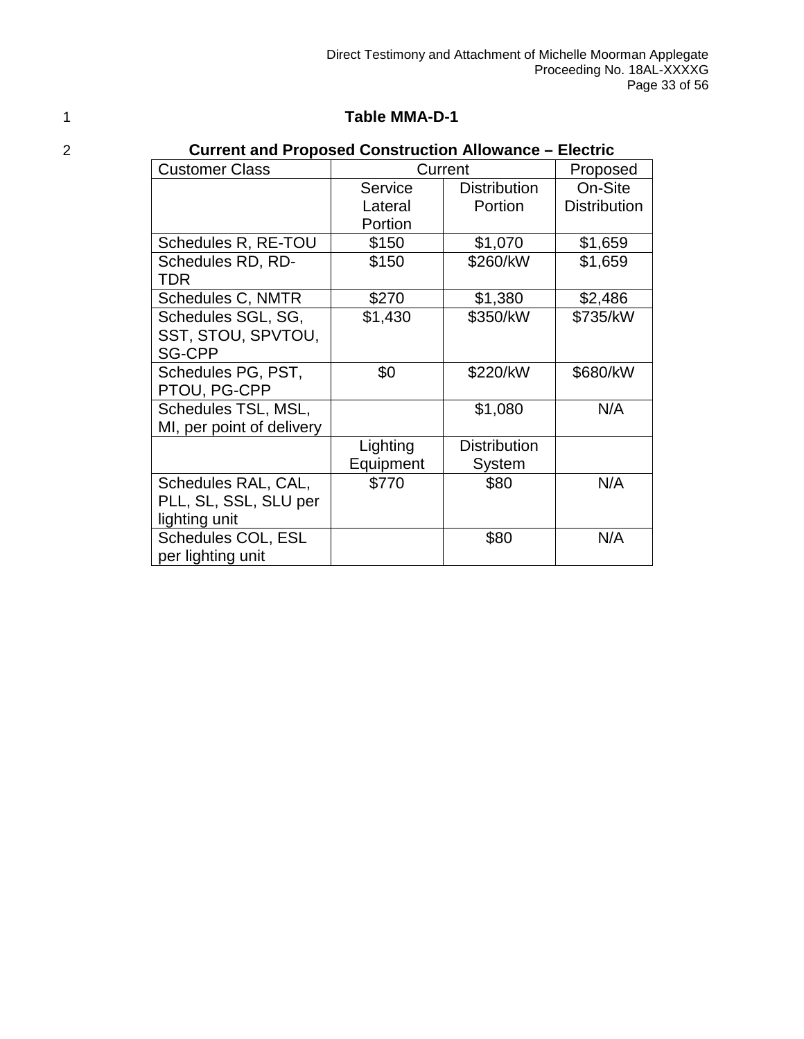**Table MMA-D-1**

**Current and Proposed Construction Allowance – Electric**

| Customer Class | Current | | Proposed |
|---|---|---|---|
| | Service Lateral Portion | Distribution Portion | On-Site Distribution |
| Schedules R, RE-TOU | $150 | $1,070 | $1,659 |
| Schedules RD, RD-TDR | $150 | $260/kW | $1,659 |
| Schedules C, NMTR | $270 | $1,380 | $2,486 |
| Schedules SGL, SG, SST, STOU, SPVTOU, SG-CPP | $1,430 | $350/kW | $735/kW |
| Schedules PG, PST, PTOU, PG-CPP | $0 | $220/kW | $680/kW |
| Schedules TSL, MSL, MI, per point of delivery | | $1,080 | N/A |
| | Lighting Equipment | Distribution System | |
| Schedules RAL, CAL, PLL, SL, SSL, SLU per lighting unit | $770 | $80 | N/A |
| Schedules COL, ESL per lighting unit | | $80 | N/A |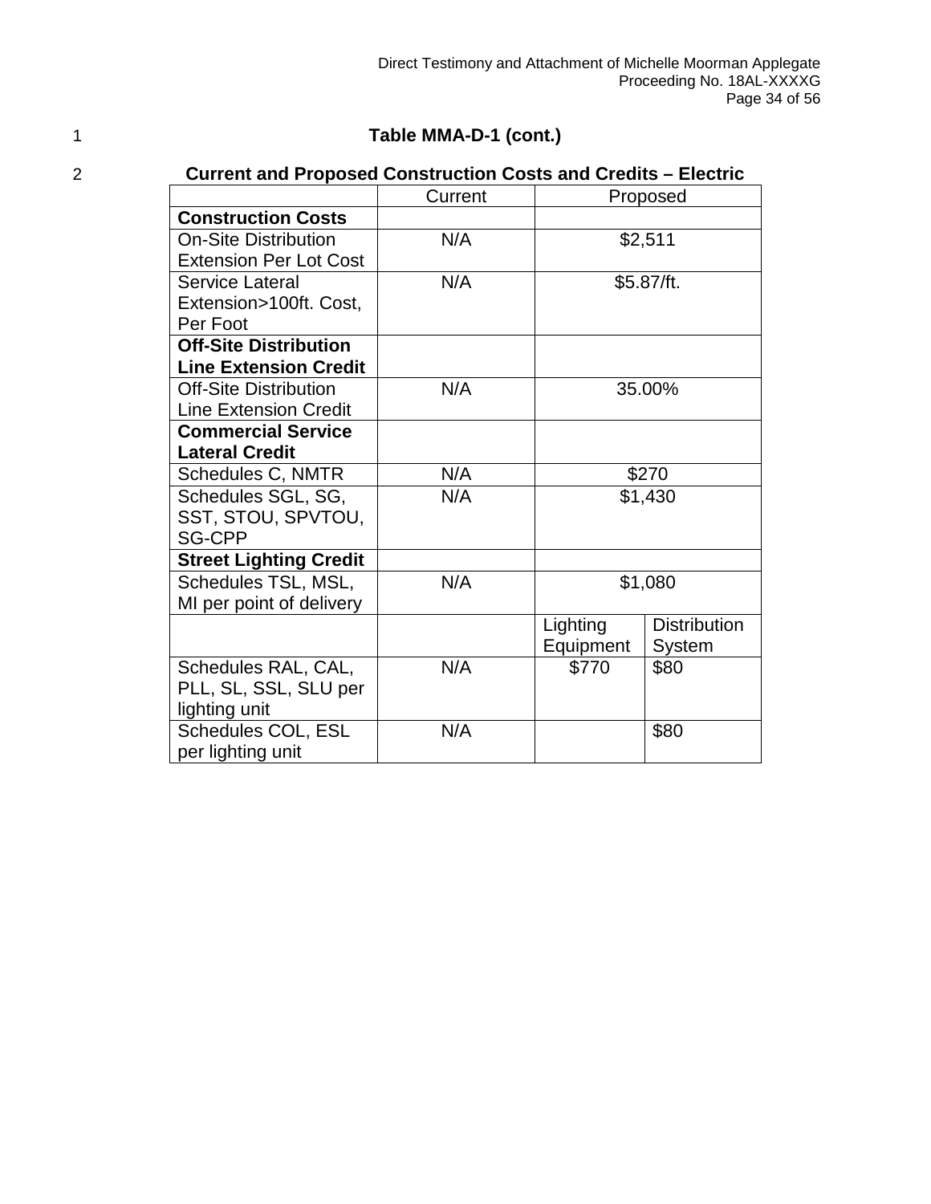**Table MMA-D-1 (cont.)**

**Current and Proposed Construction Costs and Credits – Electric**

| | Current | Proposed | |
|---|---|---|---|
| **Construction Costs** | | | |
| On-Site Distribution Extension Per Lot Cost | N/A | $2,511 | |
| Service Lateral Extension>100ft. Cost, Per Foot | N/A | $5.87/ft. | |
| **Off-Site Distribution Line Extension Credit** | | | |
| Off-Site Distribution Line Extension Credit | N/A | 35.00% | |
| **Commercial Service Lateral Credit** | | | |
| Schedules C, NMTR | N/A | $270 | |
| Schedules SGL, SG, SST, STOU, SPVTOU, SG-CPP | N/A | $1,430 | |
| **Street Lighting Credit** | | | |
| Schedules TSL, MSL, MI per point of delivery | N/A | $1,080 | |
| | | Lighting Equipment | Distribution System |
| Schedules RAL, CAL, PLL, SL, SSL, SLU per lighting unit | N/A | $770 | $80 |
| Schedules COL, ESL per lighting unit | N/A | | $80 |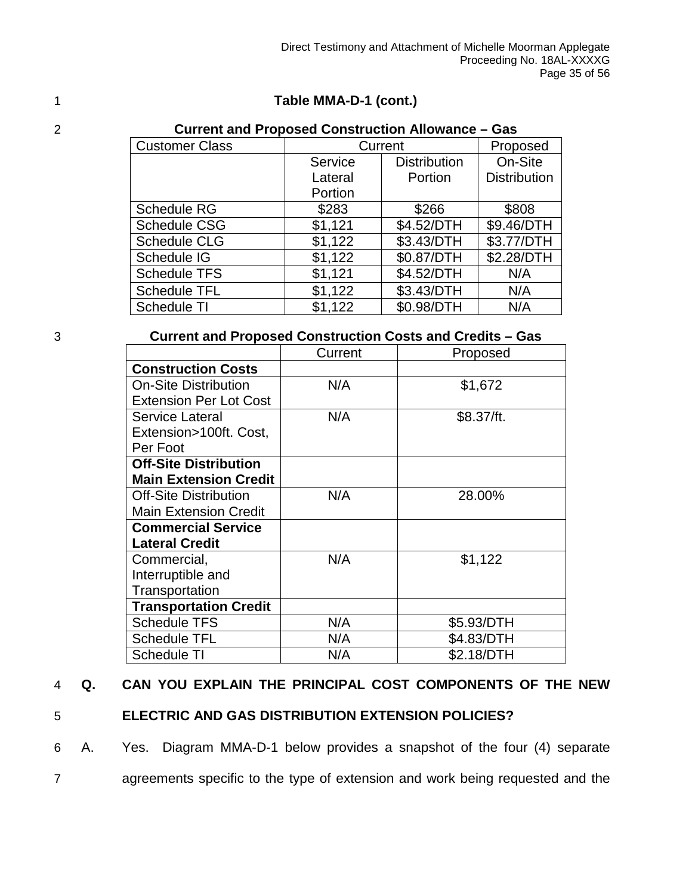**Table MMA-D-1 (cont.)**

**Current and Proposed Construction Allowance – Gas**

| Customer Class | Current | | Proposed |
|---|---|---|---|
| | Service Lateral Portion | Distribution Portion | On-Site Distribution |
| Schedule RG | $283 | $266 | $808 |
| Schedule CSG | $1,121 | $4.52/DTH | $9.46/DTH |
| Schedule CLG | $1,122 | $3.43/DTH | $3.77/DTH |
| Schedule IG | $1,122 | $0.87/DTH | $2.28/DTH |
| Schedule TFS | $1,121 | $4.52/DTH | N/A |
| Schedule TFL | $1,122 | $3.43/DTH | N/A |
| Schedule TI | $1,122 | $0.98/DTH | N/A |

**Current and Proposed Construction Costs and Credits – Gas**

| | Current | Proposed |
|---|---|---|
| **Construction Costs** | | |
| On-Site Distribution Extension Per Lot Cost | N/A | $1,672 |
| Service Lateral Extension>100ft. Cost, Per Foot | N/A | $8.37/ft. |
| **Off-Site Distribution Main Extension Credit** | | |
| Off-Site Distribution Main Extension Credit | N/A | 28.00% |
| **Commercial Service Lateral Credit** | | |
| Commercial, Interruptible and Transportation | N/A | $1,122 |
| **Transportation Credit** | | |
| Schedule TFS | N/A | $5.93/DTH |
| Schedule TFL | N/A | $4.83/DTH |
| Schedule TI | N/A | $2.18/DTH |

**Q. CAN YOU EXPLAIN THE PRINCIPAL COST COMPONENTS OF THE NEW ELECTRIC AND GAS DISTRIBUTION EXTENSION POLICIES?**

A. Yes. Diagram MMA-D-1 below provides a snapshot of the four (4) separate agreements specific to the type of extension and work being requested and the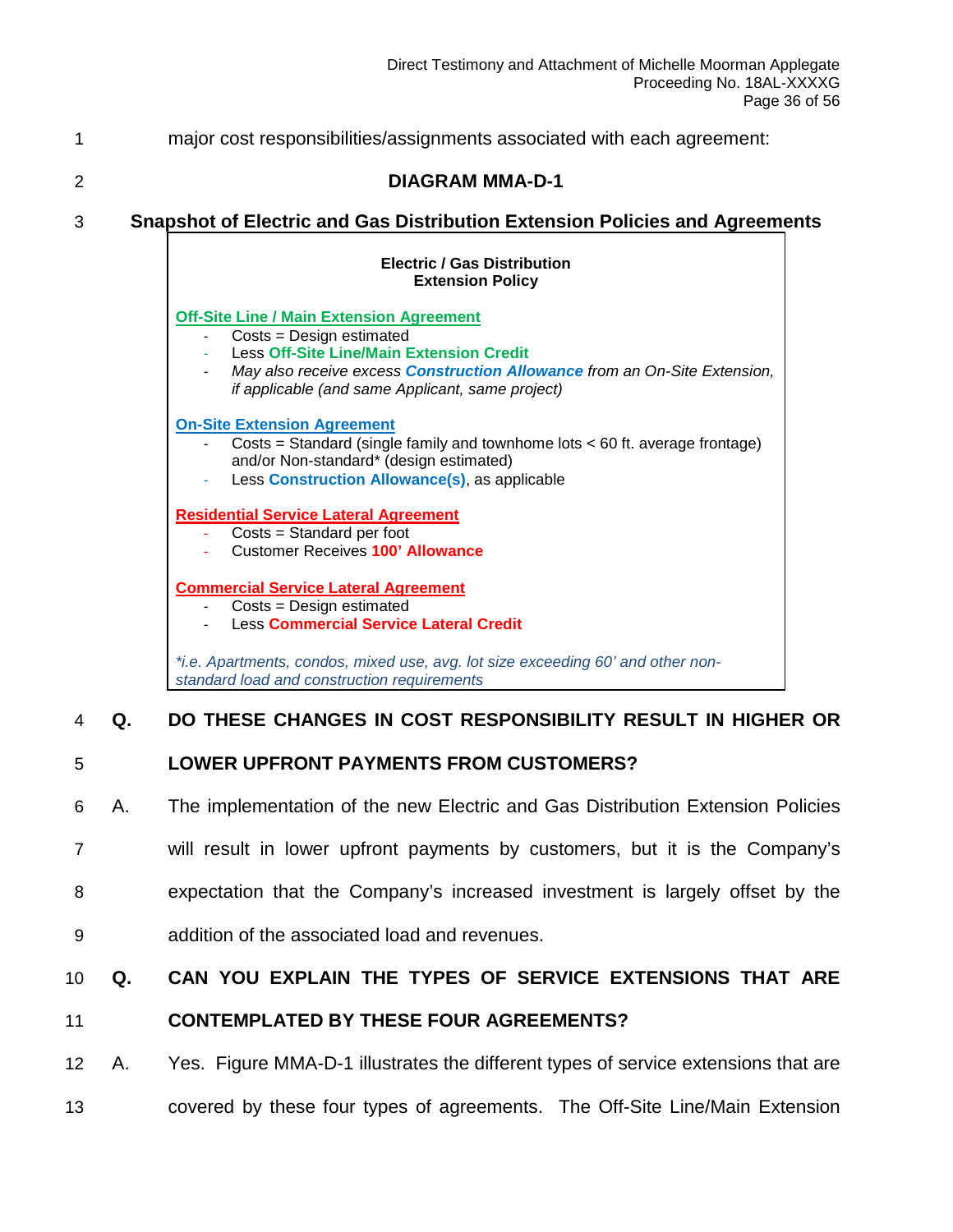major cost responsibilities/assignments associated with each agreement:

**DIAGRAM MMA-D-1**

**Snapshot of Electric and Gas Distribution Extension Policies and Agreements**

**Electric / Gas Distribution Extension Policy**

**Off-Site Line / Main Extension Agreement**

- Costs = Design estimated
- Less **Off-Site Line/Main Extension Credit**
- *May also receive excess* ***Construction Allowance*** *from an On-Site Extension, if applicable (and same Applicant, same project)*

**On-Site Extension Agreement**

- Costs = Standard (single family and townhome lots < 60 ft. average frontage) and/or Non-standard* (design estimated)
- Less **Construction Allowance(s)**, as applicable

**Residential Service Lateral Agreement**

- Costs = Standard per foot
- Customer Receives **100' Allowance**

**Commercial Service Lateral Agreement**

- Costs = Design estimated
- Less **Commercial Service Lateral Credit**

*\*i.e. Apartments, condos, mixed use, avg. lot size exceeding 60' and other non-standard load and construction requirements*

**Q. DO THESE CHANGES IN COST RESPONSIBILITY RESULT IN HIGHER OR LOWER UPFRONT PAYMENTS FROM CUSTOMERS?**

A. The implementation of the new Electric and Gas Distribution Extension Policies will result in lower upfront payments by customers, but it is the Company's expectation that the Company's increased investment is largely offset by the addition of the associated load and revenues.

**Q. CAN YOU EXPLAIN THE TYPES OF SERVICE EXTENSIONS THAT ARE CONTEMPLATED BY THESE FOUR AGREEMENTS?**

A. Yes. Figure MMA-D-1 illustrates the different types of service extensions that are covered by these four types of agreements. The Off-Site Line/Main Extension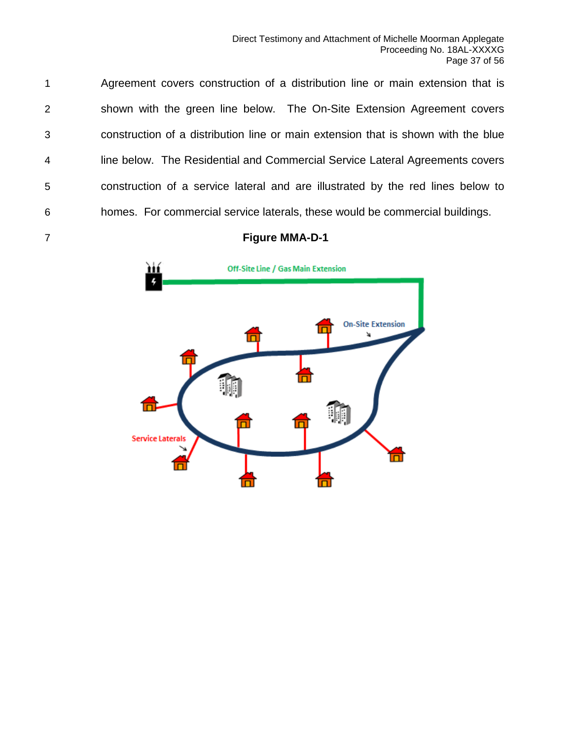Agreement covers construction of a distribution line or main extension that is shown with the green line below. The On-Site Extension Agreement covers construction of a distribution line or main extension that is shown with the blue line below. The Residential and Commercial Service Lateral Agreements covers construction of a service lateral and are illustrated by the red lines below to homes. For commercial service laterals, these would be commercial buildings.

**Figure MMA-D-1**

Off-Site Line / Gas Main Extension

On-Site Extension

Service Laterals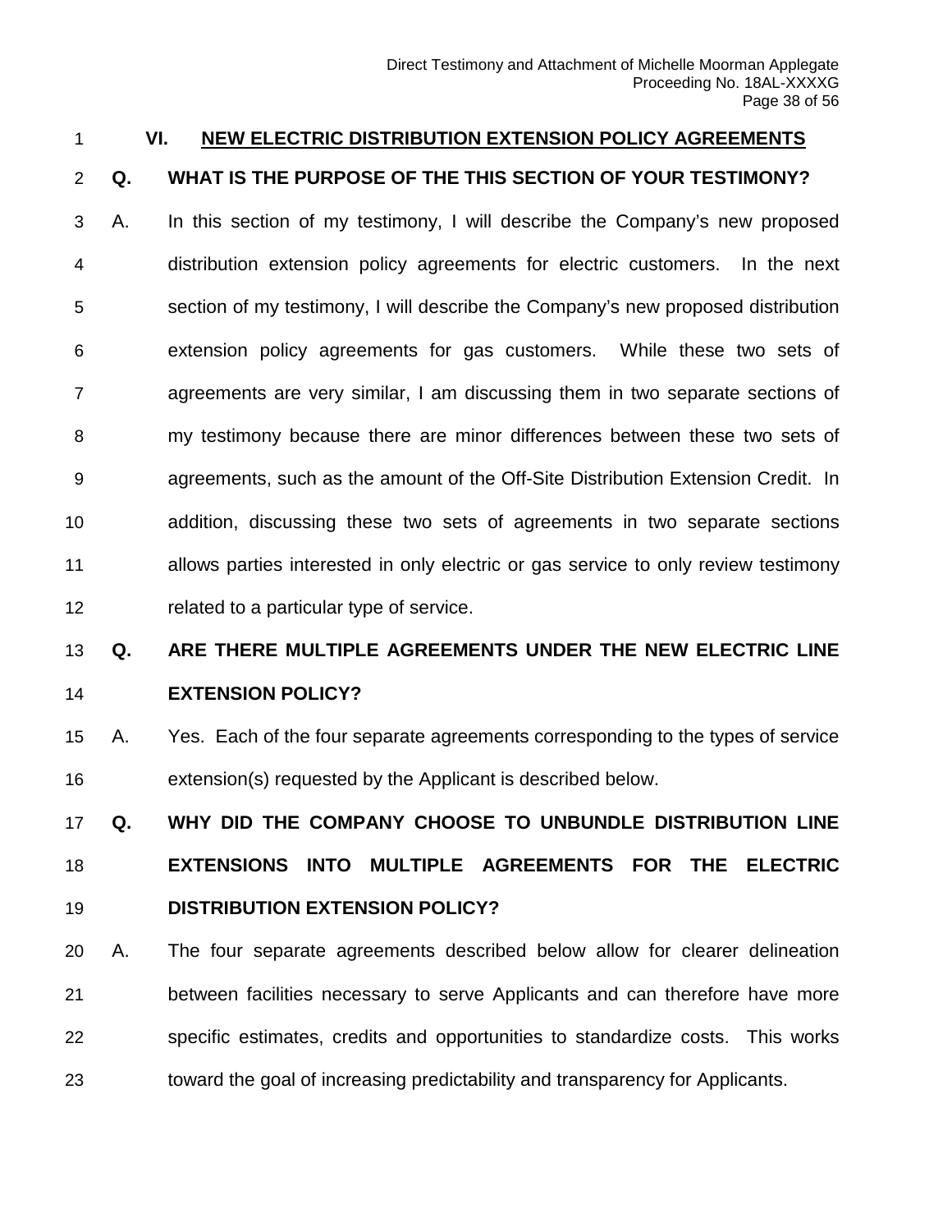## VI. NEW ELECTRIC DISTRIBUTION EXTENSION POLICY AGREEMENTS

**Q. WHAT IS THE PURPOSE OF THE THIS SECTION OF YOUR TESTIMONY?**

A. In this section of my testimony, I will describe the Company's new proposed distribution extension policy agreements for electric customers. In the next section of my testimony, I will describe the Company's new proposed distribution extension policy agreements for gas customers. While these two sets of agreements are very similar, I am discussing them in two separate sections of my testimony because there are minor differences between these two sets of agreements, such as the amount of the Off-Site Distribution Extension Credit. In addition, discussing these two sets of agreements in two separate sections allows parties interested in only electric or gas service to only review testimony related to a particular type of service.

**Q. ARE THERE MULTIPLE AGREEMENTS UNDER THE NEW ELECTRIC LINE EXTENSION POLICY?**

A. Yes. Each of the four separate agreements corresponding to the types of service extension(s) requested by the Applicant is described below.

**Q. WHY DID THE COMPANY CHOOSE TO UNBUNDLE DISTRIBUTION LINE EXTENSIONS INTO MULTIPLE AGREEMENTS FOR THE ELECTRIC DISTRIBUTION EXTENSION POLICY?**

A. The four separate agreements described below allow for clearer delineation between facilities necessary to serve Applicants and can therefore have more specific estimates, credits and opportunities to standardize costs. This works toward the goal of increasing predictability and transparency for Applicants.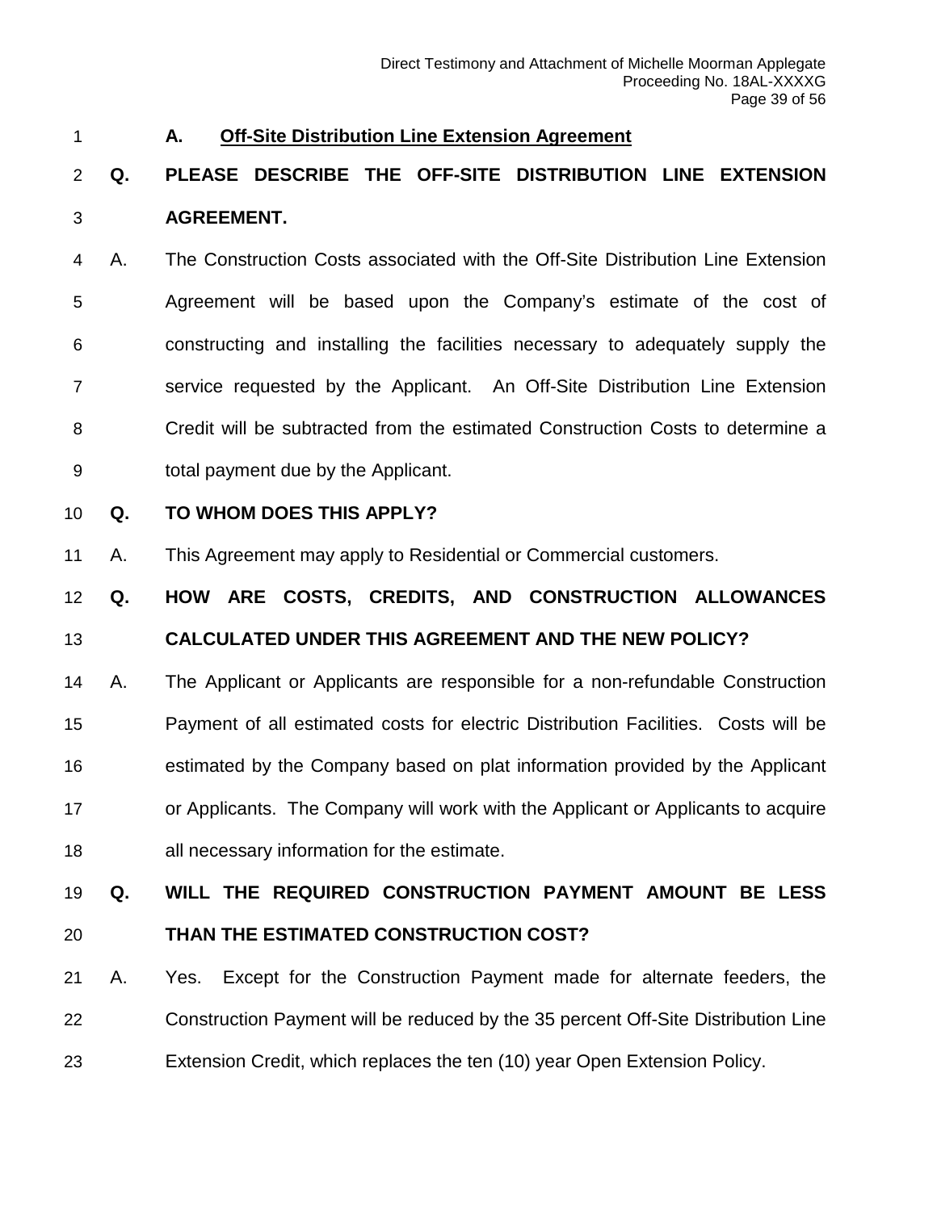### A. Off-Site Distribution Line Extension Agreement

**Q. PLEASE DESCRIBE THE OFF-SITE DISTRIBUTION LINE EXTENSION AGREEMENT.**

A. The Construction Costs associated with the Off-Site Distribution Line Extension Agreement will be based upon the Company's estimate of the cost of constructing and installing the facilities necessary to adequately supply the service requested by the Applicant. An Off-Site Distribution Line Extension Credit will be subtracted from the estimated Construction Costs to determine a total payment due by the Applicant.

**Q. TO WHOM DOES THIS APPLY?**

A. This Agreement may apply to Residential or Commercial customers.

**Q. HOW ARE COSTS, CREDITS, AND CONSTRUCTION ALLOWANCES CALCULATED UNDER THIS AGREEMENT AND THE NEW POLICY?**

A. The Applicant or Applicants are responsible for a non-refundable Construction Payment of all estimated costs for electric Distribution Facilities. Costs will be estimated by the Company based on plat information provided by the Applicant or Applicants. The Company will work with the Applicant or Applicants to acquire all necessary information for the estimate.

**Q. WILL THE REQUIRED CONSTRUCTION PAYMENT AMOUNT BE LESS THAN THE ESTIMATED CONSTRUCTION COST?**

A. Yes. Except for the Construction Payment made for alternate feeders, the Construction Payment will be reduced by the 35 percent Off-Site Distribution Line Extension Credit, which replaces the ten (10) year Open Extension Policy.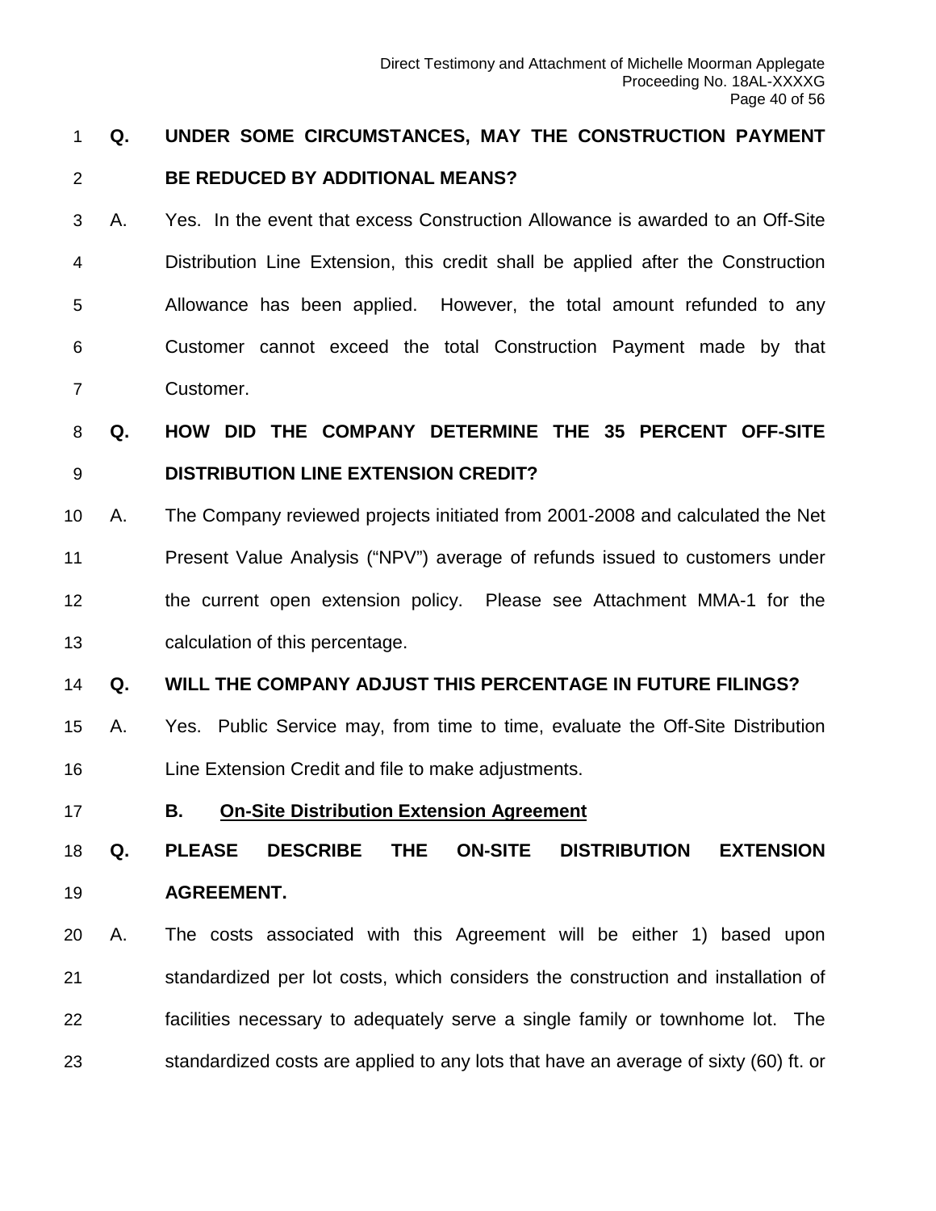**Q. UNDER SOME CIRCUMSTANCES, MAY THE CONSTRUCTION PAYMENT BE REDUCED BY ADDITIONAL MEANS?**

A. Yes. In the event that excess Construction Allowance is awarded to an Off-Site Distribution Line Extension, this credit shall be applied after the Construction Allowance has been applied. However, the total amount refunded to any Customer cannot exceed the total Construction Payment made by that Customer.

**Q. HOW DID THE COMPANY DETERMINE THE 35 PERCENT OFF-SITE DISTRIBUTION LINE EXTENSION CREDIT?**

A. The Company reviewed projects initiated from 2001-2008 and calculated the Net Present Value Analysis ("NPV") average of refunds issued to customers under the current open extension policy. Please see Attachment MMA-1 for the calculation of this percentage.

**Q. WILL THE COMPANY ADJUST THIS PERCENTAGE IN FUTURE FILINGS?**

A. Yes. Public Service may, from time to time, evaluate the Off-Site Distribution Line Extension Credit and file to make adjustments.

### B. On-Site Distribution Extension Agreement

**Q. PLEASE DESCRIBE THE ON-SITE DISTRIBUTION EXTENSION AGREEMENT.**

A. The costs associated with this Agreement will be either 1) based upon standardized per lot costs, which considers the construction and installation of facilities necessary to adequately serve a single family or townhome lot. The standardized costs are applied to any lots that have an average of sixty (60) ft. or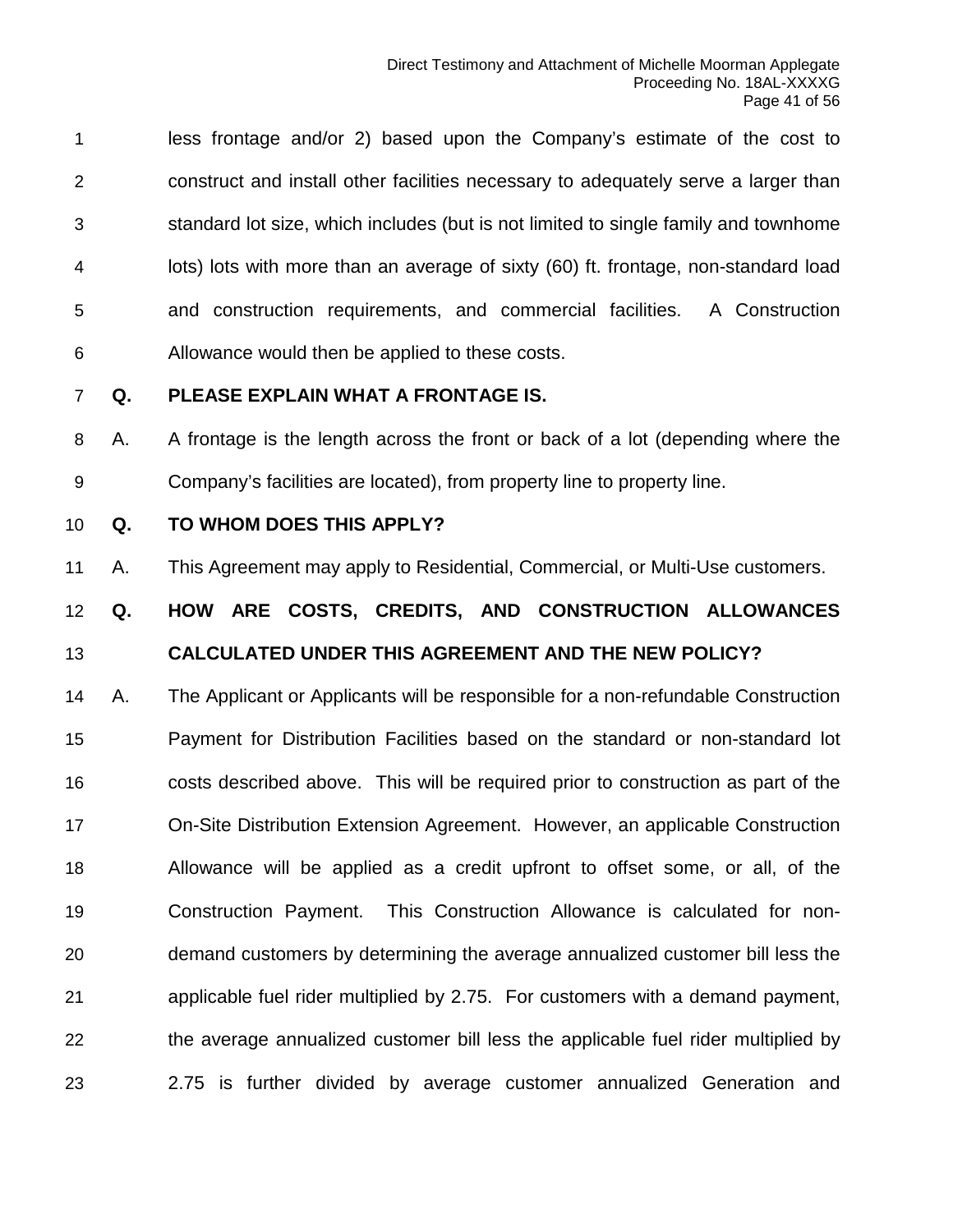less frontage and/or 2) based upon the Company's estimate of the cost to construct and install other facilities necessary to adequately serve a larger than standard lot size, which includes (but is not limited to single family and townhome lots) lots with more than an average of sixty (60) ft. frontage, non-standard load and construction requirements, and commercial facilities. A Construction Allowance would then be applied to these costs.

**Q. PLEASE EXPLAIN WHAT A FRONTAGE IS.**

A. A frontage is the length across the front or back of a lot (depending where the Company's facilities are located), from property line to property line.

**Q. TO WHOM DOES THIS APPLY?**

A. This Agreement may apply to Residential, Commercial, or Multi-Use customers.

**Q. HOW ARE COSTS, CREDITS, AND CONSTRUCTION ALLOWANCES CALCULATED UNDER THIS AGREEMENT AND THE NEW POLICY?**

A. The Applicant or Applicants will be responsible for a non-refundable Construction Payment for Distribution Facilities based on the standard or non-standard lot costs described above. This will be required prior to construction as part of the On-Site Distribution Extension Agreement. However, an applicable Construction Allowance will be applied as a credit upfront to offset some, or all, of the Construction Payment. This Construction Allowance is calculated for non-demand customers by determining the average annualized customer bill less the applicable fuel rider multiplied by 2.75. For customers with a demand payment, the average annualized customer bill less the applicable fuel rider multiplied by 2.75 is further divided by average customer annualized Generation and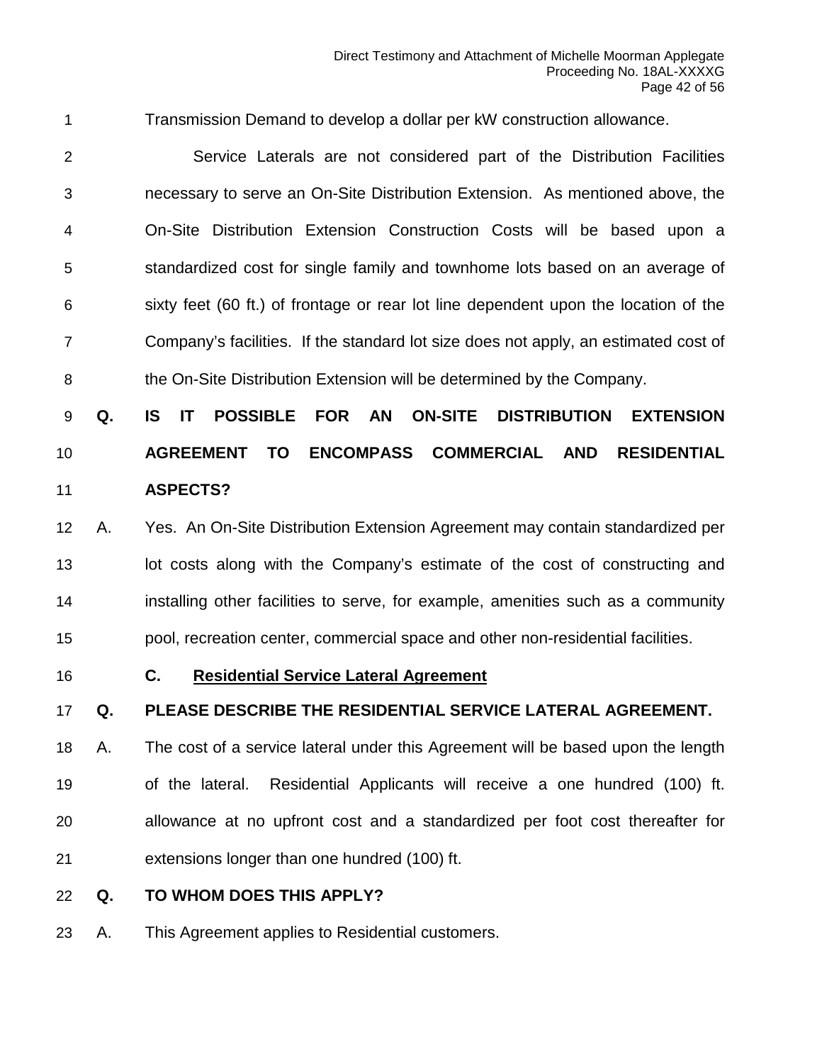Transmission Demand to develop a dollar per kW construction allowance.

Service Laterals are not considered part of the Distribution Facilities necessary to serve an On-Site Distribution Extension. As mentioned above, the On-Site Distribution Extension Construction Costs will be based upon a standardized cost for single family and townhome lots based on an average of sixty feet (60 ft.) of frontage or rear lot line dependent upon the location of the Company's facilities. If the standard lot size does not apply, an estimated cost of the On-Site Distribution Extension will be determined by the Company.

**Q. IS IT POSSIBLE FOR AN ON-SITE DISTRIBUTION EXTENSION AGREEMENT TO ENCOMPASS COMMERCIAL AND RESIDENTIAL ASPECTS?**

A. Yes. An On-Site Distribution Extension Agreement may contain standardized per lot costs along with the Company's estimate of the cost of constructing and installing other facilities to serve, for example, amenities such as a community pool, recreation center, commercial space and other non-residential facilities.

### C. <u>Residential Service Lateral Agreement</u>

**Q. PLEASE DESCRIBE THE RESIDENTIAL SERVICE LATERAL AGREEMENT.**

A. The cost of a service lateral under this Agreement will be based upon the length of the lateral. Residential Applicants will receive a one hundred (100) ft. allowance at no upfront cost and a standardized per foot cost thereafter for extensions longer than one hundred (100) ft.

**Q. TO WHOM DOES THIS APPLY?**

A. This Agreement applies to Residential customers.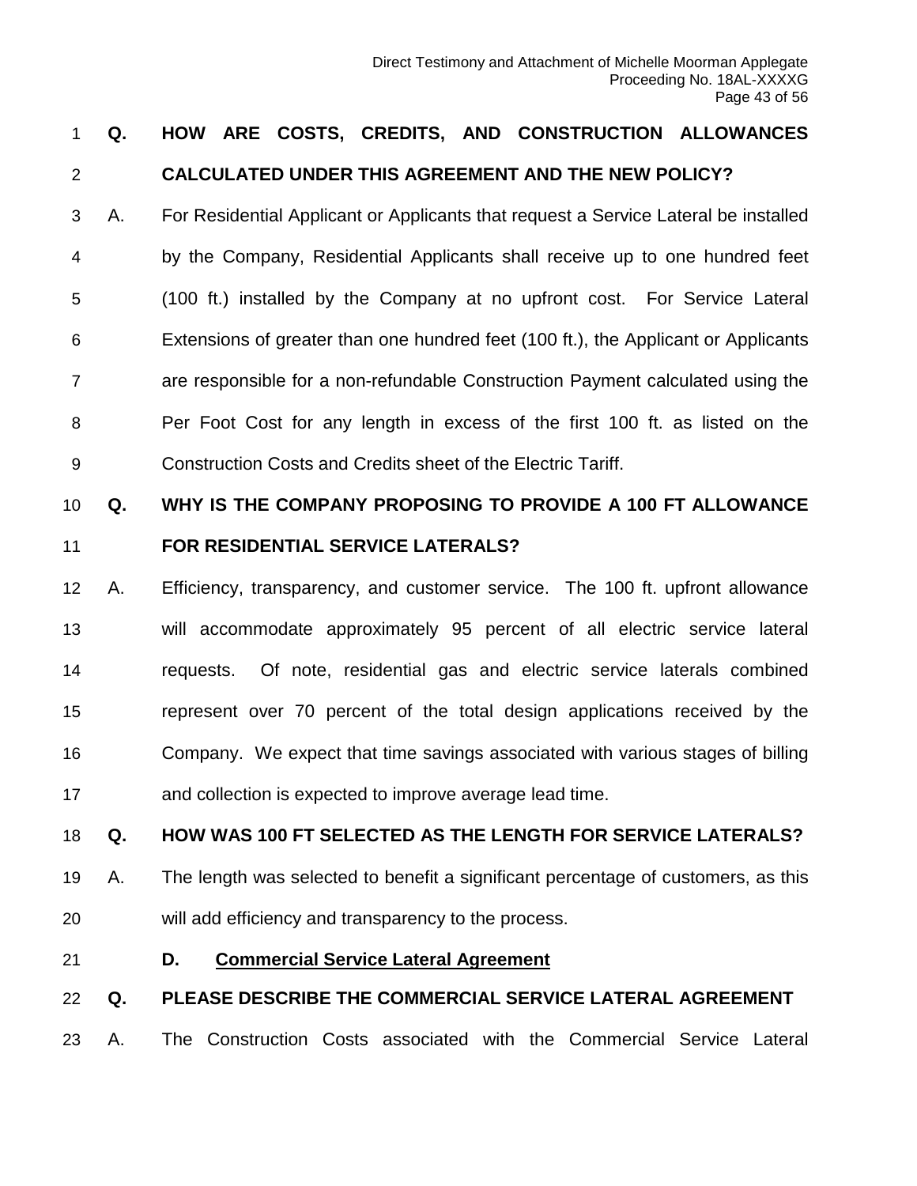**Q. HOW ARE COSTS, CREDITS, AND CONSTRUCTION ALLOWANCES CALCULATED UNDER THIS AGREEMENT AND THE NEW POLICY?**

A. For Residential Applicant or Applicants that request a Service Lateral be installed by the Company, Residential Applicants shall receive up to one hundred feet (100 ft.) installed by the Company at no upfront cost. For Service Lateral Extensions of greater than one hundred feet (100 ft.), the Applicant or Applicants are responsible for a non-refundable Construction Payment calculated using the Per Foot Cost for any length in excess of the first 100 ft. as listed on the Construction Costs and Credits sheet of the Electric Tariff.

**Q. WHY IS THE COMPANY PROPOSING TO PROVIDE A 100 FT ALLOWANCE FOR RESIDENTIAL SERVICE LATERALS?**

A. Efficiency, transparency, and customer service. The 100 ft. upfront allowance will accommodate approximately 95 percent of all electric service lateral requests. Of note, residential gas and electric service laterals combined represent over 70 percent of the total design applications received by the Company. We expect that time savings associated with various stages of billing and collection is expected to improve average lead time.

**Q. HOW WAS 100 FT SELECTED AS THE LENGTH FOR SERVICE LATERALS?**

A. The length was selected to benefit a significant percentage of customers, as this will add efficiency and transparency to the process.

### D. <u>Commercial Service Lateral Agreement</u>

**Q. PLEASE DESCRIBE THE COMMERCIAL SERVICE LATERAL AGREEMENT**

A. The Construction Costs associated with the Commercial Service Lateral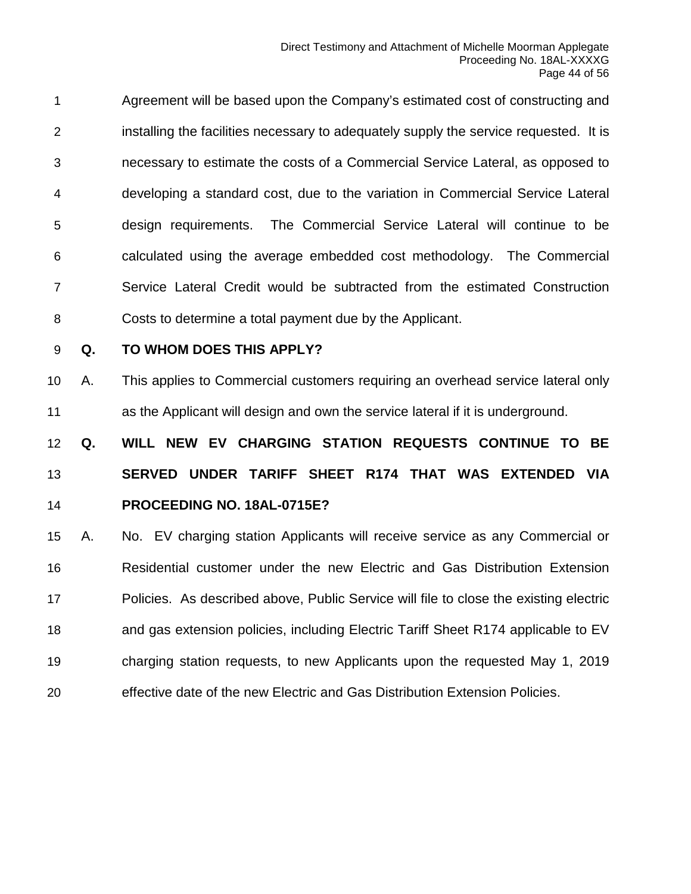Agreement will be based upon the Company's estimated cost of constructing and installing the facilities necessary to adequately supply the service requested. It is necessary to estimate the costs of a Commercial Service Lateral, as opposed to developing a standard cost, due to the variation in Commercial Service Lateral design requirements. The Commercial Service Lateral will continue to be calculated using the average embedded cost methodology. The Commercial Service Lateral Credit would be subtracted from the estimated Construction Costs to determine a total payment due by the Applicant.

**Q. TO WHOM DOES THIS APPLY?**

A. This applies to Commercial customers requiring an overhead service lateral only as the Applicant will design and own the service lateral if it is underground.

**Q. WILL NEW EV CHARGING STATION REQUESTS CONTINUE TO BE SERVED UNDER TARIFF SHEET R174 THAT WAS EXTENDED VIA PROCEEDING NO. 18AL-0715E?**

A. No. EV charging station Applicants will receive service as any Commercial or Residential customer under the new Electric and Gas Distribution Extension Policies. As described above, Public Service will file to close the existing electric and gas extension policies, including Electric Tariff Sheet R174 applicable to EV charging station requests, to new Applicants upon the requested May 1, 2019 effective date of the new Electric and Gas Distribution Extension Policies.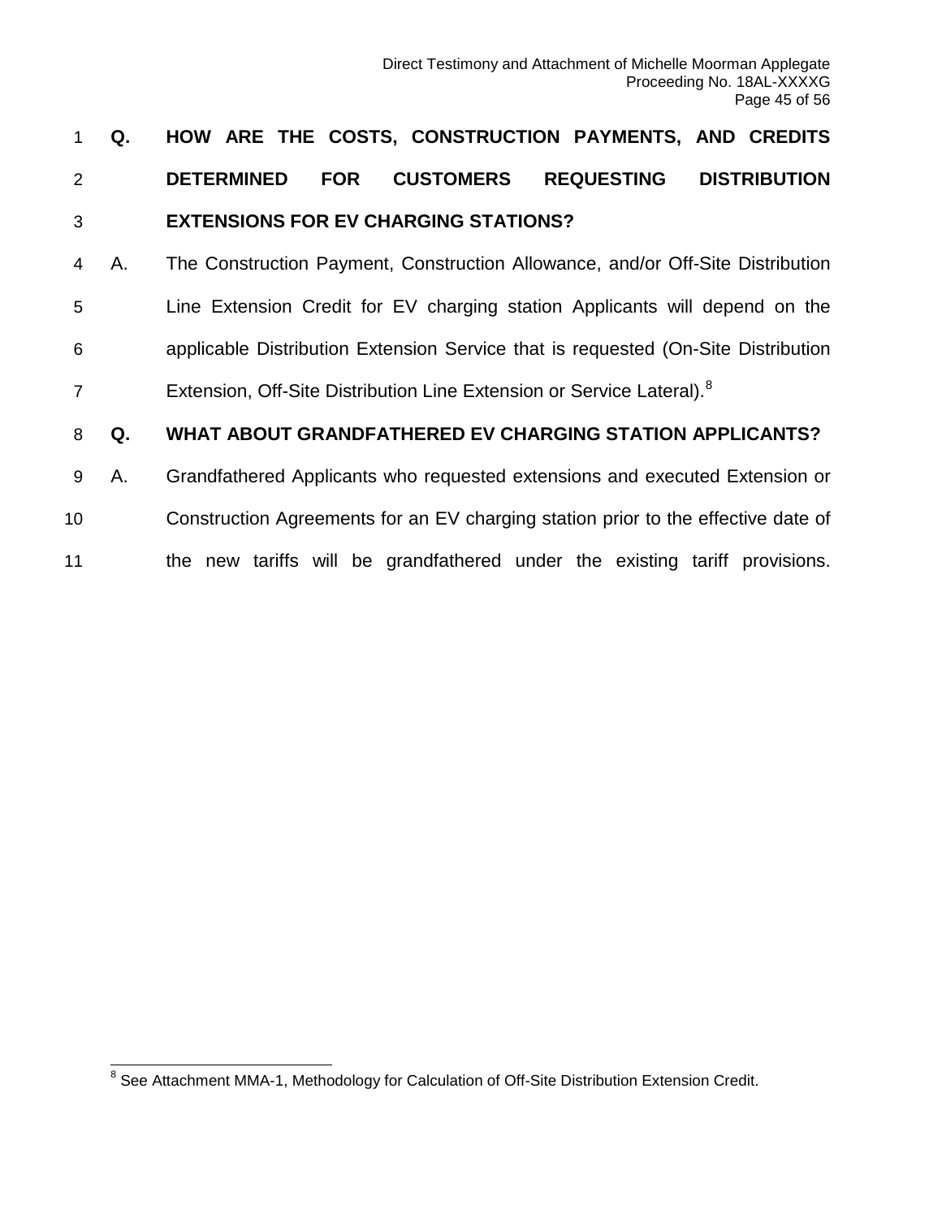**Q. HOW ARE THE COSTS, CONSTRUCTION PAYMENTS, AND CREDITS DETERMINED FOR CUSTOMERS REQUESTING DISTRIBUTION EXTENSIONS FOR EV CHARGING STATIONS?**

A. The Construction Payment, Construction Allowance, and/or Off-Site Distribution Line Extension Credit for EV charging station Applicants will depend on the applicable Distribution Extension Service that is requested (On-Site Distribution Extension, Off-Site Distribution Line Extension or Service Lateral).[8]

**Q. WHAT ABOUT GRANDFATHERED EV CHARGING STATION APPLICANTS?**

A. Grandfathered Applicants who requested extensions and executed Extension or Construction Agreements for an EV charging station prior to the effective date of the new tariffs will be grandfathered under the existing tariff provisions.

---

[8] See Attachment MMA-1, Methodology for Calculation of Off-Site Distribution Extension Credit.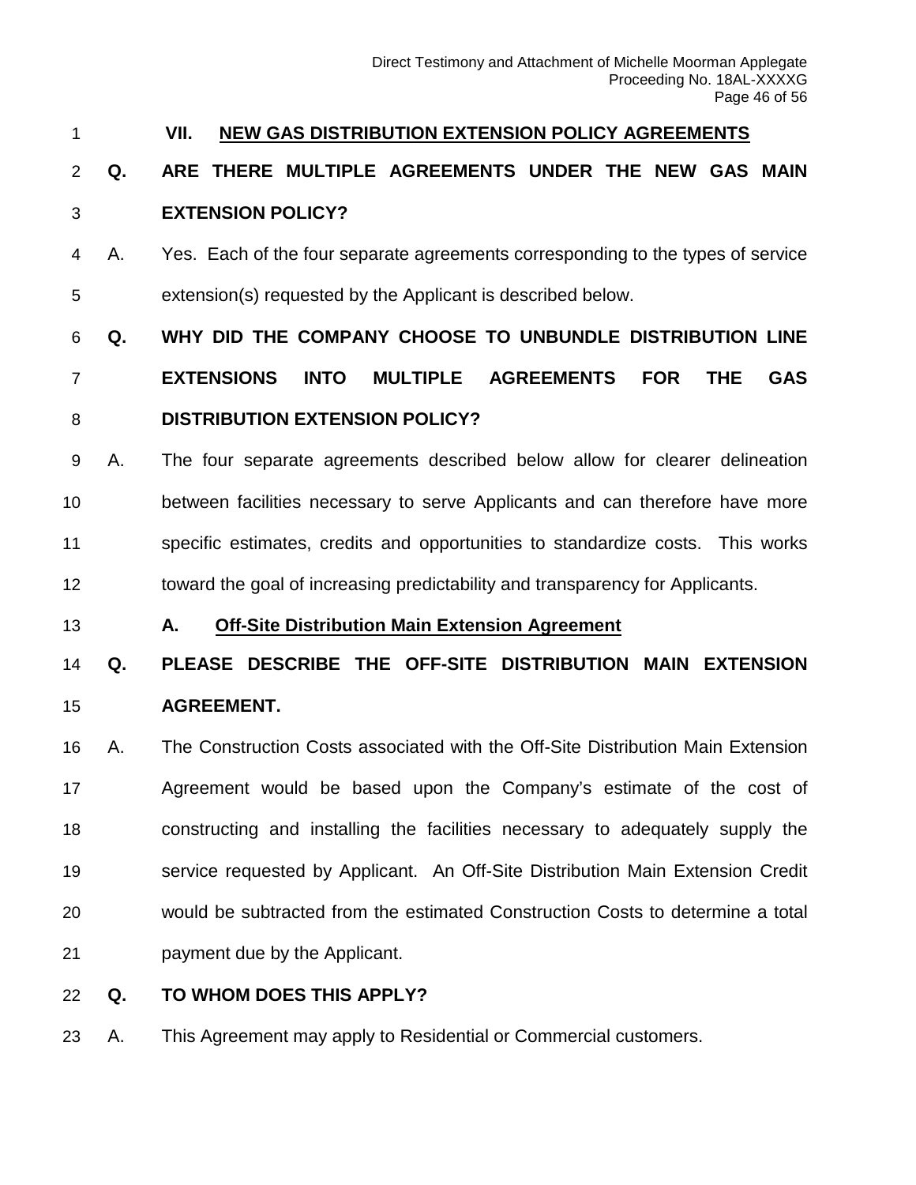## VII. NEW GAS DISTRIBUTION EXTENSION POLICY AGREEMENTS

**Q. ARE THERE MULTIPLE AGREEMENTS UNDER THE NEW GAS MAIN EXTENSION POLICY?**

A. Yes. Each of the four separate agreements corresponding to the types of service extension(s) requested by the Applicant is described below.

**Q. WHY DID THE COMPANY CHOOSE TO UNBUNDLE DISTRIBUTION LINE EXTENSIONS INTO MULTIPLE AGREEMENTS FOR THE GAS DISTRIBUTION EXTENSION POLICY?**

A. The four separate agreements described below allow for clearer delineation between facilities necessary to serve Applicants and can therefore have more specific estimates, credits and opportunities to standardize costs. This works toward the goal of increasing predictability and transparency for Applicants.

### A. Off-Site Distribution Main Extension Agreement

**Q. PLEASE DESCRIBE THE OFF-SITE DISTRIBUTION MAIN EXTENSION AGREEMENT.**

A. The Construction Costs associated with the Off-Site Distribution Main Extension Agreement would be based upon the Company's estimate of the cost of constructing and installing the facilities necessary to adequately supply the service requested by Applicant. An Off-Site Distribution Main Extension Credit would be subtracted from the estimated Construction Costs to determine a total payment due by the Applicant.

**Q. TO WHOM DOES THIS APPLY?**

A. This Agreement may apply to Residential or Commercial customers.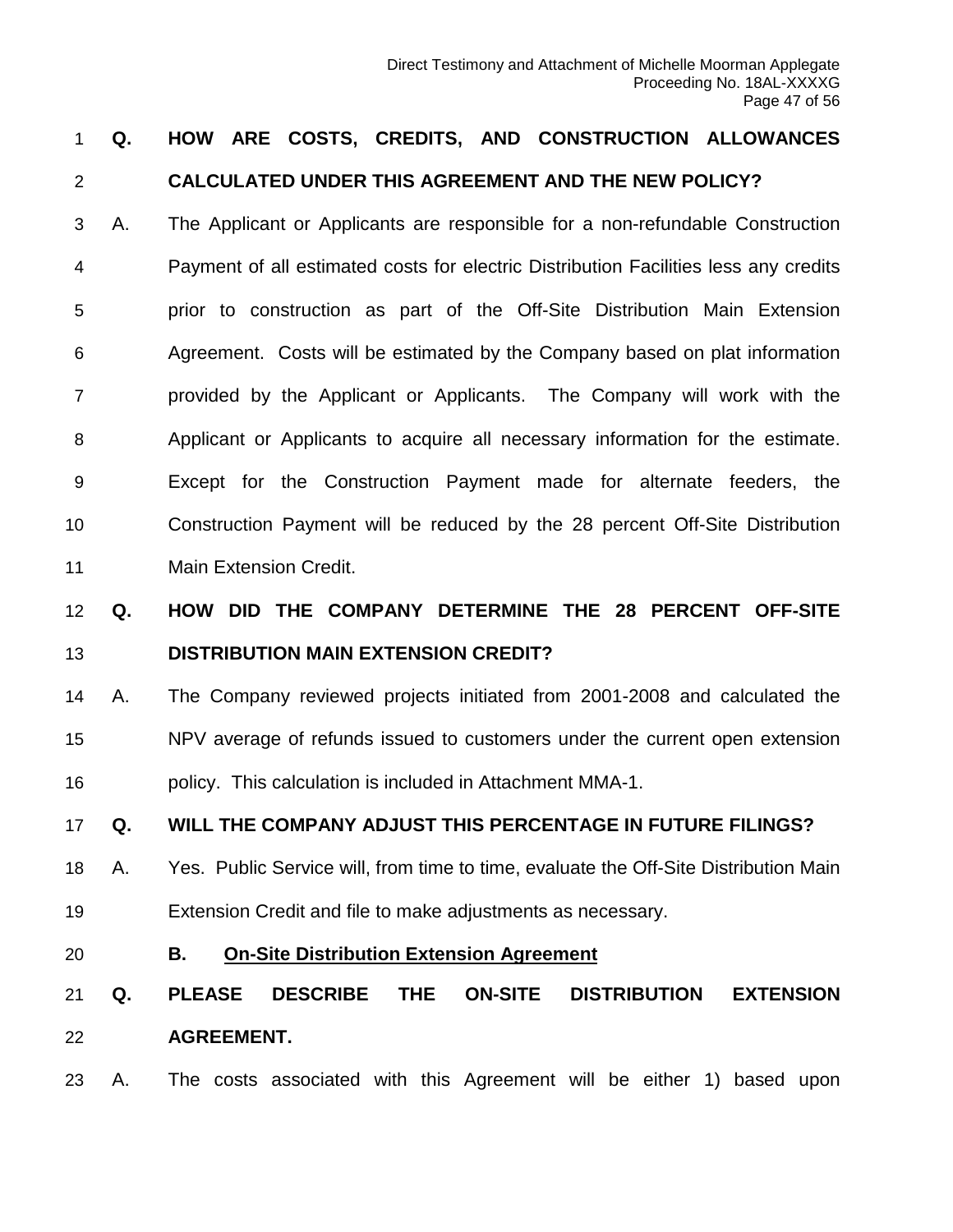**Q. HOW ARE COSTS, CREDITS, AND CONSTRUCTION ALLOWANCES CALCULATED UNDER THIS AGREEMENT AND THE NEW POLICY?**

A. The Applicant or Applicants are responsible for a non-refundable Construction Payment of all estimated costs for electric Distribution Facilities less any credits prior to construction as part of the Off-Site Distribution Main Extension Agreement. Costs will be estimated by the Company based on plat information provided by the Applicant or Applicants. The Company will work with the Applicant or Applicants to acquire all necessary information for the estimate. Except for the Construction Payment made for alternate feeders, the Construction Payment will be reduced by the 28 percent Off-Site Distribution Main Extension Credit.

**Q. HOW DID THE COMPANY DETERMINE THE 28 PERCENT OFF-SITE DISTRIBUTION MAIN EXTENSION CREDIT?**

A. The Company reviewed projects initiated from 2001-2008 and calculated the NPV average of refunds issued to customers under the current open extension policy. This calculation is included in Attachment MMA-1.

**Q. WILL THE COMPANY ADJUST THIS PERCENTAGE IN FUTURE FILINGS?**

A. Yes. Public Service will, from time to time, evaluate the Off-Site Distribution Main Extension Credit and file to make adjustments as necessary.

### B. <u>On-Site Distribution Extension Agreement</u>

**Q. PLEASE DESCRIBE THE ON-SITE DISTRIBUTION EXTENSION AGREEMENT.**

A. The costs associated with this Agreement will be either 1) based upon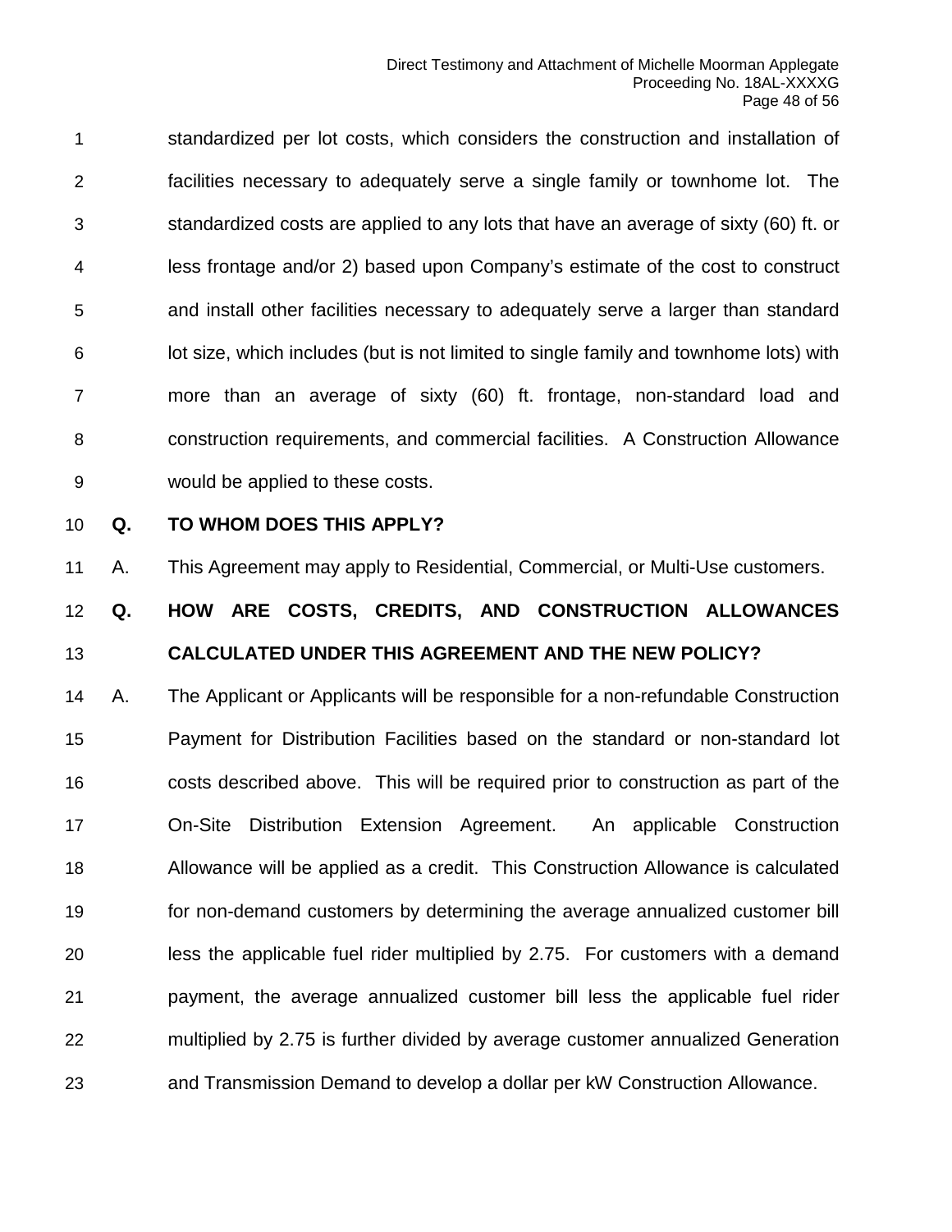standardized per lot costs, which considers the construction and installation of facilities necessary to adequately serve a single family or townhome lot. The standardized costs are applied to any lots that have an average of sixty (60) ft. or less frontage and/or 2) based upon Company's estimate of the cost to construct and install other facilities necessary to adequately serve a larger than standard lot size, which includes (but is not limited to single family and townhome lots) with more than an average of sixty (60) ft. frontage, non-standard load and construction requirements, and commercial facilities. A Construction Allowance would be applied to these costs.

**Q. TO WHOM DOES THIS APPLY?**

A. This Agreement may apply to Residential, Commercial, or Multi-Use customers.

**Q. HOW ARE COSTS, CREDITS, AND CONSTRUCTION ALLOWANCES CALCULATED UNDER THIS AGREEMENT AND THE NEW POLICY?**

A. The Applicant or Applicants will be responsible for a non-refundable Construction Payment for Distribution Facilities based on the standard or non-standard lot costs described above. This will be required prior to construction as part of the On-Site Distribution Extension Agreement. An applicable Construction Allowance will be applied as a credit. This Construction Allowance is calculated for non-demand customers by determining the average annualized customer bill less the applicable fuel rider multiplied by 2.75. For customers with a demand payment, the average annualized customer bill less the applicable fuel rider multiplied by 2.75 is further divided by average customer annualized Generation and Transmission Demand to develop a dollar per kW Construction Allowance.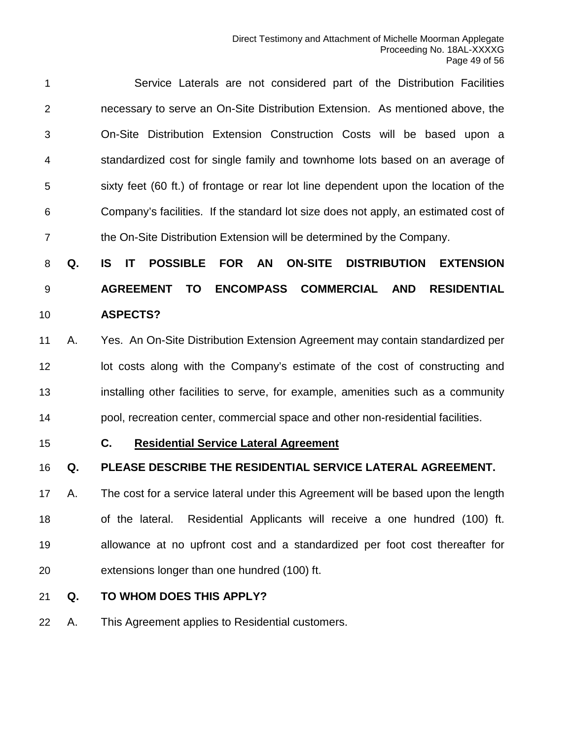Service Laterals are not considered part of the Distribution Facilities necessary to serve an On-Site Distribution Extension. As mentioned above, the On-Site Distribution Extension Construction Costs will be based upon a standardized cost for single family and townhome lots based on an average of sixty feet (60 ft.) of frontage or rear lot line dependent upon the location of the Company's facilities. If the standard lot size does not apply, an estimated cost of the On-Site Distribution Extension will be determined by the Company.

**Q. IS IT POSSIBLE FOR AN ON-SITE DISTRIBUTION EXTENSION AGREEMENT TO ENCOMPASS COMMERCIAL AND RESIDENTIAL ASPECTS?**

A. Yes. An On-Site Distribution Extension Agreement may contain standardized per lot costs along with the Company's estimate of the cost of constructing and installing other facilities to serve, for example, amenities such as a community pool, recreation center, commercial space and other non-residential facilities.

### C. <u>Residential Service Lateral Agreement</u>

**Q. PLEASE DESCRIBE THE RESIDENTIAL SERVICE LATERAL AGREEMENT.**

A. The cost for a service lateral under this Agreement will be based upon the length of the lateral. Residential Applicants will receive a one hundred (100) ft. allowance at no upfront cost and a standardized per foot cost thereafter for extensions longer than one hundred (100) ft.

**Q. TO WHOM DOES THIS APPLY?**

A. This Agreement applies to Residential customers.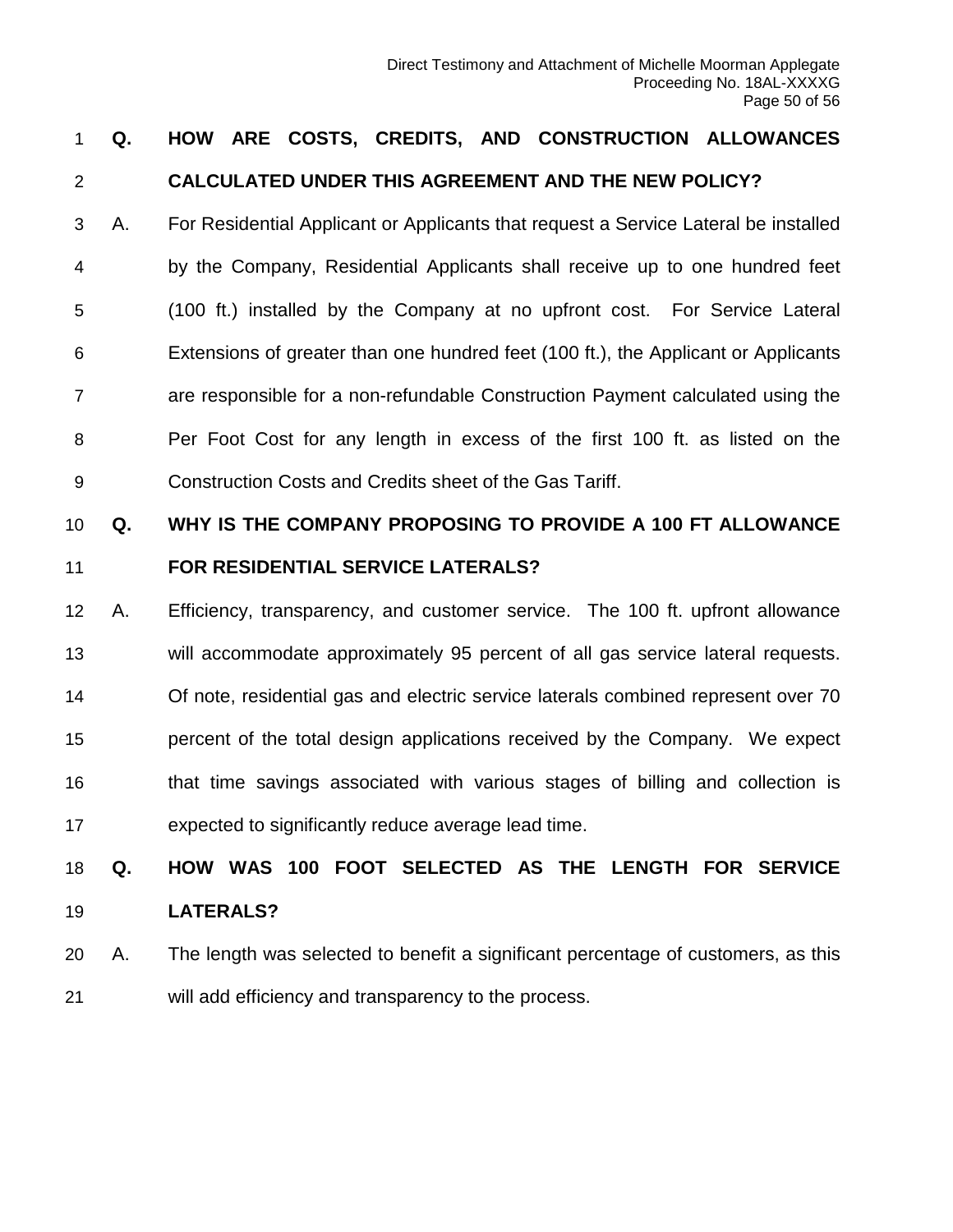**Q. HOW ARE COSTS, CREDITS, AND CONSTRUCTION ALLOWANCES CALCULATED UNDER THIS AGREEMENT AND THE NEW POLICY?**

A. For Residential Applicant or Applicants that request a Service Lateral be installed by the Company, Residential Applicants shall receive up to one hundred feet (100 ft.) installed by the Company at no upfront cost. For Service Lateral Extensions of greater than one hundred feet (100 ft.), the Applicant or Applicants are responsible for a non-refundable Construction Payment calculated using the Per Foot Cost for any length in excess of the first 100 ft. as listed on the Construction Costs and Credits sheet of the Gas Tariff.

**Q. WHY IS THE COMPANY PROPOSING TO PROVIDE A 100 FT ALLOWANCE FOR RESIDENTIAL SERVICE LATERALS?**

A. Efficiency, transparency, and customer service. The 100 ft. upfront allowance will accommodate approximately 95 percent of all gas service lateral requests. Of note, residential gas and electric service laterals combined represent over 70 percent of the total design applications received by the Company. We expect that time savings associated with various stages of billing and collection is expected to significantly reduce average lead time.

**Q. HOW WAS 100 FOOT SELECTED AS THE LENGTH FOR SERVICE LATERALS?**

A. The length was selected to benefit a significant percentage of customers, as this will add efficiency and transparency to the process.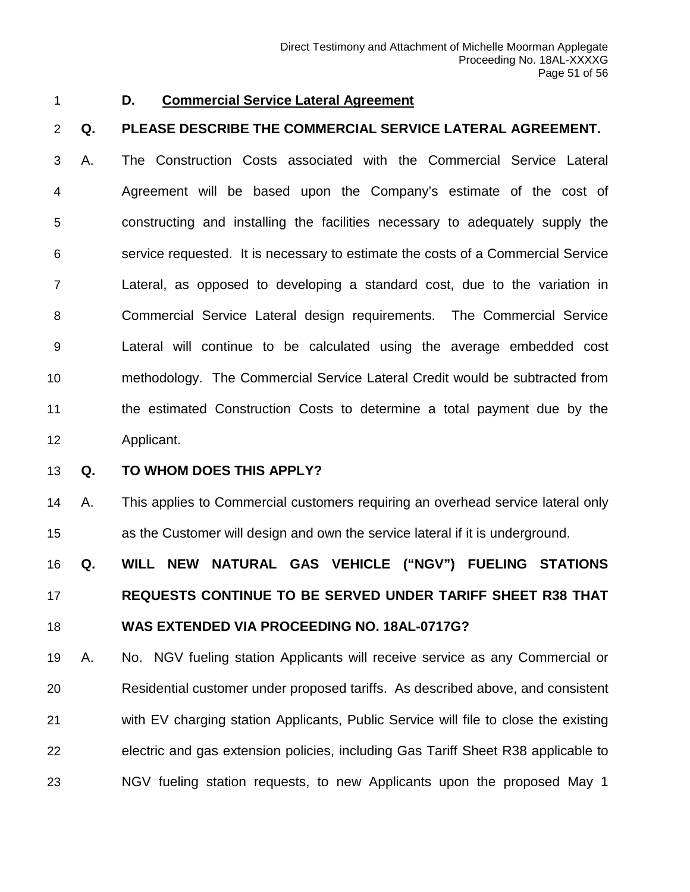### D. Commercial Service Lateral Agreement

**Q. PLEASE DESCRIBE THE COMMERCIAL SERVICE LATERAL AGREEMENT.**

A. The Construction Costs associated with the Commercial Service Lateral Agreement will be based upon the Company's estimate of the cost of constructing and installing the facilities necessary to adequately supply the service requested. It is necessary to estimate the costs of a Commercial Service Lateral, as opposed to developing a standard cost, due to the variation in Commercial Service Lateral design requirements. The Commercial Service Lateral will continue to be calculated using the average embedded cost methodology. The Commercial Service Lateral Credit would be subtracted from the estimated Construction Costs to determine a total payment due by the Applicant.

**Q. TO WHOM DOES THIS APPLY?**

A. This applies to Commercial customers requiring an overhead service lateral only as the Customer will design and own the service lateral if it is underground.

**Q. WILL NEW NATURAL GAS VEHICLE ("NGV") FUELING STATIONS REQUESTS CONTINUE TO BE SERVED UNDER TARIFF SHEET R38 THAT WAS EXTENDED VIA PROCEEDING NO. 18AL-0717G?**

A. No. NGV fueling station Applicants will receive service as any Commercial or Residential customer under proposed tariffs. As described above, and consistent with EV charging station Applicants, Public Service will file to close the existing electric and gas extension policies, including Gas Tariff Sheet R38 applicable to NGV fueling station requests, to new Applicants upon the proposed May 1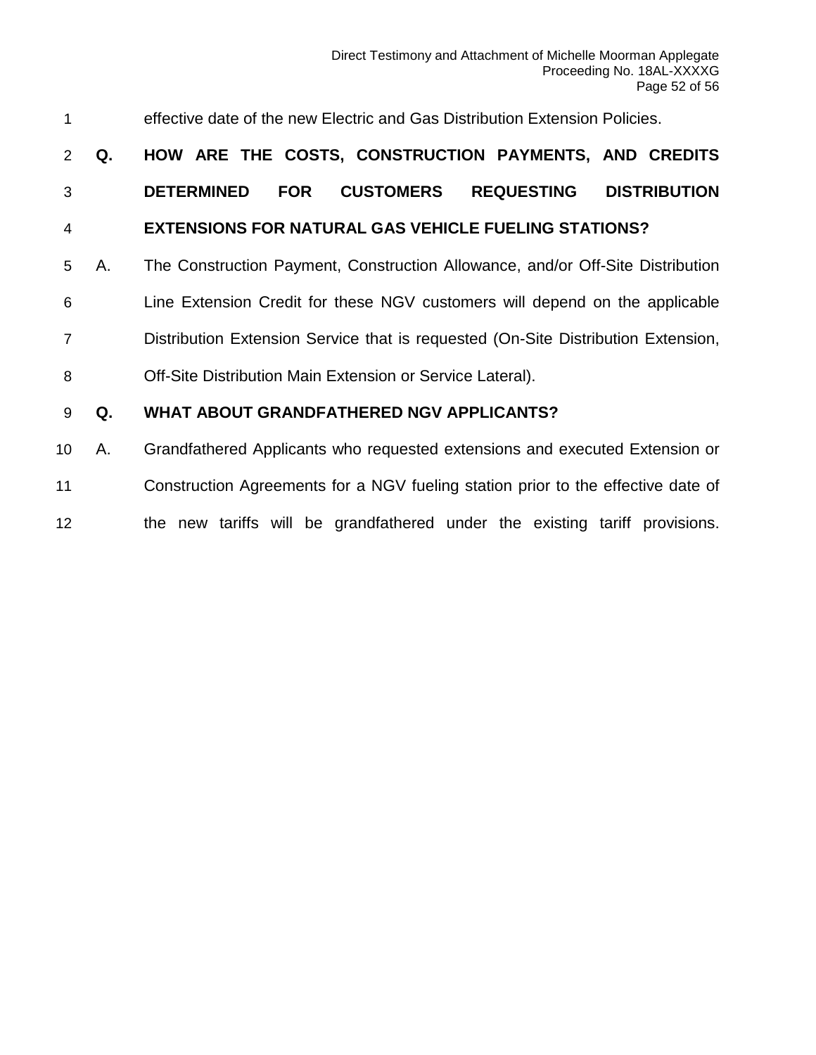effective date of the new Electric and Gas Distribution Extension Policies.

**Q. HOW ARE THE COSTS, CONSTRUCTION PAYMENTS, AND CREDITS DETERMINED FOR CUSTOMERS REQUESTING DISTRIBUTION EXTENSIONS FOR NATURAL GAS VEHICLE FUELING STATIONS?**

A. The Construction Payment, Construction Allowance, and/or Off-Site Distribution Line Extension Credit for these NGV customers will depend on the applicable Distribution Extension Service that is requested (On-Site Distribution Extension, Off-Site Distribution Main Extension or Service Lateral).

**Q. WHAT ABOUT GRANDFATHERED NGV APPLICANTS?**

A. Grandfathered Applicants who requested extensions and executed Extension or Construction Agreements for a NGV fueling station prior to the effective date of the new tariffs will be grandfathered under the existing tariff provisions.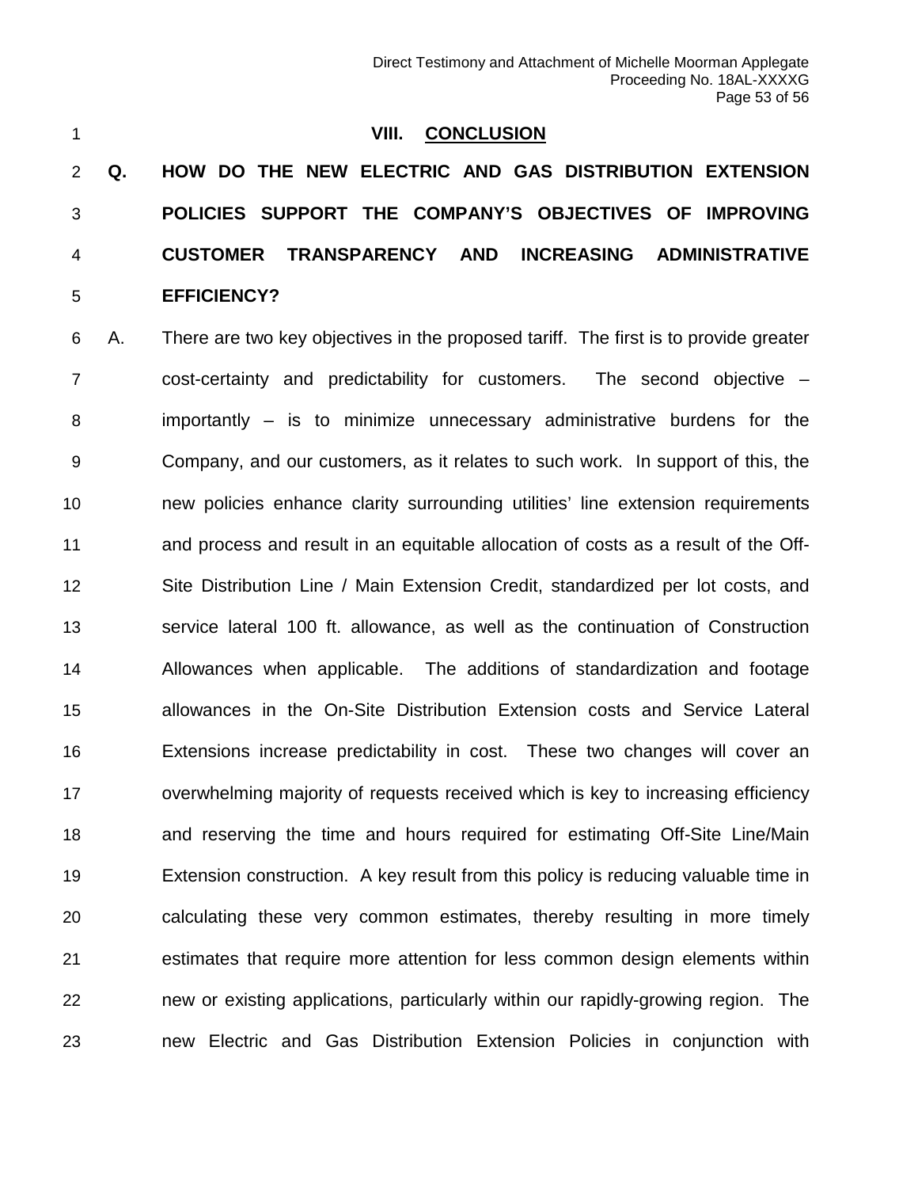## VIII. CONCLUSION

**Q. HOW DO THE NEW ELECTRIC AND GAS DISTRIBUTION EXTENSION POLICIES SUPPORT THE COMPANY'S OBJECTIVES OF IMPROVING CUSTOMER TRANSPARENCY AND INCREASING ADMINISTRATIVE EFFICIENCY?**

A. There are two key objectives in the proposed tariff. The first is to provide greater cost-certainty and predictability for customers. The second objective – importantly – is to minimize unnecessary administrative burdens for the Company, and our customers, as it relates to such work. In support of this, the new policies enhance clarity surrounding utilities' line extension requirements and process and result in an equitable allocation of costs as a result of the Off-Site Distribution Line / Main Extension Credit, standardized per lot costs, and service lateral 100 ft. allowance, as well as the continuation of Construction Allowances when applicable. The additions of standardization and footage allowances in the On-Site Distribution Extension costs and Service Lateral Extensions increase predictability in cost. These two changes will cover an overwhelming majority of requests received which is key to increasing efficiency and reserving the time and hours required for estimating Off-Site Line/Main Extension construction. A key result from this policy is reducing valuable time in calculating these very common estimates, thereby resulting in more timely estimates that require more attention for less common design elements within new or existing applications, particularly within our rapidly-growing region. The new Electric and Gas Distribution Extension Policies in conjunction with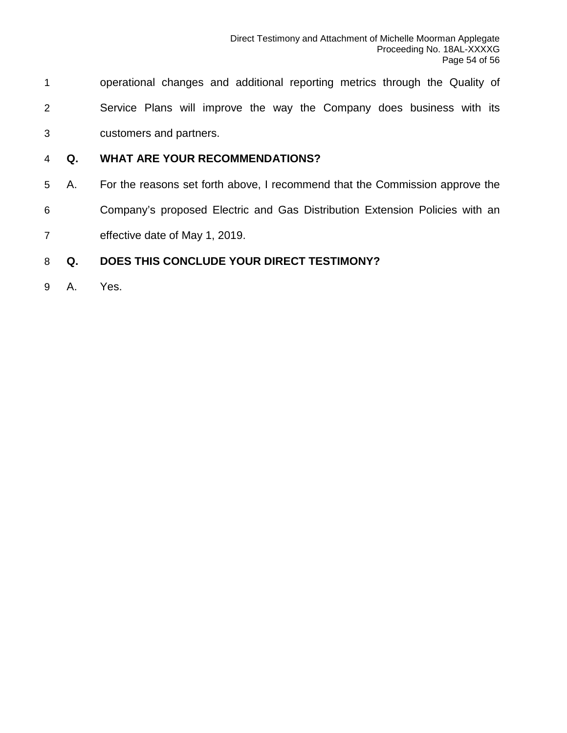operational changes and additional reporting metrics through the Quality of Service Plans will improve the way the Company does business with its customers and partners.

**Q. WHAT ARE YOUR RECOMMENDATIONS?**

A. For the reasons set forth above, I recommend that the Commission approve the Company's proposed Electric and Gas Distribution Extension Policies with an effective date of May 1, 2019.

**Q. DOES THIS CONCLUDE YOUR DIRECT TESTIMONY?**

A. Yes.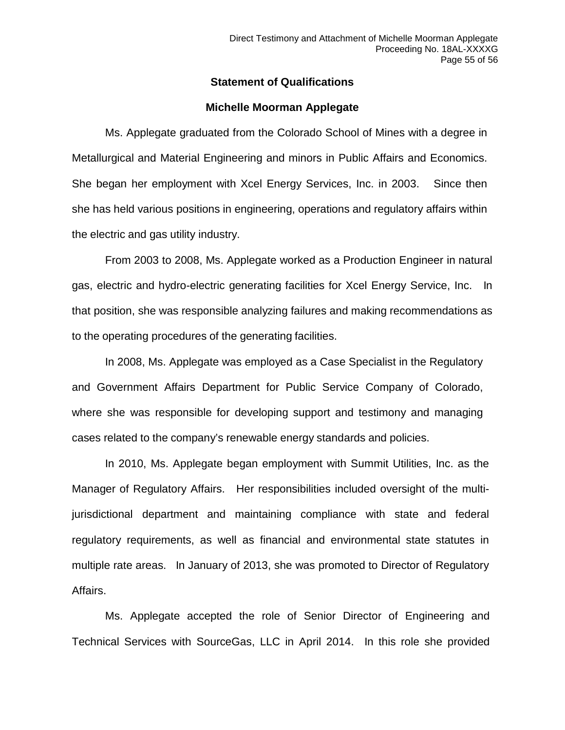## Statement of Qualifications

### Michelle Moorman Applegate

Ms. Applegate graduated from the Colorado School of Mines with a degree in Metallurgical and Material Engineering and minors in Public Affairs and Economics. She began her employment with Xcel Energy Services, Inc. in 2003. Since then she has held various positions in engineering, operations and regulatory affairs within the electric and gas utility industry.

From 2003 to 2008, Ms. Applegate worked as a Production Engineer in natural gas, electric and hydro-electric generating facilities for Xcel Energy Service, Inc. In that position, she was responsible analyzing failures and making recommendations as to the operating procedures of the generating facilities.

In 2008, Ms. Applegate was employed as a Case Specialist in the Regulatory and Government Affairs Department for Public Service Company of Colorado, where she was responsible for developing support and testimony and managing cases related to the company's renewable energy standards and policies.

In 2010, Ms. Applegate began employment with Summit Utilities, Inc. as the Manager of Regulatory Affairs. Her responsibilities included oversight of the multi-jurisdictional department and maintaining compliance with state and federal regulatory requirements, as well as financial and environmental state statutes in multiple rate areas. In January of 2013, she was promoted to Director of Regulatory Affairs.

Ms. Applegate accepted the role of Senior Director of Engineering and Technical Services with SourceGas, LLC in April 2014. In this role she provided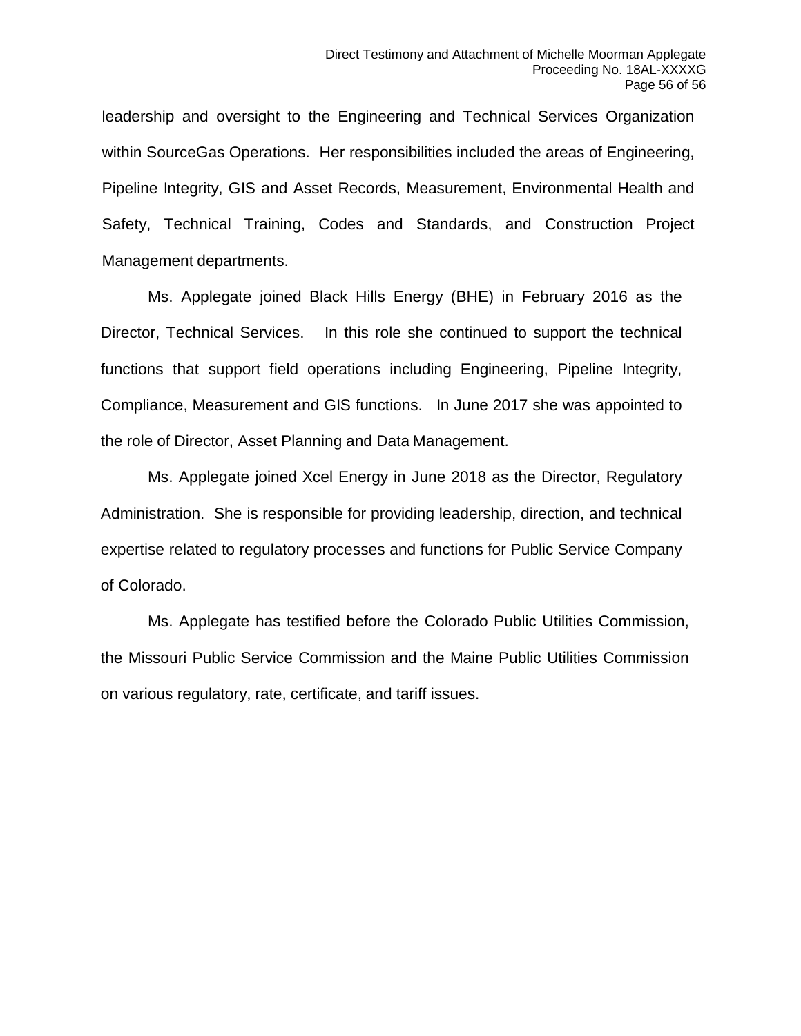leadership and oversight to the Engineering and Technical Services Organization within SourceGas Operations. Her responsibilities included the areas of Engineering, Pipeline Integrity, GIS and Asset Records, Measurement, Environmental Health and Safety, Technical Training, Codes and Standards, and Construction Project Management departments.

Ms. Applegate joined Black Hills Energy (BHE) in February 2016 as the Director, Technical Services. In this role she continued to support the technical functions that support field operations including Engineering, Pipeline Integrity, Compliance, Measurement and GIS functions. In June 2017 she was appointed to the role of Director, Asset Planning and Data Management.

Ms. Applegate joined Xcel Energy in June 2018 as the Director, Regulatory Administration. She is responsible for providing leadership, direction, and technical expertise related to regulatory processes and functions for Public Service Company of Colorado.

Ms. Applegate has testified before the Colorado Public Utilities Commission, the Missouri Public Service Commission and the Maine Public Utilities Commission on various regulatory, rate, certificate, and tariff issues.